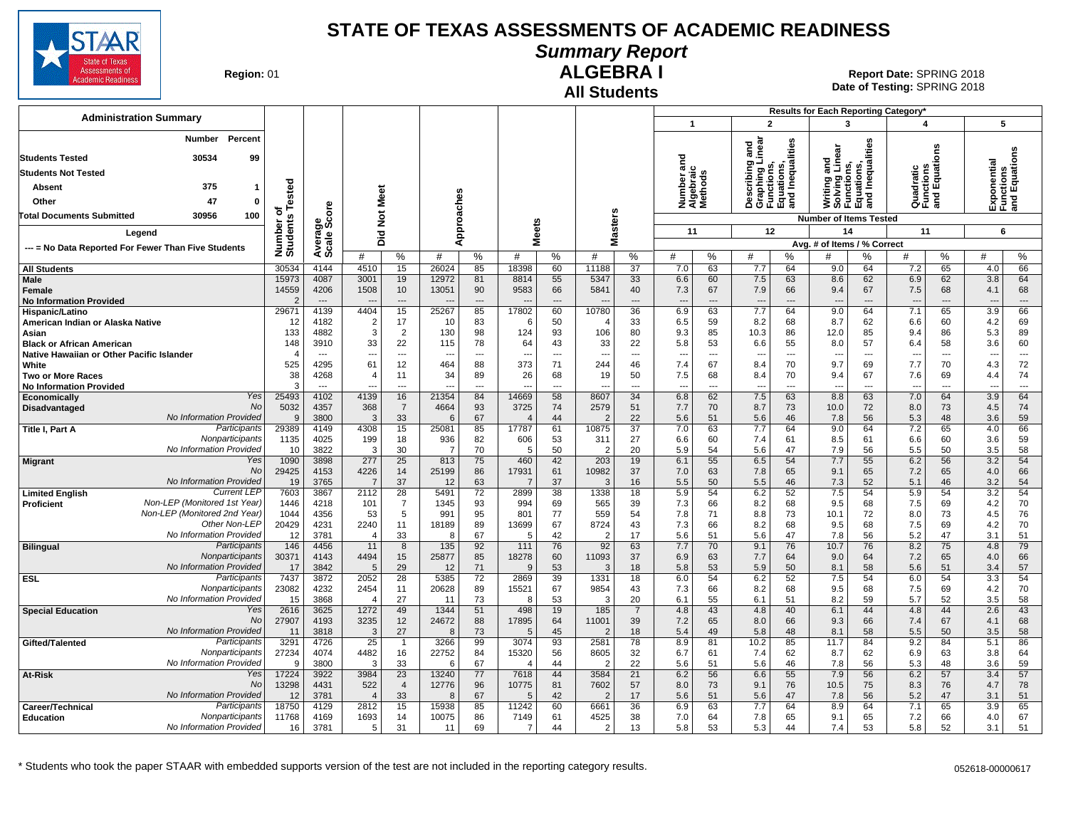# STATE OF TEXAS ASSESSMENTS OF ACADEMIC READINESS

## Summary Report

## ALGEBRA I

### All Students

**Region:** 01

**Report Date:** SPRING 2018
**Date of Testing:** SPRING 2018

**Administration Summary**

| | Number | Percent |
|---|---|---|
| Students Tested | 30534 | 99 |
| Students Not Tested | | |
| Absent | 375 | 1 |
| Other | 47 | 0 |
| Total Documents Submitted | 30956 | 100 |

Legend: --- = No Data Reported For Fewer Than Five Students

Results for Each Reporting Category*: 1 = Number and Algebraic Methods (11 items); 2 = Describing and Graphing Linear Functions, Equations, and Inequalities (12 items); 3 = Writing and Solving Linear Functions, Equations, and Inequalities (14 items); 4 = Quadratic Functions and Equations (11 items); 5 = Exponential Functions and Equations (6 items). Avg. # of Items / % Correct.

| Group | | Number of Students Tested | Average Scale Score | Did Not Meet # | Did Not Meet % | Approaches # | Approaches % | Meets # | Meets % | Masters # | Masters % | Cat 1 # | Cat 1 % | Cat 2 # | Cat 2 % | Cat 3 # | Cat 3 % | Cat 4 # | Cat 4 % | Cat 5 # | Cat 5 % |
|---|---|---|---|---|---|---|---|---|---|---|---|---|---|---|---|---|---|---|---|---|---|
| All Students | | 30534 | 4144 | 4510 | 15 | 26024 | 85 | 18398 | 60 | 11188 | 37 | 7.0 | 63 | 7.7 | 64 | 9.0 | 64 | 7.2 | 65 | 4.0 | 66 |
| Male | | 15973 | 4087 | 3001 | 19 | 12972 | 81 | 8814 | 55 | 5347 | 33 | 6.6 | 60 | 7.5 | 63 | 8.6 | 62 | 6.9 | 62 | 3.8 | 64 |
| Female | | 14559 | 4206 | 1508 | 10 | 13051 | 90 | 9583 | 66 | 5841 | 40 | 7.3 | 67 | 7.9 | 66 | 9.4 | 67 | 7.5 | 68 | 4.1 | 68 |
| No Information Provided | | 2 | --- | --- | --- | --- | --- | --- | --- | --- | --- | --- | --- | --- | --- | --- | --- | --- | --- | --- | --- |
| Hispanic/Latino | | 29671 | 4139 | 4404 | 15 | 25267 | 85 | 17802 | 60 | 10780 | 36 | 6.9 | 63 | 7.7 | 64 | 9.0 | 64 | 7.1 | 65 | 3.9 | 66 |
| American Indian or Alaska Native | | 12 | 4182 | 2 | 17 | 10 | 83 | 6 | 50 | 4 | 33 | 6.5 | 59 | 8.2 | 68 | 8.7 | 62 | 6.6 | 60 | 4.2 | 69 |
| Asian | | 133 | 4882 | 3 | 2 | 130 | 98 | 124 | 93 | 106 | 80 | 9.3 | 85 | 10.3 | 86 | 12.0 | 85 | 9.4 | 86 | 5.3 | 89 |
| Black or African American | | 148 | 3910 | 33 | 22 | 115 | 78 | 64 | 43 | 33 | 22 | 5.8 | 53 | 6.6 | 55 | 8.0 | 57 | 6.4 | 58 | 3.6 | 60 |
| Native Hawaiian or Other Pacific Islander | | 4 | --- | --- | --- | --- | --- | --- | --- | --- | --- | --- | --- | --- | --- | --- | --- | --- | --- | --- | --- |
| White | | 525 | 4295 | 61 | 12 | 464 | 88 | 373 | 71 | 244 | 46 | 7.4 | 67 | 8.4 | 70 | 9.7 | 69 | 7.7 | 70 | 4.3 | 72 |
| Two or More Races | | 38 | 4268 | 4 | 11 | 34 | 89 | 26 | 68 | 19 | 50 | 7.5 | 68 | 8.4 | 70 | 9.4 | 67 | 7.6 | 69 | 4.4 | 74 |
| No Information Provided | | 3 | --- | --- | --- | --- | --- | --- | --- | --- | --- | --- | --- | --- | --- | --- | --- | --- | --- | --- | --- |
| Economically Disadvantaged | Yes | 25493 | 4102 | 4139 | 16 | 21354 | 84 | 14669 | 58 | 8607 | 34 | 6.8 | 62 | 7.5 | 63 | 8.8 | 63 | 7.0 | 64 | 3.9 | 64 |
| | No | 5032 | 4357 | 368 | 7 | 4664 | 93 | 3725 | 74 | 2579 | 51 | 7.7 | 70 | 8.7 | 73 | 10.0 | 72 | 8.0 | 73 | 4.5 | 74 |
| | No Information Provided | 9 | 3800 | 3 | 33 | 6 | 67 | 4 | 44 | 2 | 22 | 5.6 | 51 | 5.6 | 46 | 7.8 | 56 | 5.3 | 48 | 3.6 | 59 |
| Title I, Part A | Participants | 29389 | 4149 | 4308 | 15 | 25081 | 85 | 17787 | 61 | 10875 | 37 | 7.0 | 63 | 7.7 | 64 | 9.0 | 64 | 7.2 | 65 | 4.0 | 66 |
| | Nonparticipants | 1135 | 4025 | 199 | 18 | 936 | 82 | 606 | 53 | 311 | 27 | 6.6 | 60 | 7.4 | 61 | 8.5 | 61 | 6.6 | 60 | 3.6 | 59 |
| | No Information Provided | 10 | 3822 | 3 | 30 | 7 | 70 | 5 | 50 | 2 | 20 | 5.9 | 54 | 5.6 | 47 | 7.9 | 56 | 5.5 | 50 | 3.5 | 58 |
| Migrant | Yes | 1090 | 3898 | 277 | 25 | 813 | 75 | 460 | 42 | 203 | 19 | 6.1 | 55 | 6.5 | 54 | 7.7 | 55 | 6.2 | 56 | 3.2 | 54 |
| | No | 29425 | 4153 | 4226 | 14 | 25199 | 86 | 17931 | 61 | 10982 | 37 | 7.0 | 63 | 7.8 | 65 | 9.1 | 65 | 7.2 | 65 | 4.0 | 66 |
| | No Information Provided | 19 | 3765 | 7 | 37 | 12 | 63 | 7 | 37 | 3 | 16 | 5.5 | 50 | 5.5 | 46 | 7.3 | 52 | 5.1 | 46 | 3.2 | 54 |
| Limited English Proficient | Current LEP | 7603 | 3867 | 2112 | 28 | 5491 | 72 | 2899 | 38 | 1338 | 18 | 5.9 | 54 | 6.2 | 52 | 7.5 | 54 | 5.9 | 54 | 3.2 | 54 |
| | Non-LEP (Monitored 1st Year) | 1446 | 4218 | 101 | 7 | 1345 | 93 | 994 | 69 | 565 | 39 | 7.3 | 66 | 8.2 | 68 | 9.5 | 68 | 7.5 | 69 | 4.2 | 70 |
| | Non-LEP (Monitored 2nd Year) | 1044 | 4356 | 53 | 5 | 991 | 95 | 801 | 77 | 559 | 54 | 7.8 | 71 | 8.8 | 73 | 10.1 | 72 | 8.0 | 73 | 4.5 | 76 |
| | Other Non-LEP | 20429 | 4231 | 2240 | 11 | 18189 | 89 | 13699 | 67 | 8724 | 43 | 7.3 | 66 | 8.2 | 68 | 9.5 | 68 | 7.5 | 69 | 4.2 | 70 |
| | No Information Provided | 12 | 3781 | 4 | 33 | 8 | 67 | 5 | 42 | 2 | 17 | 5.6 | 51 | 5.6 | 47 | 7.8 | 56 | 5.2 | 47 | 3.1 | 51 |
| Bilingual | Participants | 146 | 4456 | 11 | 8 | 135 | 92 | 111 | 76 | 92 | 63 | 7.7 | 70 | 9.1 | 76 | 10.7 | 76 | 8.2 | 75 | 4.8 | 79 |
| | Nonparticipants | 30371 | 4143 | 4494 | 15 | 25877 | 85 | 18278 | 60 | 11093 | 37 | 6.9 | 63 | 7.7 | 64 | 9.0 | 64 | 7.2 | 65 | 4.0 | 66 |
| | No Information Provided | 17 | 3842 | 5 | 29 | 12 | 71 | 9 | 53 | 3 | 18 | 5.8 | 53 | 5.9 | 50 | 8.1 | 58 | 5.6 | 51 | 3.4 | 57 |
| ESL | Participants | 7437 | 3872 | 2052 | 28 | 5385 | 72 | 2869 | 39 | 1331 | 18 | 6.0 | 54 | 6.2 | 52 | 7.5 | 54 | 6.0 | 54 | 3.3 | 54 |
| | Nonparticipants | 23082 | 4232 | 2454 | 11 | 20628 | 89 | 15521 | 67 | 9854 | 43 | 7.3 | 66 | 8.2 | 68 | 9.5 | 68 | 7.5 | 69 | 4.2 | 70 |
| | No Information Provided | 15 | 3868 | 4 | 27 | 11 | 73 | 8 | 53 | 3 | 20 | 6.1 | 55 | 6.1 | 51 | 8.2 | 59 | 5.7 | 52 | 3.5 | 58 |
| Special Education | Yes | 2616 | 3625 | 1272 | 49 | 1344 | 51 | 498 | 19 | 185 | 7 | 4.8 | 43 | 4.8 | 40 | 6.1 | 44 | 4.8 | 44 | 2.6 | 43 |
| | No | 27907 | 4193 | 3235 | 12 | 24672 | 88 | 17895 | 64 | 11001 | 39 | 7.2 | 65 | 8.0 | 66 | 9.3 | 66 | 7.4 | 67 | 4.1 | 68 |
| | No Information Provided | 11 | 3818 | 3 | 27 | 8 | 73 | 5 | 45 | 2 | 18 | 5.4 | 49 | 5.8 | 48 | 8.1 | 58 | 5.5 | 50 | 3.5 | 58 |
| Gifted/Talented | Participants | 3291 | 4726 | 25 | 1 | 3266 | 99 | 3074 | 93 | 2581 | 78 | 8.9 | 81 | 10.2 | 85 | 11.7 | 84 | 9.2 | 84 | 5.1 | 86 |
| | Nonparticipants | 27234 | 4074 | 4482 | 16 | 22752 | 84 | 15320 | 56 | 8605 | 32 | 6.7 | 61 | 7.4 | 62 | 8.7 | 62 | 6.9 | 63 | 3.8 | 64 |
| | No Information Provided | 9 | 3800 | 3 | 33 | 6 | 67 | 4 | 44 | 2 | 22 | 5.6 | 51 | 5.6 | 46 | 7.8 | 56 | 5.3 | 48 | 3.6 | 59 |
| At-Risk | Yes | 17224 | 3922 | 3984 | 23 | 13240 | 77 | 7618 | 44 | 3584 | 21 | 6.2 | 56 | 6.6 | 55 | 7.9 | 56 | 6.2 | 57 | 3.4 | 57 |
| | No | 13298 | 4431 | 522 | 4 | 12776 | 96 | 10775 | 81 | 7602 | 57 | 8.0 | 73 | 9.1 | 76 | 10.5 | 75 | 8.3 | 76 | 4.7 | 78 |
| | No Information Provided | 12 | 3781 | 4 | 33 | 8 | 67 | 5 | 42 | 2 | 17 | 5.6 | 51 | 5.6 | 47 | 7.8 | 56 | 5.2 | 47 | 3.1 | 51 |
| Career/Technical Education | Participants | 18750 | 4129 | 2812 | 15 | 15938 | 85 | 11242 | 60 | 6661 | 36 | 6.9 | 63 | 7.7 | 64 | 8.9 | 64 | 7.1 | 65 | 3.9 | 65 |
| | Nonparticipants | 11768 | 4169 | 1693 | 14 | 10075 | 86 | 7149 | 61 | 4525 | 38 | 7.0 | 64 | 7.8 | 65 | 9.1 | 65 | 7.2 | 66 | 4.0 | 67 |
| | No Information Provided | 16 | 3781 | 5 | 31 | 11 | 69 | 7 | 44 | 2 | 13 | 5.8 | 53 | 5.3 | 44 | 7.4 | 53 | 5.8 | 52 | 3.1 | 51 |

* Students who took the paper STAAR with embedded supports version of the test are not included in the reporting category results.

052618-00000617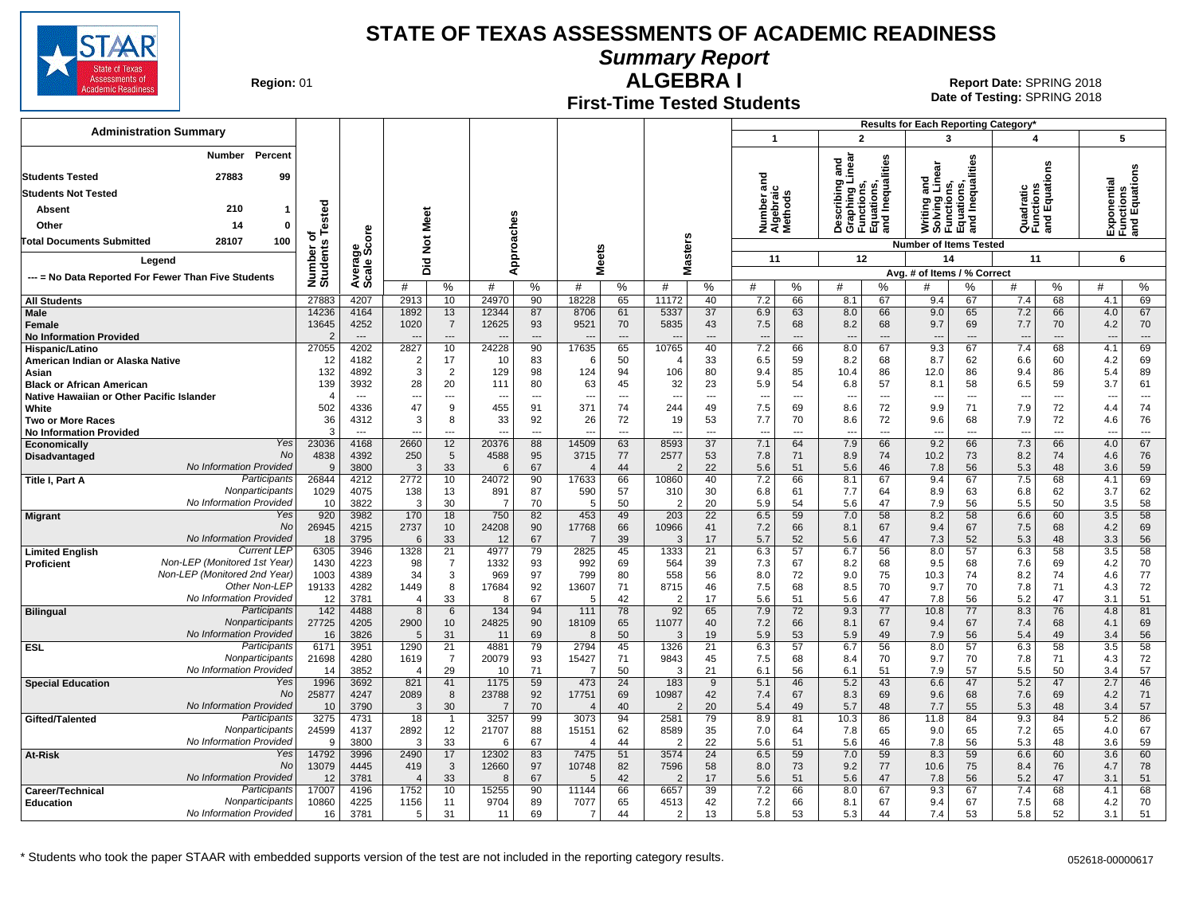# STATE OF TEXAS ASSESSMENTS OF ACADEMIC READINESS

## Summary Report

## ALGEBRA I

### First-Time Tested Students

**Region:** 01

**Report Date:** SPRING 2018
**Date of Testing:** SPRING 2018

**Administration Summary**

| | Number | Percent |
|---|---|---|
| Students Tested | 27883 | 99 |
| Students Not Tested | | |
| Absent | 210 | 1 |
| Other | 14 | 0 |
| Total Documents Submitted | 28107 | 100 |

Legend
--- = No Data Reported For Fewer Than Five Students

Results for Each Reporting Category*: 1 = Number and Algebraic Methods (11 items); 2 = Describing and Graphing Linear Functions, Equations, and Inequalities (12 items); 3 = Writing and Solving Linear Functions, Equations, and Inequalities (14 items); 4 = Quadratic Functions and Equations (11 items); 5 = Exponential Functions and Equations (6 items). Avg. # of Items / % Correct.

| Group | | Number of Students Tested | Average Scale Score | Did Not Meet # | Did Not Meet % | Approaches # | Approaches % | Meets # | Meets % | Masters # | Masters % | Cat 1 # | Cat 1 % | Cat 2 # | Cat 2 % | Cat 3 # | Cat 3 % | Cat 4 # | Cat 4 % | Cat 5 # | Cat 5 % |
|---|---|---|---|---|---|---|---|---|---|---|---|---|---|---|---|---|---|---|---|---|---|
| All Students | | 27883 | 4207 | 2913 | 10 | 24970 | 90 | 18228 | 65 | 11172 | 40 | 7.2 | 66 | 8.1 | 67 | 9.4 | 67 | 7.4 | 68 | 4.1 | 69 |
| Male | | 14236 | 4164 | 1892 | 13 | 12344 | 87 | 8706 | 61 | 5337 | 37 | 6.9 | 63 | 8.0 | 66 | 9.0 | 65 | 7.2 | 66 | 4.0 | 67 |
| Female | | 13645 | 4252 | 1020 | 7 | 12625 | 93 | 9521 | 70 | 5835 | 43 | 7.5 | 68 | 8.2 | 68 | 9.7 | 69 | 7.7 | 70 | 4.2 | 70 |
| No Information Provided | | 2 | --- | --- | --- | --- | --- | --- | --- | --- | --- | --- | --- | --- | --- | --- | --- | --- | --- | --- | --- |
| Hispanic/Latino | | 27055 | 4202 | 2827 | 10 | 24228 | 90 | 17635 | 65 | 10765 | 40 | 7.2 | 66 | 8.0 | 67 | 9.3 | 67 | 7.4 | 68 | 4.1 | 69 |
| American Indian or Alaska Native | | 12 | 4182 | 2 | 17 | 10 | 83 | 6 | 50 | 4 | 33 | 6.5 | 59 | 8.2 | 68 | 8.7 | 62 | 6.6 | 60 | 4.2 | 69 |
| Asian | | 132 | 4892 | 3 | 2 | 129 | 98 | 124 | 94 | 106 | 80 | 9.4 | 85 | 10.4 | 86 | 12.0 | 86 | 9.4 | 86 | 5.4 | 89 |
| Black or African American | | 139 | 3932 | 28 | 20 | 111 | 80 | 63 | 45 | 32 | 23 | 5.9 | 54 | 6.8 | 57 | 8.1 | 58 | 6.5 | 59 | 3.7 | 61 |
| Native Hawaiian or Other Pacific Islander | | 4 | --- | --- | --- | --- | --- | --- | --- | --- | --- | --- | --- | --- | --- | --- | --- | --- | --- | --- | --- |
| White | | 502 | 4336 | 47 | 9 | 455 | 91 | 371 | 74 | 244 | 49 | 7.5 | 69 | 8.6 | 72 | 9.9 | 71 | 7.9 | 72 | 4.4 | 74 |
| Two or More Races | | 36 | 4312 | 3 | 8 | 33 | 92 | 26 | 72 | 19 | 53 | 7.7 | 70 | 8.6 | 72 | 9.6 | 68 | 7.9 | 72 | 4.6 | 76 |
| No Information Provided | | 3 | --- | --- | --- | --- | --- | --- | --- | --- | --- | --- | --- | --- | --- | --- | --- | --- | --- | --- | --- |
| Economically Disadvantaged | Yes | 23036 | 4168 | 2660 | 12 | 20376 | 88 | 14509 | 63 | 8593 | 37 | 7.1 | 64 | 7.9 | 66 | 9.2 | 66 | 7.3 | 66 | 4.0 | 67 |
| | No | 4838 | 4392 | 250 | 5 | 4588 | 95 | 3715 | 77 | 2577 | 53 | 7.8 | 71 | 8.9 | 74 | 10.2 | 73 | 8.2 | 74 | 4.6 | 76 |
| | No Information Provided | 9 | 3800 | 3 | 33 | 6 | 67 | 4 | 44 | 2 | 22 | 5.6 | 51 | 5.6 | 46 | 7.8 | 56 | 5.3 | 48 | 3.6 | 59 |
| Title I, Part A | Participants | 26844 | 4212 | 2772 | 10 | 24072 | 90 | 17633 | 66 | 10860 | 40 | 7.2 | 66 | 8.1 | 67 | 9.4 | 67 | 7.5 | 68 | 4.1 | 69 |
| | Nonparticipants | 1029 | 4075 | 138 | 13 | 891 | 87 | 590 | 57 | 310 | 30 | 6.8 | 61 | 7.7 | 64 | 8.9 | 63 | 6.8 | 62 | 3.7 | 62 |
| | No Information Provided | 10 | 3822 | 3 | 30 | 7 | 70 | 5 | 50 | 2 | 20 | 5.9 | 54 | 5.6 | 47 | 7.9 | 56 | 5.5 | 50 | 3.5 | 58 |
| Migrant | Yes | 920 | 3982 | 170 | 18 | 750 | 82 | 453 | 49 | 203 | 22 | 6.5 | 59 | 7.0 | 58 | 8.2 | 58 | 6.6 | 60 | 3.5 | 58 |
| | No | 26945 | 4215 | 2737 | 10 | 24208 | 90 | 17768 | 66 | 10966 | 41 | 7.2 | 66 | 8.1 | 67 | 9.4 | 67 | 7.5 | 68 | 4.2 | 69 |
| | No Information Provided | 18 | 3795 | 6 | 33 | 12 | 67 | 7 | 39 | 3 | 17 | 5.7 | 52 | 5.6 | 47 | 7.3 | 52 | 5.3 | 48 | 3.3 | 56 |
| Limited English Proficient | Current LEP | 6305 | 3946 | 1328 | 21 | 4977 | 79 | 2825 | 45 | 1333 | 21 | 6.3 | 57 | 6.7 | 56 | 8.0 | 57 | 6.3 | 58 | 3.5 | 58 |
| | Non-LEP (Monitored 1st Year) | 1430 | 4223 | 98 | 7 | 1332 | 93 | 992 | 69 | 564 | 39 | 7.3 | 67 | 8.2 | 68 | 9.5 | 68 | 7.6 | 69 | 4.2 | 70 |
| | Non-LEP (Monitored 2nd Year) | 1003 | 4389 | 34 | 3 | 969 | 97 | 799 | 80 | 558 | 56 | 8.0 | 72 | 9.0 | 75 | 10.3 | 74 | 8.2 | 74 | 4.6 | 77 |
| | Other Non-LEP | 19133 | 4282 | 1449 | 8 | 17684 | 92 | 13607 | 71 | 8715 | 46 | 7.5 | 68 | 8.5 | 70 | 9.7 | 70 | 7.8 | 71 | 4.3 | 72 |
| | No Information Provided | 12 | 3781 | 4 | 33 | 8 | 67 | 5 | 42 | 2 | 17 | 5.6 | 51 | 5.6 | 47 | 7.8 | 56 | 5.2 | 47 | 3.1 | 51 |
| Bilingual | Participants | 142 | 4488 | 8 | 6 | 134 | 94 | 111 | 78 | 92 | 65 | 7.9 | 72 | 9.3 | 77 | 10.8 | 77 | 8.3 | 76 | 4.8 | 81 |
| | Nonparticipants | 27725 | 4205 | 2900 | 10 | 24825 | 90 | 18109 | 65 | 11077 | 40 | 7.2 | 66 | 8.1 | 67 | 9.4 | 67 | 7.4 | 68 | 4.1 | 69 |
| | No Information Provided | 16 | 3826 | 5 | 31 | 11 | 69 | 8 | 50 | 3 | 19 | 5.9 | 53 | 5.9 | 49 | 7.9 | 56 | 5.4 | 49 | 3.4 | 56 |
| ESL | Participants | 6171 | 3951 | 1290 | 21 | 4881 | 79 | 2794 | 45 | 1326 | 21 | 6.3 | 57 | 6.7 | 56 | 8.0 | 57 | 6.3 | 58 | 3.5 | 58 |
| | Nonparticipants | 21698 | 4280 | 1619 | 7 | 20079 | 93 | 15427 | 71 | 9843 | 45 | 7.5 | 68 | 8.4 | 70 | 9.7 | 70 | 7.8 | 71 | 4.3 | 72 |
| | No Information Provided | 14 | 3852 | 4 | 29 | 10 | 71 | 7 | 50 | 3 | 21 | 6.1 | 56 | 6.1 | 51 | 7.9 | 57 | 5.5 | 50 | 3.4 | 57 |
| Special Education | Yes | 1996 | 3692 | 821 | 41 | 1175 | 59 | 473 | 24 | 183 | 9 | 5.1 | 46 | 5.2 | 43 | 6.6 | 47 | 5.2 | 47 | 2.7 | 46 |
| | No | 25877 | 4247 | 2089 | 8 | 23788 | 92 | 17751 | 69 | 10987 | 42 | 7.4 | 67 | 8.3 | 69 | 9.6 | 68 | 7.6 | 69 | 4.2 | 71 |
| | No Information Provided | 10 | 3790 | 3 | 30 | 7 | 70 | 4 | 40 | 2 | 20 | 5.4 | 49 | 5.7 | 48 | 7.7 | 55 | 5.3 | 48 | 3.4 | 57 |
| Gifted/Talented | Participants | 3275 | 4731 | 18 | 1 | 3257 | 99 | 3073 | 94 | 2581 | 79 | 8.9 | 81 | 10.3 | 86 | 11.8 | 84 | 9.3 | 84 | 5.2 | 86 |
| | Nonparticipants | 24599 | 4137 | 2892 | 12 | 21707 | 88 | 15151 | 62 | 8589 | 35 | 7.0 | 64 | 7.8 | 65 | 9.0 | 65 | 7.2 | 65 | 4.0 | 67 |
| | No Information Provided | 9 | 3800 | 3 | 33 | 6 | 67 | 4 | 44 | 2 | 22 | 5.6 | 51 | 5.6 | 46 | 7.8 | 56 | 5.3 | 48 | 3.6 | 59 |
| At-Risk | Yes | 14792 | 3996 | 2490 | 17 | 12302 | 83 | 7475 | 51 | 3574 | 24 | 6.5 | 59 | 7.0 | 59 | 8.3 | 59 | 6.6 | 60 | 3.6 | 60 |
| | No | 13079 | 4445 | 419 | 3 | 12660 | 97 | 10748 | 82 | 7596 | 58 | 8.0 | 73 | 9.2 | 77 | 10.6 | 75 | 8.4 | 76 | 4.7 | 78 |
| | No Information Provided | 12 | 3781 | 4 | 33 | 8 | 67 | 5 | 42 | 2 | 17 | 5.6 | 51 | 5.6 | 47 | 7.8 | 56 | 5.2 | 47 | 3.1 | 51 |
| Career/Technical Education | Participants | 17007 | 4196 | 1752 | 10 | 15255 | 90 | 11144 | 66 | 6657 | 39 | 7.2 | 66 | 8.0 | 67 | 9.3 | 67 | 7.4 | 68 | 4.1 | 68 |
| | Nonparticipants | 10860 | 4225 | 1156 | 11 | 9704 | 89 | 7077 | 65 | 4513 | 42 | 7.2 | 66 | 8.1 | 67 | 9.4 | 67 | 7.5 | 68 | 4.2 | 70 |
| | No Information Provided | 16 | 3781 | 5 | 31 | 11 | 69 | 7 | 44 | 2 | 13 | 5.8 | 53 | 5.3 | 44 | 7.4 | 53 | 5.8 | 52 | 3.1 | 51 |

\* Students who took the paper STAAR with embedded supports version of the test are not included in the reporting category results.

052618-00000617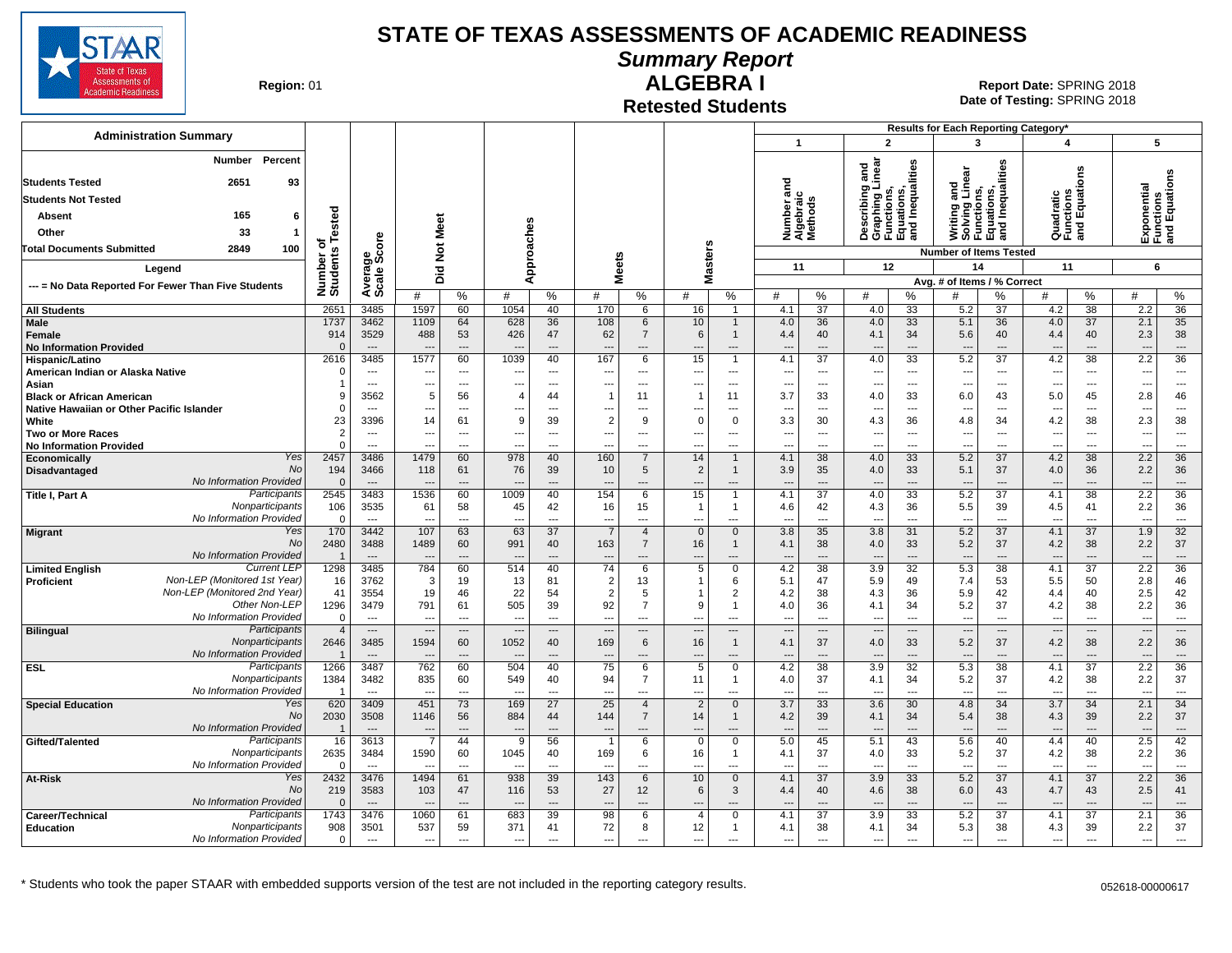# STATE OF TEXAS ASSESSMENTS OF ACADEMIC READINESS

## Summary Report

## ALGEBRA I

### Retested Students

**Region:** 01

**Report Date:** SPRING 2018

**Date of Testing:** SPRING 2018

| Administration Summary | Number | Percent |
|---|---|---|
| Students Tested | 2651 | 93 |
| Students Not Tested | | |
| Absent | 165 | 6 |
| Other | 33 | 1 |
| Total Documents Submitted | 2849 | 100 |

**Legend**

--- = No Data Reported For Fewer Than Five Students

Results for Each Reporting Category*:
1. Number and Algebraic Methods — Number of Items Tested: 11
2. Describing and Graphing Linear Functions, Equations, and Inequalities — Number of Items Tested: 12
3. Writing and Solving Linear Functions, Equations, and Inequalities — Number of Items Tested: 14
4. Quadratic Functions and Equations — Number of Items Tested: 11
5. Exponential Functions and Equations — Number of Items Tested: 6

Reporting category columns show Avg. # of Items / % Correct.

| Group | | Number of Students Tested | Average Scale Score | Did Not Meet # | Did Not Meet % | Approaches # | Approaches % | Meets # | Meets % | Masters # | Masters % | Cat 1 # | Cat 1 % | Cat 2 # | Cat 2 % | Cat 3 # | Cat 3 % | Cat 4 # | Cat 4 % | Cat 5 # | Cat 5 % |
|---|---|---|---|---|---|---|---|---|---|---|---|---|---|---|---|---|---|---|---|---|---|
| All Students | | 2651 | 3485 | 1597 | 60 | 1054 | 40 | 170 | 6 | 16 | 1 | 4.1 | 37 | 4.0 | 33 | 5.2 | 37 | 4.2 | 38 | 2.2 | 36 |
| Male | | 1737 | 3462 | 1109 | 64 | 628 | 36 | 108 | 6 | 10 | 1 | 4.0 | 36 | 4.0 | 33 | 5.1 | 36 | 4.0 | 37 | 2.1 | 35 |
| Female | | 914 | 3529 | 488 | 53 | 426 | 47 | 62 | 7 | 6 | 1 | 4.4 | 40 | 4.1 | 34 | 5.6 | 40 | 4.4 | 40 | 2.3 | 38 |
| No Information Provided | | 0 | --- | --- | --- | --- | --- | --- | --- | --- | --- | --- | --- | --- | --- | --- | --- | --- | --- | --- | --- |
| Hispanic/Latino | | 2616 | 3485 | 1577 | 60 | 1039 | 40 | 167 | 6 | 15 | 1 | 4.1 | 37 | 4.0 | 33 | 5.2 | 37 | 4.2 | 38 | 2.2 | 36 |
| American Indian or Alaska Native | | 0 | --- | --- | --- | --- | --- | --- | --- | --- | --- | --- | --- | --- | --- | --- | --- | --- | --- | --- | --- |
| Asian | | 1 | --- | --- | --- | --- | --- | --- | --- | --- | --- | --- | --- | --- | --- | --- | --- | --- | --- | --- | --- |
| Black or African American | | 9 | 3562 | 5 | 56 | 4 | 44 | 1 | 11 | 1 | 11 | 3.7 | 33 | 4.0 | 33 | 6.0 | 43 | 5.0 | 45 | 2.8 | 46 |
| Native Hawaiian or Other Pacific Islander | | 0 | --- | --- | --- | --- | --- | --- | --- | --- | --- | --- | --- | --- | --- | --- | --- | --- | --- | --- | --- |
| White | | 23 | 3396 | 14 | 61 | 9 | 39 | 2 | 9 | 0 | 0 | 3.3 | 30 | 4.3 | 36 | 4.8 | 34 | 4.2 | 38 | 2.3 | 38 |
| Two or More Races | | 2 | --- | --- | --- | --- | --- | --- | --- | --- | --- | --- | --- | --- | --- | --- | --- | --- | --- | --- | --- |
| No Information Provided | | 0 | --- | --- | --- | --- | --- | --- | --- | --- | --- | --- | --- | --- | --- | --- | --- | --- | --- | --- | --- |
| Economically Disadvantaged | Yes | 2457 | 3486 | 1479 | 60 | 978 | 40 | 160 | 7 | 14 | 1 | 4.1 | 38 | 4.0 | 33 | 5.2 | 37 | 4.2 | 38 | 2.2 | 36 |
| | No | 194 | 3466 | 118 | 61 | 76 | 39 | 10 | 5 | 2 | 1 | 3.9 | 35 | 4.0 | 33 | 5.1 | 37 | 4.0 | 36 | 2.2 | 36 |
| | No Information Provided | 0 | --- | --- | --- | --- | --- | --- | --- | --- | --- | --- | --- | --- | --- | --- | --- | --- | --- | --- | --- |
| Title I, Part A | Participants | 2545 | 3483 | 1536 | 60 | 1009 | 40 | 154 | 6 | 15 | 1 | 4.1 | 37 | 4.0 | 33 | 5.2 | 37 | 4.1 | 38 | 2.2 | 36 |
| | Nonparticipants | 106 | 3535 | 61 | 58 | 45 | 42 | 16 | 15 | 1 | 1 | 4.6 | 42 | 4.3 | 36 | 5.5 | 39 | 4.5 | 41 | 2.2 | 36 |
| | No Information Provided | 0 | --- | --- | --- | --- | --- | --- | --- | --- | --- | --- | --- | --- | --- | --- | --- | --- | --- | --- | --- |
| Migrant | Yes | 170 | 3442 | 107 | 63 | 63 | 37 | 7 | 4 | 0 | 0 | 3.8 | 35 | 3.8 | 31 | 5.2 | 37 | 4.1 | 37 | 1.9 | 32 |
| | No | 2480 | 3488 | 1489 | 60 | 991 | 40 | 163 | 7 | 16 | 1 | 4.1 | 38 | 4.0 | 33 | 5.2 | 37 | 4.2 | 38 | 2.2 | 37 |
| | No Information Provided | 1 | --- | --- | --- | --- | --- | --- | --- | --- | --- | --- | --- | --- | --- | --- | --- | --- | --- | --- | --- |
| Limited English Proficient | Current LEP | 1298 | 3485 | 784 | 60 | 514 | 40 | 74 | 6 | 5 | 0 | 4.2 | 38 | 3.9 | 32 | 5.3 | 38 | 4.1 | 37 | 2.2 | 36 |
| | Non-LEP (Monitored 1st Year) | 16 | 3762 | 3 | 19 | 13 | 81 | 2 | 13 | 1 | 6 | 5.1 | 47 | 5.9 | 49 | 7.4 | 53 | 5.5 | 50 | 2.8 | 46 |
| | Non-LEP (Monitored 2nd Year) | 41 | 3554 | 19 | 46 | 22 | 54 | 2 | 5 | 1 | 2 | 4.2 | 38 | 4.3 | 36 | 5.9 | 42 | 4.4 | 40 | 2.5 | 42 |
| | Other Non-LEP | 1296 | 3479 | 791 | 61 | 505 | 39 | 92 | 7 | 9 | 1 | 4.0 | 36 | 4.1 | 34 | 5.2 | 37 | 4.2 | 38 | 2.2 | 36 |
| | No Information Provided | 0 | --- | --- | --- | --- | --- | --- | --- | --- | --- | --- | --- | --- | --- | --- | --- | --- | --- | --- | --- |
| Bilingual | Participants | 4 | --- | --- | --- | --- | --- | --- | --- | --- | --- | --- | --- | --- | --- | --- | --- | --- | --- | --- | --- |
| | Nonparticipants | 2646 | 3485 | 1594 | 60 | 1052 | 40 | 169 | 6 | 16 | 1 | 4.1 | 37 | 4.0 | 33 | 5.2 | 37 | 4.2 | 38 | 2.2 | 36 |
| | No Information Provided | 1 | --- | --- | --- | --- | --- | --- | --- | --- | --- | --- | --- | --- | --- | --- | --- | --- | --- | --- | --- |
| ESL | Participants | 1266 | 3487 | 762 | 60 | 504 | 40 | 75 | 6 | 5 | 0 | 4.2 | 38 | 3.9 | 32 | 5.3 | 38 | 4.1 | 37 | 2.2 | 36 |
| | Nonparticipants | 1384 | 3482 | 835 | 60 | 549 | 40 | 94 | 7 | 11 | 1 | 4.0 | 37 | 4.1 | 34 | 5.2 | 37 | 4.2 | 38 | 2.2 | 37 |
| | No Information Provided | 1 | --- | --- | --- | --- | --- | --- | --- | --- | --- | --- | --- | --- | --- | --- | --- | --- | --- | --- | --- |
| Special Education | Yes | 620 | 3409 | 451 | 73 | 169 | 27 | 25 | 4 | 2 | 0 | 3.7 | 33 | 3.6 | 30 | 4.8 | 34 | 3.7 | 34 | 2.1 | 34 |
| | No | 2030 | 3508 | 1146 | 56 | 884 | 44 | 144 | 7 | 14 | 1 | 4.2 | 39 | 4.1 | 34 | 5.4 | 38 | 4.3 | 39 | 2.2 | 37 |
| | No Information Provided | 1 | --- | --- | --- | --- | --- | --- | --- | --- | --- | --- | --- | --- | --- | --- | --- | --- | --- | --- | --- |
| Gifted/Talented | Participants | 16 | 3613 | 7 | 44 | 9 | 56 | 1 | 6 | 0 | 0 | 5.0 | 45 | 5.1 | 43 | 5.6 | 40 | 4.4 | 40 | 2.5 | 42 |
| | Nonparticipants | 2635 | 3484 | 1590 | 60 | 1045 | 40 | 169 | 6 | 16 | 1 | 4.1 | 37 | 4.0 | 33 | 5.2 | 37 | 4.2 | 38 | 2.2 | 36 |
| | No Information Provided | 0 | --- | --- | --- | --- | --- | --- | --- | --- | --- | --- | --- | --- | --- | --- | --- | --- | --- | --- | --- |
| At-Risk | Yes | 2432 | 3476 | 1494 | 61 | 938 | 39 | 143 | 6 | 10 | 0 | 4.1 | 37 | 3.9 | 33 | 5.2 | 37 | 4.1 | 37 | 2.2 | 36 |
| | No | 219 | 3583 | 103 | 47 | 116 | 53 | 27 | 12 | 6 | 3 | 4.4 | 40 | 4.6 | 38 | 6.0 | 43 | 4.7 | 43 | 2.5 | 41 |
| | No Information Provided | 0 | --- | --- | --- | --- | --- | --- | --- | --- | --- | --- | --- | --- | --- | --- | --- | --- | --- | --- | --- |
| Career/Technical Education | Participants | 1743 | 3476 | 1060 | 61 | 683 | 39 | 98 | 6 | 4 | 0 | 4.1 | 37 | 3.9 | 33 | 5.2 | 37 | 4.1 | 37 | 2.1 | 36 |
| | Nonparticipants | 908 | 3501 | 537 | 59 | 371 | 41 | 72 | 8 | 12 | 1 | 4.1 | 38 | 4.1 | 34 | 5.3 | 38 | 4.3 | 39 | 2.2 | 37 |
| | No Information Provided | 0 | --- | --- | --- | --- | --- | --- | --- | --- | --- | --- | --- | --- | --- | --- | --- | --- | --- | --- | --- |

\* Students who took the paper STAAR with embedded supports version of the test are not included in the reporting category results.

052618-00000617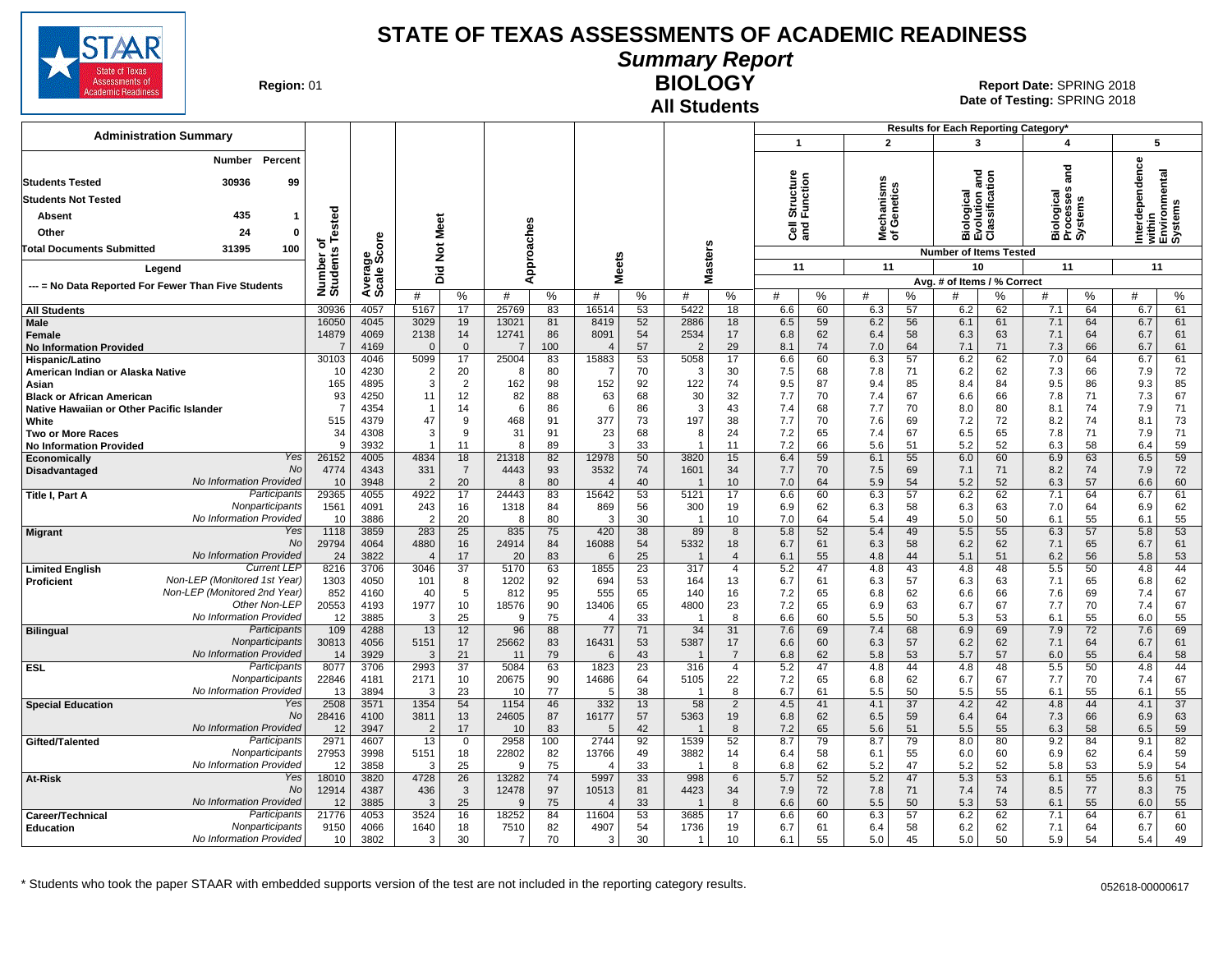# STATE OF TEXAS ASSESSMENTS OF ACADEMIC READINESS

## Summary Report

## BIOLOGY

### All Students

**Region:** 01

**Report Date:** SPRING 2018
**Date of Testing:** SPRING 2018

**Administration Summary**

| | Number | Percent |
|---|---|---|
| Students Tested | 30936 | 99 |
| Students Not Tested | | |
| Absent | 435 | 1 |
| Other | 24 | 0 |
| Total Documents Submitted | 31395 | 100 |

Legend: --- = No Data Reported For Fewer Than Five Students

Results for Each Reporting Category*: 1 = Cell Structure and Function (11 items); 2 = Mechanisms of Genetics (11 items); 3 = Biological Evolution and Classification (10 items); 4 = Biological Processes and Systems (11 items); 5 = Interdependence within Environmental Systems (11 items). Avg. # of Items / % Correct.

| Group | | Number of Students Tested | Average Scale Score | Did Not Meet # | Did Not Meet % | Approaches # | Approaches % | Meets # | Meets % | Masters # | Masters % | 1 # | 1 % | 2 # | 2 % | 3 # | 3 % | 4 # | 4 % | 5 # | 5 % |
|---|---|---|---|---|---|---|---|---|---|---|---|---|---|---|---|---|---|---|---|---|---|
| All Students | | 30936 | 4057 | 5167 | 17 | 25769 | 83 | 16514 | 53 | 5422 | 18 | 6.6 | 60 | 6.3 | 57 | 6.2 | 62 | 7.1 | 64 | 6.7 | 61 |
| Male | | 16050 | 4045 | 3029 | 19 | 13021 | 81 | 8419 | 52 | 2886 | 18 | 6.5 | 59 | 6.2 | 56 | 6.1 | 61 | 7.1 | 64 | 6.7 | 61 |
| Female | | 14879 | 4069 | 2138 | 14 | 12741 | 86 | 8091 | 54 | 2534 | 17 | 6.8 | 62 | 6.4 | 58 | 6.3 | 63 | 7.1 | 64 | 6.7 | 61 |
| No Information Provided | | 7 | 4169 | 0 | 0 | 7 | 100 | 4 | 57 | 2 | 29 | 8.1 | 74 | 7.0 | 64 | 7.1 | 71 | 7.3 | 66 | 6.7 | 61 |
| Hispanic/Latino | | 30103 | 4046 | 5099 | 17 | 25004 | 83 | 15883 | 53 | 5058 | 17 | 6.6 | 60 | 6.3 | 57 | 6.2 | 62 | 7.0 | 64 | 6.7 | 61 |
| American Indian or Alaska Native | | 10 | 4230 | 2 | 20 | 8 | 80 | 7 | 70 | 3 | 30 | 7.5 | 68 | 7.8 | 71 | 6.2 | 62 | 7.3 | 66 | 7.9 | 72 |
| Asian | | 165 | 4895 | 3 | 2 | 162 | 98 | 152 | 92 | 122 | 74 | 9.5 | 87 | 9.4 | 85 | 8.4 | 84 | 9.5 | 86 | 9.3 | 85 |
| Black or African American | | 93 | 4250 | 11 | 12 | 82 | 88 | 63 | 68 | 30 | 32 | 7.7 | 70 | 7.4 | 67 | 6.6 | 66 | 7.8 | 71 | 7.3 | 67 |
| Native Hawaiian or Other Pacific Islander | | 7 | 4354 | 1 | 14 | 6 | 86 | 6 | 86 | 3 | 43 | 7.4 | 68 | 7.7 | 70 | 8.0 | 80 | 8.1 | 74 | 7.9 | 71 |
| White | | 515 | 4379 | 47 | 9 | 468 | 91 | 377 | 73 | 197 | 38 | 7.7 | 70 | 7.6 | 69 | 7.2 | 72 | 8.2 | 74 | 8.1 | 73 |
| Two or More Races | | 34 | 4308 | 3 | 9 | 31 | 91 | 23 | 68 | 8 | 24 | 7.2 | 65 | 7.4 | 67 | 6.5 | 65 | 7.8 | 71 | 7.9 | 71 |
| No Information Provided | | 9 | 3932 | 1 | 11 | 8 | 89 | 3 | 33 | 1 | 11 | 7.2 | 66 | 5.6 | 51 | 5.2 | 52 | 6.3 | 58 | 6.4 | 59 |
| Economically Disadvantaged | Yes | 26152 | 4005 | 4834 | 18 | 21318 | 82 | 12978 | 50 | 3820 | 15 | 6.4 | 59 | 6.1 | 55 | 6.0 | 60 | 6.9 | 63 | 6.5 | 59 |
| | No | 4774 | 4343 | 331 | 7 | 4443 | 93 | 3532 | 74 | 1601 | 34 | 7.7 | 70 | 7.5 | 69 | 7.1 | 71 | 8.2 | 74 | 7.9 | 72 |
| | No Information Provided | 10 | 3948 | 2 | 20 | 8 | 80 | 4 | 40 | 1 | 10 | 7.0 | 64 | 5.9 | 54 | 5.2 | 52 | 6.3 | 57 | 6.6 | 60 |
| Title I, Part A | Participants | 29365 | 4055 | 4922 | 17 | 24443 | 83 | 15642 | 53 | 5121 | 17 | 6.6 | 60 | 6.3 | 57 | 6.2 | 62 | 7.1 | 64 | 6.7 | 61 |
| | Nonparticipants | 1561 | 4091 | 243 | 16 | 1318 | 84 | 869 | 56 | 300 | 19 | 6.9 | 62 | 6.3 | 58 | 6.3 | 63 | 7.0 | 64 | 6.9 | 62 |
| | No Information Provided | 10 | 3886 | 2 | 20 | 8 | 80 | 3 | 30 | 1 | 10 | 7.0 | 64 | 5.4 | 49 | 5.0 | 50 | 6.1 | 55 | 6.1 | 55 |
| Migrant | Yes | 1118 | 3859 | 283 | 25 | 835 | 75 | 420 | 38 | 89 | 8 | 5.8 | 52 | 5.4 | 49 | 5.5 | 55 | 6.3 | 57 | 5.8 | 53 |
| | No | 29794 | 4064 | 4880 | 16 | 24914 | 84 | 16088 | 54 | 5332 | 18 | 6.7 | 61 | 6.3 | 58 | 6.2 | 62 | 7.1 | 65 | 6.7 | 61 |
| | No Information Provided | 24 | 3822 | 4 | 17 | 20 | 83 | 6 | 25 | 1 | 4 | 6.1 | 55 | 4.8 | 44 | 5.1 | 51 | 6.2 | 56 | 5.8 | 53 |
| Limited English Proficient | Current LEP | 8216 | 3706 | 3046 | 37 | 5170 | 63 | 1855 | 23 | 317 | 4 | 5.2 | 47 | 4.8 | 43 | 4.8 | 48 | 5.5 | 50 | 4.8 | 44 |
| | Non-LEP (Monitored 1st Year) | 1303 | 4050 | 101 | 8 | 1202 | 92 | 694 | 53 | 164 | 13 | 6.7 | 61 | 6.3 | 57 | 6.3 | 63 | 7.1 | 65 | 6.8 | 62 |
| | Non-LEP (Monitored 2nd Year) | 852 | 4160 | 40 | 5 | 812 | 95 | 555 | 65 | 140 | 16 | 7.2 | 65 | 6.8 | 62 | 6.6 | 66 | 7.6 | 69 | 7.4 | 67 |
| | Other Non-LEP | 20553 | 4193 | 1977 | 10 | 18576 | 90 | 13406 | 65 | 4800 | 23 | 7.2 | 65 | 6.9 | 63 | 6.7 | 67 | 7.7 | 70 | 7.4 | 67 |
| | No Information Provided | 12 | 3885 | 3 | 25 | 9 | 75 | 4 | 33 | 1 | 8 | 6.6 | 60 | 5.5 | 50 | 5.3 | 53 | 6.1 | 55 | 6.0 | 55 |
| Bilingual | Participants | 109 | 4288 | 13 | 12 | 96 | 88 | 77 | 71 | 34 | 31 | 7.6 | 69 | 7.4 | 68 | 6.9 | 69 | 7.9 | 72 | 7.6 | 69 |
| | Nonparticipants | 30813 | 4056 | 5151 | 17 | 25662 | 83 | 16431 | 53 | 5387 | 17 | 6.6 | 60 | 6.3 | 57 | 6.2 | 62 | 7.1 | 64 | 6.7 | 61 |
| | No Information Provided | 14 | 3929 | 3 | 21 | 11 | 79 | 6 | 43 | 1 | 7 | 6.8 | 62 | 5.8 | 53 | 5.7 | 57 | 6.0 | 55 | 6.4 | 58 |
| ESL | Participants | 8077 | 3706 | 2993 | 37 | 5084 | 63 | 1823 | 23 | 316 | 4 | 5.2 | 47 | 4.8 | 44 | 4.8 | 48 | 5.5 | 50 | 4.8 | 44 |
| | Nonparticipants | 22846 | 4181 | 2171 | 10 | 20675 | 90 | 14686 | 64 | 5105 | 22 | 7.2 | 65 | 6.8 | 62 | 6.7 | 67 | 7.7 | 70 | 7.4 | 67 |
| | No Information Provided | 13 | 3894 | 3 | 23 | 10 | 77 | 5 | 38 | 1 | 8 | 6.7 | 61 | 5.5 | 50 | 5.5 | 55 | 6.1 | 55 | 6.1 | 55 |
| Special Education | Yes | 2508 | 3571 | 1354 | 54 | 1154 | 46 | 332 | 13 | 58 | 2 | 4.5 | 41 | 4.1 | 37 | 4.2 | 42 | 4.8 | 44 | 4.1 | 37 |
| | No | 28416 | 4100 | 3811 | 13 | 24605 | 87 | 16177 | 57 | 5363 | 19 | 6.8 | 62 | 6.5 | 59 | 6.4 | 64 | 7.3 | 66 | 6.9 | 63 |
| | No Information Provided | 12 | 3947 | 2 | 17 | 10 | 83 | 5 | 42 | 1 | 8 | 7.2 | 65 | 5.6 | 51 | 5.5 | 55 | 6.3 | 58 | 6.5 | 59 |
| Gifted/Talented | Participants | 2971 | 4607 | 13 | 0 | 2958 | 100 | 2744 | 92 | 1539 | 52 | 8.7 | 79 | 8.7 | 79 | 8.0 | 80 | 9.2 | 84 | 9.1 | 82 |
| | Nonparticipants | 27953 | 3998 | 5151 | 18 | 22802 | 82 | 13766 | 49 | 3882 | 14 | 6.4 | 58 | 6.1 | 55 | 6.0 | 60 | 6.9 | 62 | 6.4 | 59 |
| | No Information Provided | 12 | 3858 | 3 | 25 | 9 | 75 | 4 | 33 | 1 | 8 | 6.8 | 62 | 5.2 | 47 | 5.2 | 52 | 5.8 | 53 | 5.9 | 54 |
| At-Risk | Yes | 18010 | 3820 | 4728 | 26 | 13282 | 74 | 5997 | 33 | 998 | 6 | 5.7 | 52 | 5.2 | 47 | 5.3 | 53 | 6.1 | 55 | 5.6 | 51 |
| | No | 12914 | 4387 | 436 | 3 | 12478 | 97 | 10513 | 81 | 4423 | 34 | 7.9 | 72 | 7.8 | 71 | 7.4 | 74 | 8.5 | 77 | 8.3 | 75 |
| | No Information Provided | 12 | 3885 | 3 | 25 | 9 | 75 | 4 | 33 | 1 | 8 | 6.6 | 60 | 5.5 | 50 | 5.3 | 53 | 6.1 | 55 | 6.0 | 55 |
| Career/Technical Education | Participants | 21776 | 4053 | 3524 | 16 | 18252 | 84 | 11604 | 53 | 3685 | 17 | 6.6 | 60 | 6.3 | 57 | 6.2 | 62 | 7.1 | 64 | 6.7 | 61 |
| | Nonparticipants | 9150 | 4066 | 1640 | 18 | 7510 | 82 | 4907 | 54 | 1736 | 19 | 6.7 | 61 | 6.4 | 58 | 6.2 | 62 | 7.1 | 64 | 6.7 | 60 |
| | No Information Provided | 10 | 3802 | 3 | 30 | 7 | 70 | 3 | 30 | 1 | 10 | 6.1 | 55 | 5.0 | 45 | 5.0 | 50 | 5.9 | 54 | 5.4 | 49 |

\* Students who took the paper STAAR with embedded supports version of the test are not included in the reporting category results.

052618-00000617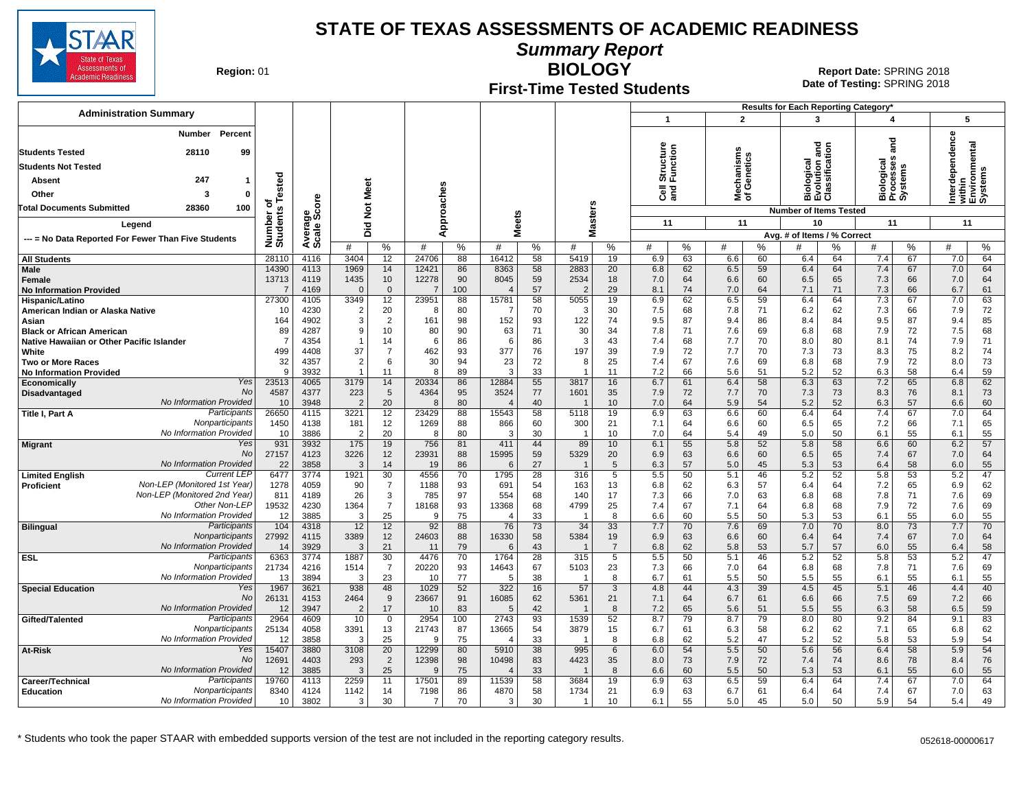# STATE OF TEXAS ASSESSMENTS OF ACADEMIC READINESS

## Summary Report

## BIOLOGY

### First-Time Tested Students

**Region:** 01

**Report Date:** SPRING 2018
**Date of Testing:** SPRING 2018

**Administration Summary**

| | Number | Percent |
|---|---|---|
| Students Tested | 28110 | 99 |
| Students Not Tested | | |
| Absent | 247 | 1 |
| Other | 3 | 0 |
| Total Documents Submitted | 28360 | 100 |

Legend: --- = No Data Reported For Fewer Than Five Students

Results for Each Reporting Category*: 1 = Cell Structure and Function (11 items); 2 = Mechanisms of Genetics (11 items); 3 = Biological Evolution and Classification (10 items); 4 = Biological Processes and Systems (11 items); 5 = Interdependence within Environmental Systems (11 items). Values: Avg. # of Items / % Correct.

| Group | | Number of Students Tested | Average Scale Score | Did Not Meet # | Did Not Meet % | Approaches # | Approaches % | Meets # | Meets % | Masters # | Masters % | 1 # | 1 % | 2 # | 2 % | 3 # | 3 % | 4 # | 4 % | 5 # | 5 % |
|---|---|---|---|---|---|---|---|---|---|---|---|---|---|---|---|---|---|---|---|---|---|
| All Students | | 28110 | 4116 | 3404 | 12 | 24706 | 88 | 16412 | 58 | 5419 | 19 | 6.9 | 63 | 6.6 | 60 | 6.4 | 64 | 7.4 | 67 | 7.0 | 64 |
| Male | | 14390 | 4113 | 1969 | 14 | 12421 | 86 | 8363 | 58 | 2883 | 20 | 6.8 | 62 | 6.5 | 59 | 6.4 | 64 | 7.4 | 67 | 7.0 | 64 |
| Female | | 13713 | 4119 | 1435 | 10 | 12278 | 90 | 8045 | 59 | 2534 | 18 | 7.0 | 64 | 6.6 | 60 | 6.5 | 65 | 7.3 | 66 | 7.0 | 64 |
| No Information Provided | | 7 | 4169 | 0 | 0 | 7 | 100 | 4 | 57 | 2 | 29 | 8.1 | 74 | 7.0 | 64 | 7.1 | 71 | 7.3 | 66 | 6.7 | 61 |
| Hispanic/Latino | | 27300 | 4105 | 3349 | 12 | 23951 | 88 | 15781 | 58 | 5055 | 19 | 6.9 | 62 | 6.5 | 59 | 6.4 | 64 | 7.3 | 67 | 7.0 | 63 |
| American Indian or Alaska Native | | 10 | 4230 | 2 | 20 | 8 | 80 | 7 | 70 | 3 | 30 | 7.5 | 68 | 7.8 | 71 | 6.2 | 62 | 7.3 | 66 | 7.9 | 72 |
| Asian | | 164 | 4902 | 3 | 2 | 161 | 98 | 152 | 93 | 122 | 74 | 9.5 | 87 | 9.4 | 86 | 8.4 | 84 | 9.5 | 87 | 9.4 | 85 |
| Black or African American | | 89 | 4287 | 9 | 10 | 80 | 90 | 63 | 71 | 30 | 34 | 7.8 | 71 | 7.6 | 69 | 6.8 | 68 | 7.9 | 72 | 7.5 | 68 |
| Native Hawaiian or Other Pacific Islander | | 7 | 4354 | 1 | 14 | 6 | 86 | 6 | 86 | 3 | 43 | 7.4 | 68 | 7.7 | 70 | 8.0 | 80 | 8.1 | 74 | 7.9 | 71 |
| White | | 499 | 4408 | 37 | 7 | 462 | 93 | 377 | 76 | 197 | 39 | 7.9 | 72 | 7.7 | 70 | 7.3 | 73 | 8.3 | 75 | 8.2 | 74 |
| Two or More Races | | 32 | 4357 | 2 | 6 | 30 | 94 | 23 | 72 | 8 | 25 | 7.4 | 67 | 7.6 | 69 | 6.8 | 68 | 7.9 | 72 | 8.0 | 73 |
| No Information Provided | | 9 | 3932 | 1 | 11 | 8 | 89 | 3 | 33 | 1 | 11 | 7.2 | 66 | 5.6 | 51 | 5.2 | 52 | 6.3 | 58 | 6.4 | 59 |
| Economically Disadvantaged | Yes | 23513 | 4065 | 3179 | 14 | 20334 | 86 | 12884 | 55 | 3817 | 16 | 6.7 | 61 | 6.4 | 58 | 6.3 | 63 | 7.2 | 65 | 6.8 | 62 |
| | No | 4587 | 4377 | 223 | 5 | 4364 | 95 | 3524 | 77 | 1601 | 35 | 7.9 | 72 | 7.7 | 70 | 7.3 | 73 | 8.3 | 76 | 8.1 | 73 |
| | No Information Provided | 10 | 3948 | 2 | 20 | 8 | 80 | 4 | 40 | 1 | 10 | 7.0 | 64 | 5.9 | 54 | 5.2 | 52 | 6.3 | 57 | 6.6 | 60 |
| Title I, Part A | Participants | 26650 | 4115 | 3221 | 12 | 23429 | 88 | 15543 | 58 | 5118 | 19 | 6.9 | 63 | 6.6 | 60 | 6.4 | 64 | 7.4 | 67 | 7.0 | 64 |
| | Nonparticipants | 1450 | 4138 | 181 | 12 | 1269 | 88 | 866 | 60 | 300 | 21 | 7.1 | 64 | 6.6 | 60 | 6.5 | 65 | 7.2 | 66 | 7.1 | 65 |
| | No Information Provided | 10 | 3886 | 2 | 20 | 8 | 80 | 3 | 30 | 1 | 10 | 7.0 | 64 | 5.4 | 49 | 5.0 | 50 | 6.1 | 55 | 6.1 | 55 |
| Migrant | Yes | 931 | 3932 | 175 | 19 | 756 | 81 | 411 | 44 | 89 | 10 | 6.1 | 55 | 5.8 | 52 | 5.8 | 58 | 6.6 | 60 | 6.2 | 57 |
| | No | 27157 | 4123 | 3226 | 12 | 23931 | 88 | 15995 | 59 | 5329 | 20 | 6.9 | 63 | 6.6 | 60 | 6.5 | 65 | 7.4 | 67 | 7.0 | 64 |
| | No Information Provided | 22 | 3858 | 3 | 14 | 19 | 86 | 6 | 27 | 1 | 5 | 6.3 | 57 | 5.0 | 45 | 5.3 | 53 | 6.4 | 58 | 6.0 | 55 |
| Limited English Proficient | Current LEP | 6477 | 3774 | 1921 | 30 | 4556 | 70 | 1795 | 28 | 316 | 5 | 5.5 | 50 | 5.1 | 46 | 5.2 | 52 | 5.8 | 53 | 5.2 | 47 |
| | Non-LEP (Monitored 1st Year) | 1278 | 4059 | 90 | 7 | 1188 | 93 | 691 | 54 | 163 | 13 | 6.8 | 62 | 6.3 | 57 | 6.4 | 64 | 7.2 | 65 | 6.9 | 62 |
| | Non-LEP (Monitored 2nd Year) | 811 | 4189 | 26 | 3 | 785 | 97 | 554 | 68 | 140 | 17 | 7.3 | 66 | 7.0 | 63 | 6.8 | 68 | 7.8 | 71 | 7.6 | 69 |
| | Other Non-LEP | 19532 | 4230 | 1364 | 7 | 18168 | 93 | 13368 | 68 | 4799 | 25 | 7.4 | 67 | 7.1 | 64 | 6.8 | 68 | 7.9 | 72 | 7.6 | 69 |
| | No Information Provided | 12 | 3885 | 3 | 25 | 9 | 75 | 4 | 33 | 1 | 8 | 6.6 | 60 | 5.5 | 50 | 5.3 | 53 | 6.1 | 55 | 6.0 | 55 |
| Bilingual | Participants | 104 | 4318 | 12 | 12 | 92 | 88 | 76 | 73 | 34 | 33 | 7.7 | 70 | 7.6 | 69 | 7.0 | 70 | 8.0 | 73 | 7.7 | 70 |
| | Nonparticipants | 27992 | 4115 | 3389 | 12 | 24603 | 88 | 16330 | 58 | 5384 | 19 | 6.9 | 63 | 6.6 | 60 | 6.4 | 64 | 7.4 | 67 | 7.0 | 64 |
| | No Information Provided | 14 | 3929 | 3 | 21 | 11 | 79 | 6 | 43 | 1 | 7 | 6.8 | 62 | 5.8 | 53 | 5.7 | 57 | 6.0 | 55 | 6.4 | 58 |
| ESL | Participants | 6363 | 3774 | 1887 | 30 | 4476 | 70 | 1764 | 28 | 315 | 5 | 5.5 | 50 | 5.1 | 46 | 5.2 | 52 | 5.8 | 53 | 5.2 | 47 |
| | Nonparticipants | 21734 | 4216 | 1514 | 7 | 20220 | 93 | 14643 | 67 | 5103 | 23 | 7.3 | 66 | 7.0 | 64 | 6.8 | 68 | 7.8 | 71 | 7.6 | 69 |
| | No Information Provided | 13 | 3894 | 3 | 23 | 10 | 77 | 5 | 38 | 1 | 8 | 6.7 | 61 | 5.5 | 50 | 5.5 | 55 | 6.1 | 55 | 6.1 | 55 |
| Special Education | Yes | 1967 | 3621 | 938 | 48 | 1029 | 52 | 322 | 16 | 57 | 3 | 4.8 | 44 | 4.3 | 39 | 4.5 | 45 | 5.1 | 46 | 4.4 | 40 |
| | No | 26131 | 4153 | 2464 | 9 | 23667 | 91 | 16085 | 62 | 5361 | 21 | 7.1 | 64 | 6.7 | 61 | 6.6 | 66 | 7.5 | 69 | 7.2 | 66 |
| | No Information Provided | 12 | 3947 | 2 | 17 | 10 | 83 | 5 | 42 | 1 | 8 | 7.2 | 65 | 5.6 | 51 | 5.5 | 55 | 6.3 | 58 | 6.5 | 59 |
| Gifted/Talented | Participants | 2964 | 4609 | 10 | 0 | 2954 | 100 | 2743 | 93 | 1539 | 52 | 8.7 | 79 | 8.7 | 79 | 8.0 | 80 | 9.2 | 84 | 9.1 | 83 |
| | Nonparticipants | 25134 | 4058 | 3391 | 13 | 21743 | 87 | 13665 | 54 | 3879 | 15 | 6.7 | 61 | 6.3 | 58 | 6.2 | 62 | 7.1 | 65 | 6.8 | 62 |
| | No Information Provided | 12 | 3858 | 3 | 25 | 9 | 75 | 4 | 33 | 1 | 8 | 6.8 | 62 | 5.2 | 47 | 5.2 | 52 | 5.8 | 53 | 5.9 | 54 |
| At-Risk | Yes | 15407 | 3880 | 3108 | 20 | 12299 | 80 | 5910 | 38 | 995 | 6 | 6.0 | 54 | 5.5 | 50 | 5.6 | 56 | 6.4 | 58 | 5.9 | 54 |
| | No | 12691 | 4403 | 293 | 2 | 12398 | 98 | 10498 | 83 | 4423 | 35 | 8.0 | 73 | 7.9 | 72 | 7.4 | 74 | 8.6 | 78 | 8.4 | 76 |
| | No Information Provided | 12 | 3885 | 3 | 25 | 9 | 75 | 4 | 33 | 1 | 8 | 6.6 | 60 | 5.5 | 50 | 5.3 | 53 | 6.1 | 55 | 6.0 | 55 |
| Career/Technical Education | Participants | 19760 | 4113 | 2259 | 11 | 17501 | 89 | 11539 | 58 | 3684 | 19 | 6.9 | 63 | 6.5 | 59 | 6.4 | 64 | 7.4 | 67 | 7.0 | 64 |
| | Nonparticipants | 8340 | 4124 | 1142 | 14 | 7198 | 86 | 4870 | 58 | 1734 | 21 | 6.9 | 63 | 6.7 | 61 | 6.4 | 64 | 7.4 | 67 | 7.0 | 63 |
| | No Information Provided | 10 | 3802 | 3 | 30 | 7 | 70 | 3 | 30 | 1 | 10 | 6.1 | 55 | 5.0 | 45 | 5.0 | 50 | 5.9 | 54 | 5.4 | 49 |

\* Students who took the paper STAAR with embedded supports version of the test are not included in the reporting category results.

052618-00000617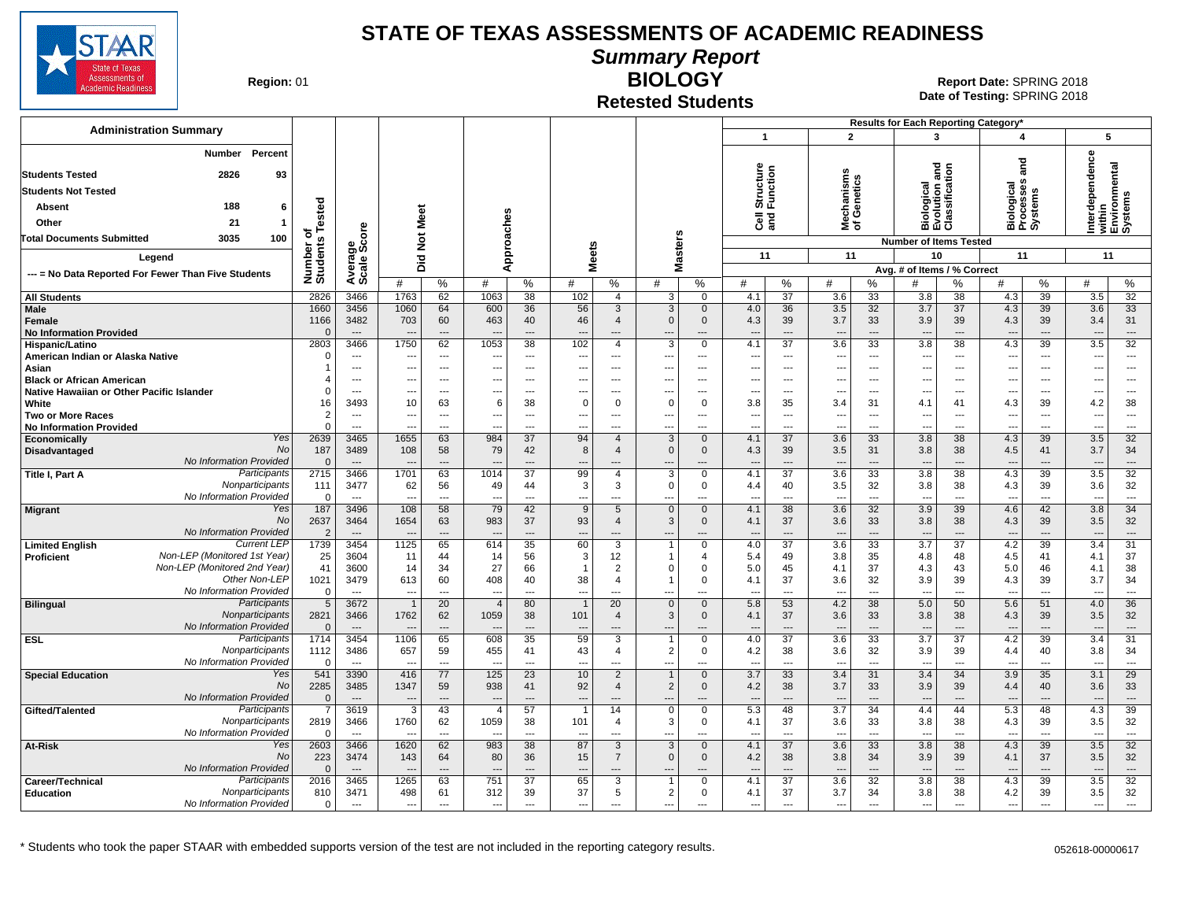# STATE OF TEXAS ASSESSMENTS OF ACADEMIC READINESS

## Summary Report

## BIOLOGY

### Retested Students

**Region:** 01

**Report Date:** SPRING 2018
**Date of Testing:** SPRING 2018

**Administration Summary**

| | Number | Percent |
|---|---|---|
| Students Tested | 2826 | 93 |
| Students Not Tested | | |
| Absent | 188 | 6 |
| Other | 21 | 1 |
| Total Documents Submitted | 3035 | 100 |

Legend

--- = No Data Reported For Fewer Than Five Students

Results for Each Reporting Category*: 1 = Cell Structure and Function (11 items); 2 = Mechanisms of Genetics (11 items); 3 = Biological Evolution and Classification (10 items); 4 = Biological Processes and Systems (11 items); 5 = Interdependence within Environmental Systems (11 items). Avg. # of Items / % Correct.

| Group | | Number of Students Tested | Average Scale Score | Did Not Meet # | Did Not Meet % | Approaches # | Approaches % | Meets # | Meets % | Masters # | Masters % | Cat 1 # | Cat 1 % | Cat 2 # | Cat 2 % | Cat 3 # | Cat 3 % | Cat 4 # | Cat 4 % | Cat 5 # | Cat 5 % |
|---|---|---|---|---|---|---|---|---|---|---|---|---|---|---|---|---|---|---|---|---|---|
| All Students | | 2826 | 3466 | 1763 | 62 | 1063 | 38 | 102 | 4 | 3 | 0 | 4.1 | 37 | 3.6 | 33 | 3.8 | 38 | 4.3 | 39 | 3.5 | 32 |
| Male | | 1660 | 3456 | 1060 | 64 | 600 | 36 | 56 | 3 | 3 | 0 | 4.0 | 36 | 3.5 | 32 | 3.7 | 37 | 4.3 | 39 | 3.6 | 33 |
| Female | | 1166 | 3482 | 703 | 60 | 463 | 40 | 46 | 4 | 0 | 0 | 4.3 | 39 | 3.7 | 33 | 3.9 | 39 | 4.3 | 39 | 3.4 | 31 |
| No Information Provided | | 0 | --- | --- | --- | --- | --- | --- | --- | --- | --- | --- | --- | --- | --- | --- | --- | --- | --- | --- | --- |
| Hispanic/Latino | | 2803 | 3466 | 1750 | 62 | 1053 | 38 | 102 | 4 | 3 | 0 | 4.1 | 37 | 3.6 | 33 | 3.8 | 38 | 4.3 | 39 | 3.5 | 32 |
| American Indian or Alaska Native | | 0 | --- | --- | --- | --- | --- | --- | --- | --- | --- | --- | --- | --- | --- | --- | --- | --- | --- | --- | --- |
| Asian | | 1 | --- | --- | --- | --- | --- | --- | --- | --- | --- | --- | --- | --- | --- | --- | --- | --- | --- | --- | --- |
| Black or African American | | 4 | --- | --- | --- | --- | --- | --- | --- | --- | --- | --- | --- | --- | --- | --- | --- | --- | --- | --- | --- |
| Native Hawaiian or Other Pacific Islander | | 0 | --- | --- | --- | --- | --- | --- | --- | --- | --- | --- | --- | --- | --- | --- | --- | --- | --- | --- | --- |
| White | | 16 | 3493 | 10 | 63 | 6 | 38 | 0 | 0 | 0 | 0 | 3.8 | 35 | 3.4 | 31 | 4.1 | 41 | 4.3 | 39 | 4.2 | 38 |
| Two or More Races | | 2 | --- | --- | --- | --- | --- | --- | --- | --- | --- | --- | --- | --- | --- | --- | --- | --- | --- | --- | --- |
| No Information Provided | | 0 | --- | --- | --- | --- | --- | --- | --- | --- | --- | --- | --- | --- | --- | --- | --- | --- | --- | --- | --- |
| Economically Disadvantaged | Yes | 2639 | 3465 | 1655 | 63 | 984 | 37 | 94 | 4 | 3 | 0 | 4.1 | 37 | 3.6 | 33 | 3.8 | 38 | 4.3 | 39 | 3.5 | 32 |
| | No | 187 | 3489 | 108 | 58 | 79 | 42 | 8 | 4 | 0 | 0 | 4.3 | 39 | 3.5 | 31 | 3.8 | 38 | 4.5 | 41 | 3.7 | 34 |
| | No Information Provided | 0 | --- | --- | --- | --- | --- | --- | --- | --- | --- | --- | --- | --- | --- | --- | --- | --- | --- | --- | --- |
| Title I, Part A | Participants | 2715 | 3466 | 1701 | 63 | 1014 | 37 | 99 | 4 | 3 | 0 | 4.1 | 37 | 3.6 | 33 | 3.8 | 38 | 4.3 | 39 | 3.5 | 32 |
| | Nonparticipants | 111 | 3477 | 62 | 56 | 49 | 44 | 3 | 3 | 0 | 0 | 4.4 | 40 | 3.5 | 32 | 3.8 | 38 | 4.3 | 39 | 3.6 | 32 |
| | No Information Provided | 0 | --- | --- | --- | --- | --- | --- | --- | --- | --- | --- | --- | --- | --- | --- | --- | --- | --- | --- | --- |
| Migrant | Yes | 187 | 3496 | 108 | 58 | 79 | 42 | 9 | 5 | 0 | 0 | 4.1 | 38 | 3.6 | 32 | 3.9 | 39 | 4.6 | 42 | 3.8 | 34 |
| | No | 2637 | 3464 | 1654 | 63 | 983 | 37 | 93 | 4 | 3 | 0 | 4.1 | 37 | 3.6 | 33 | 3.8 | 38 | 4.3 | 39 | 3.5 | 32 |
| | No Information Provided | 2 | --- | --- | --- | --- | --- | --- | --- | --- | --- | --- | --- | --- | --- | --- | --- | --- | --- | --- | --- |
| Limited English Proficient | Current LEP | 1739 | 3454 | 1125 | 65 | 614 | 35 | 60 | 3 | 1 | 0 | 4.0 | 37 | 3.6 | 33 | 3.7 | 37 | 4.2 | 39 | 3.4 | 31 |
| | Non-LEP (Monitored 1st Year) | 25 | 3604 | 11 | 44 | 14 | 56 | 3 | 12 | 1 | 4 | 5.4 | 49 | 3.8 | 35 | 4.8 | 48 | 4.5 | 41 | 4.1 | 37 |
| | Non-LEP (Monitored 2nd Year) | 41 | 3600 | 14 | 34 | 27 | 66 | 1 | 2 | 0 | 0 | 5.0 | 45 | 4.1 | 37 | 4.3 | 43 | 5.0 | 46 | 4.1 | 38 |
| | Other Non-LEP | 1021 | 3479 | 613 | 60 | 408 | 40 | 38 | 4 | 1 | 0 | 4.1 | 37 | 3.6 | 32 | 3.9 | 39 | 4.3 | 39 | 3.7 | 34 |
| | No Information Provided | 0 | --- | --- | --- | --- | --- | --- | --- | --- | --- | --- | --- | --- | --- | --- | --- | --- | --- | --- | --- |
| Bilingual | Participants | 5 | 3672 | 1 | 20 | 4 | 80 | 1 | 20 | 0 | 0 | 5.8 | 53 | 4.2 | 38 | 5.0 | 50 | 5.6 | 51 | 4.0 | 36 |
| | Nonparticipants | 2821 | 3466 | 1762 | 62 | 1059 | 38 | 101 | 4 | 3 | 0 | 4.1 | 37 | 3.6 | 33 | 3.8 | 38 | 4.3 | 39 | 3.5 | 32 |
| | No Information Provided | 0 | --- | --- | --- | --- | --- | --- | --- | --- | --- | --- | --- | --- | --- | --- | --- | --- | --- | --- | --- |
| ESL | Participants | 1714 | 3454 | 1106 | 65 | 608 | 35 | 59 | 3 | 1 | 0 | 4.0 | 37 | 3.6 | 33 | 3.7 | 37 | 4.2 | 39 | 3.4 | 31 |
| | Nonparticipants | 1112 | 3486 | 657 | 59 | 455 | 41 | 43 | 4 | 2 | 0 | 4.2 | 38 | 3.6 | 32 | 3.9 | 39 | 4.4 | 40 | 3.8 | 34 |
| | No Information Provided | 0 | --- | --- | --- | --- | --- | --- | --- | --- | --- | --- | --- | --- | --- | --- | --- | --- | --- | --- | --- |
| Special Education | Yes | 541 | 3390 | 416 | 77 | 125 | 23 | 10 | 2 | 1 | 0 | 3.7 | 33 | 3.4 | 31 | 3.4 | 34 | 3.9 | 35 | 3.1 | 29 |
| | No | 2285 | 3485 | 1347 | 59 | 938 | 41 | 92 | 4 | 2 | 0 | 4.2 | 38 | 3.7 | 33 | 3.9 | 39 | 4.4 | 40 | 3.6 | 33 |
| | No Information Provided | 0 | --- | --- | --- | --- | --- | --- | --- | --- | --- | --- | --- | --- | --- | --- | --- | --- | --- | --- | --- |
| Gifted/Talented | Participants | 7 | 3619 | 3 | 43 | 4 | 57 | 1 | 14 | 0 | 0 | 5.3 | 48 | 3.7 | 34 | 4.4 | 44 | 5.3 | 48 | 4.3 | 39 |
| | Nonparticipants | 2819 | 3466 | 1760 | 62 | 1059 | 38 | 101 | 4 | 3 | 0 | 4.1 | 37 | 3.6 | 33 | 3.8 | 38 | 4.3 | 39 | 3.5 | 32 |
| | No Information Provided | 0 | --- | --- | --- | --- | --- | --- | --- | --- | --- | --- | --- | --- | --- | --- | --- | --- | --- | --- | --- |
| At-Risk | Yes | 2603 | 3466 | 1620 | 62 | 983 | 38 | 87 | 3 | 3 | 0 | 4.1 | 37 | 3.6 | 33 | 3.8 | 38 | 4.3 | 39 | 3.5 | 32 |
| | No | 223 | 3474 | 143 | 64 | 80 | 36 | 15 | 7 | 0 | 0 | 4.2 | 38 | 3.8 | 34 | 3.9 | 39 | 4.1 | 37 | 3.5 | 32 |
| | No Information Provided | 0 | --- | --- | --- | --- | --- | --- | --- | --- | --- | --- | --- | --- | --- | --- | --- | --- | --- | --- | --- |
| Career/Technical Education | Participants | 2016 | 3465 | 1265 | 63 | 751 | 37 | 65 | 3 | 1 | 0 | 4.1 | 37 | 3.6 | 32 | 3.8 | 38 | 4.3 | 39 | 3.5 | 32 |
| | Nonparticipants | 810 | 3471 | 498 | 61 | 312 | 39 | 37 | 5 | 2 | 0 | 4.1 | 37 | 3.7 | 34 | 3.8 | 38 | 4.2 | 39 | 3.5 | 32 |
| | No Information Provided | 0 | --- | --- | --- | --- | --- | --- | --- | --- | --- | --- | --- | --- | --- | --- | --- | --- | --- | --- | --- |

\* Students who took the paper STAAR with embedded supports version of the test are not included in the reporting category results.

052618-00000617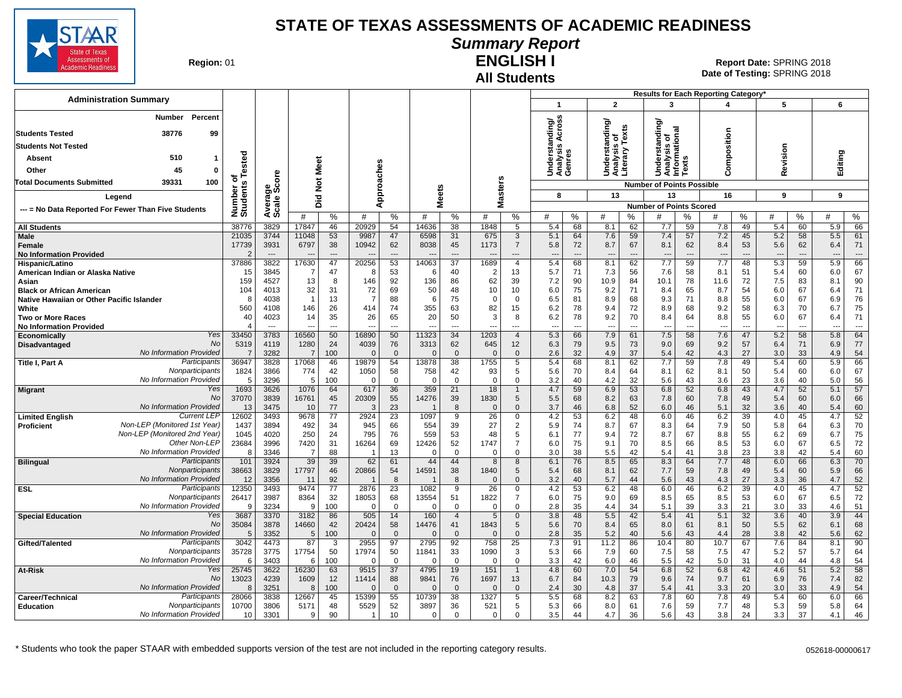# STATE OF TEXAS ASSESSMENTS OF ACADEMIC READINESS

## Summary Report

## ENGLISH I

## All Students

**Region:** 01

**Report Date:** SPRING 2018
**Date of Testing:** SPRING 2018

### Administration Summary

| | Number | Percent |
|---|---|---|
| Students Tested | 38776 | 99 |
| Students Not Tested | | |
| Absent | 510 | 1 |
| Other | 45 | 0 |
| Total Documents Submitted | 39331 | 100 |

Legend: --- = No Data Reported For Fewer Than Five Students

Results for Each Reporting Category*: 1 = Understanding/Analysis Across Genres (8 points possible); 2 = Understanding/Analysis of Literary Texts (13); 3 = Understanding/Analysis of Informational Texts (13); 4 = Composition (16); 5 = Revision (9); 6 = Editing (9). Values under each category are Number of Points Scored (#) and %.

| Group | | Number of Students Tested | Average Scale Score | Did Not Meet # | Did Not Meet % | Approaches # | Approaches % | Meets # | Meets % | Masters # | Masters % | 1 # | 1 % | 2 # | 2 % | 3 # | 3 % | 4 # | 4 % | 5 # | 5 % | 6 # | 6 % |
|---|---|---|---|---|---|---|---|---|---|---|---|---|---|---|---|---|---|---|---|---|---|---|---|
| All Students | | 38776 | 3829 | 17847 | 46 | 20929 | 54 | 14636 | 38 | 1848 | 5 | 5.4 | 68 | 8.1 | 62 | 7.7 | 59 | 7.8 | 49 | 5.4 | 60 | 5.9 | 66 |
| Male | | 21035 | 3744 | 11048 | 53 | 9987 | 47 | 6598 | 31 | 675 | 3 | 5.1 | 64 | 7.6 | 59 | 7.4 | 57 | 7.2 | 45 | 5.2 | 58 | 5.5 | 61 |
| Female | | 17739 | 3931 | 6797 | 38 | 10942 | 62 | 8038 | 45 | 1173 | 7 | 5.8 | 72 | 8.7 | 67 | 8.1 | 62 | 8.4 | 53 | 5.6 | 62 | 6.4 | 71 |
| No Information Provided | | 2 | --- | --- | --- | --- | --- | --- | --- | --- | --- | --- | --- | --- | --- | --- | --- | --- | --- | --- | --- | --- | --- |
| Hispanic/Latino | | 37886 | 3822 | 17630 | 47 | 20256 | 53 | 14063 | 37 | 1689 | 4 | 5.4 | 68 | 8.1 | 62 | 7.7 | 59 | 7.7 | 48 | 5.3 | 59 | 5.9 | 66 |
| American Indian or Alaska Native | | 15 | 3845 | 7 | 47 | 8 | 53 | 6 | 40 | 2 | 13 | 5.7 | 71 | 7.3 | 56 | 7.6 | 58 | 8.1 | 51 | 5.4 | 60 | 6.0 | 67 |
| Asian | | 159 | 4527 | 13 | 8 | 146 | 92 | 136 | 86 | 62 | 39 | 7.2 | 90 | 10.9 | 84 | 10.1 | 78 | 11.6 | 72 | 7.5 | 83 | 8.1 | 90 |
| Black or African American | | 104 | 4013 | 32 | 31 | 72 | 69 | 50 | 48 | 10 | 10 | 6.0 | 75 | 9.2 | 71 | 8.4 | 65 | 8.7 | 54 | 6.0 | 67 | 6.4 | 71 |
| Native Hawaiian or Other Pacific Islander | | 8 | 4038 | 1 | 13 | 7 | 88 | 6 | 75 | 0 | 0 | 6.5 | 81 | 8.9 | 68 | 9.3 | 71 | 8.8 | 55 | 6.0 | 67 | 6.9 | 76 |
| White | | 560 | 4108 | 146 | 26 | 414 | 74 | 355 | 63 | 82 | 15 | 6.2 | 78 | 9.4 | 72 | 8.9 | 68 | 9.2 | 58 | 6.3 | 70 | 6.7 | 75 |
| Two or More Races | | 40 | 4023 | 14 | 35 | 26 | 65 | 20 | 50 | 3 | 8 | 6.2 | 78 | 9.2 | 70 | 8.4 | 64 | 8.8 | 55 | 6.0 | 67 | 6.4 | 71 |
| No Information Provided | | 4 | --- | --- | --- | --- | --- | --- | --- | --- | --- | --- | --- | --- | --- | --- | --- | --- | --- | --- | --- | --- | --- |
| Economically Disadvantaged | Yes | 33450 | 3783 | 16560 | 50 | 16890 | 50 | 11323 | 34 | 1203 | 4 | 5.3 | 66 | 7.9 | 61 | 7.5 | 58 | 7.6 | 47 | 5.2 | 58 | 5.8 | 64 |
| | No | 5319 | 4119 | 1280 | 24 | 4039 | 76 | 3313 | 62 | 645 | 12 | 6.3 | 79 | 9.5 | 73 | 9.0 | 69 | 9.2 | 57 | 6.4 | 71 | 6.9 | 77 |
| | No Information Provided | 7 | 3282 | 7 | 100 | 0 | 0 | 0 | 0 | 0 | 0 | 2.6 | 32 | 4.9 | 37 | 5.4 | 42 | 4.3 | 27 | 3.0 | 33 | 4.9 | 54 |
| Title I, Part A | Participants | 36947 | 3828 | 17068 | 46 | 19879 | 54 | 13878 | 38 | 1755 | 5 | 5.4 | 68 | 8.1 | 62 | 7.7 | 59 | 7.8 | 49 | 5.4 | 60 | 5.9 | 66 |
| | Nonparticipants | 1824 | 3866 | 774 | 42 | 1050 | 58 | 758 | 42 | 93 | 5 | 5.6 | 70 | 8.4 | 64 | 8.1 | 62 | 8.1 | 50 | 5.4 | 60 | 6.0 | 67 |
| | No Information Provided | 5 | 3296 | 5 | 100 | 0 | 0 | 0 | 0 | 0 | 0 | 3.2 | 40 | 4.2 | 32 | 5.6 | 43 | 3.6 | 23 | 3.6 | 40 | 5.0 | 56 |
| Migrant | Yes | 1693 | 3626 | 1076 | 64 | 617 | 36 | 359 | 21 | 18 | 1 | 4.7 | 59 | 6.9 | 53 | 6.8 | 52 | 6.8 | 43 | 4.7 | 52 | 5.1 | 57 |
| | No | 37070 | 3839 | 16761 | 45 | 20309 | 55 | 14276 | 39 | 1830 | 5 | 5.5 | 68 | 8.2 | 63 | 7.8 | 60 | 7.8 | 49 | 5.4 | 60 | 6.0 | 66 |
| | No Information Provided | 13 | 3475 | 10 | 77 | 3 | 23 | 1 | 8 | 0 | 0 | 3.7 | 46 | 6.8 | 52 | 6.0 | 46 | 5.1 | 32 | 3.6 | 40 | 5.4 | 60 |
| Limited English Proficient | Current LEP | 12602 | 3493 | 9678 | 77 | 2924 | 23 | 1097 | 9 | 26 | 0 | 4.2 | 53 | 6.2 | 48 | 6.0 | 46 | 6.2 | 39 | 4.0 | 45 | 4.7 | 52 |
| | Non-LEP (Monitored 1st Year) | 1437 | 3894 | 492 | 34 | 945 | 66 | 554 | 39 | 27 | 2 | 5.9 | 74 | 8.7 | 67 | 8.3 | 64 | 7.9 | 50 | 5.8 | 64 | 6.3 | 70 |
| | Non-LEP (Monitored 2nd Year) | 1045 | 4020 | 250 | 24 | 795 | 76 | 559 | 53 | 48 | 5 | 6.1 | 77 | 9.4 | 72 | 8.7 | 67 | 8.8 | 55 | 6.2 | 69 | 6.7 | 75 |
| | Other Non-LEP | 23684 | 3996 | 7420 | 31 | 16264 | 69 | 12426 | 52 | 1747 | 7 | 6.0 | 75 | 9.1 | 70 | 8.5 | 66 | 8.5 | 53 | 6.0 | 67 | 6.5 | 72 |
| | No Information Provided | 8 | 3346 | 7 | 88 | 1 | 13 | 0 | 0 | 0 | 0 | 3.0 | 38 | 5.5 | 42 | 5.4 | 41 | 3.8 | 23 | 3.8 | 42 | 5.4 | 60 |
| Bilingual | Participants | 101 | 3924 | 39 | 39 | 62 | 61 | 44 | 44 | 8 | 8 | 6.1 | 76 | 8.5 | 65 | 8.3 | 64 | 7.7 | 48 | 6.0 | 66 | 6.3 | 70 |
| | Nonparticipants | 38663 | 3829 | 17797 | 46 | 20866 | 54 | 14591 | 38 | 1840 | 5 | 5.4 | 68 | 8.1 | 62 | 7.7 | 59 | 7.8 | 49 | 5.4 | 60 | 5.9 | 66 |
| | No Information Provided | 12 | 3356 | 11 | 92 | 1 | 8 | 1 | 8 | 0 | 0 | 3.2 | 40 | 5.7 | 44 | 5.6 | 43 | 4.3 | 27 | 3.3 | 36 | 4.7 | 52 |
| ESL | Participants | 12350 | 3493 | 9474 | 77 | 2876 | 23 | 1082 | 9 | 26 | 0 | 4.2 | 53 | 6.2 | 48 | 6.0 | 46 | 6.2 | 39 | 4.0 | 45 | 4.7 | 52 |
| | Nonparticipants | 26417 | 3987 | 8364 | 32 | 18053 | 68 | 13554 | 51 | 1822 | 7 | 6.0 | 75 | 9.0 | 69 | 8.5 | 65 | 8.5 | 53 | 6.0 | 67 | 6.5 | 72 |
| | No Information Provided | 9 | 3234 | 9 | 100 | 0 | 0 | 0 | 0 | 0 | 0 | 2.8 | 35 | 4.4 | 34 | 5.1 | 39 | 3.3 | 21 | 3.0 | 33 | 4.6 | 51 |
| Special Education | Yes | 3687 | 3370 | 3182 | 86 | 505 | 14 | 160 | 4 | 5 | 0 | 3.8 | 48 | 5.5 | 42 | 5.4 | 41 | 5.1 | 32 | 3.6 | 40 | 3.9 | 44 |
| | No | 35084 | 3878 | 14660 | 42 | 20424 | 58 | 14476 | 41 | 1843 | 5 | 5.6 | 70 | 8.4 | 65 | 8.0 | 61 | 8.1 | 50 | 5.5 | 62 | 6.1 | 68 |
| | No Information Provided | 5 | 3352 | 5 | 100 | 0 | 0 | 0 | 0 | 0 | 0 | 2.8 | 35 | 5.2 | 40 | 5.6 | 43 | 4.4 | 28 | 3.8 | 42 | 5.6 | 62 |
| Gifted/Talented | Participants | 3042 | 4473 | 87 | 3 | 2955 | 97 | 2795 | 92 | 758 | 25 | 7.3 | 91 | 11.2 | 86 | 10.4 | 80 | 10.7 | 67 | 7.6 | 84 | 8.1 | 90 |
| | Nonparticipants | 35728 | 3775 | 17754 | 50 | 17974 | 50 | 11841 | 33 | 1090 | 3 | 5.3 | 66 | 7.9 | 60 | 7.5 | 58 | 7.5 | 47 | 5.2 | 57 | 5.7 | 64 |
| | No Information Provided | 6 | 3403 | 6 | 100 | 0 | 0 | 0 | 0 | 0 | 0 | 3.3 | 42 | 6.0 | 46 | 5.5 | 42 | 5.0 | 31 | 4.0 | 44 | 4.8 | 54 |
| At-Risk | Yes | 25745 | 3622 | 16230 | 63 | 9515 | 37 | 4795 | 19 | 151 | 1 | 4.8 | 60 | 7.0 | 54 | 6.8 | 52 | 6.8 | 42 | 4.6 | 51 | 5.2 | 58 |
| | No | 13023 | 4239 | 1609 | 12 | 11414 | 88 | 9841 | 76 | 1697 | 13 | 6.7 | 84 | 10.3 | 79 | 9.6 | 74 | 9.7 | 61 | 6.9 | 76 | 7.4 | 82 |
| | No Information Provided | 8 | 3251 | 8 | 100 | 0 | 0 | 0 | 0 | 0 | 0 | 2.4 | 30 | 4.8 | 37 | 5.4 | 41 | 3.3 | 20 | 3.0 | 33 | 4.9 | 54 |
| Career/Technical Education | Participants | 28066 | 3838 | 12667 | 45 | 15399 | 55 | 10739 | 38 | 1327 | 5 | 5.5 | 68 | 8.2 | 63 | 7.8 | 60 | 7.8 | 49 | 5.4 | 60 | 6.0 | 66 |
| | Nonparticipants | 10700 | 3806 | 5171 | 48 | 5529 | 52 | 3897 | 36 | 521 | 5 | 5.3 | 66 | 8.0 | 61 | 7.6 | 59 | 7.7 | 48 | 5.3 | 59 | 5.8 | 64 |
| | No Information Provided | 10 | 3301 | 9 | 90 | 1 | 10 | 0 | 0 | 0 | 0 | 3.5 | 44 | 4.7 | 36 | 5.6 | 43 | 3.8 | 24 | 3.3 | 37 | 4.1 | 46 |

\* Students who took the paper STAAR with embedded supports version of the test are not included in the reporting category results.

052618-00000617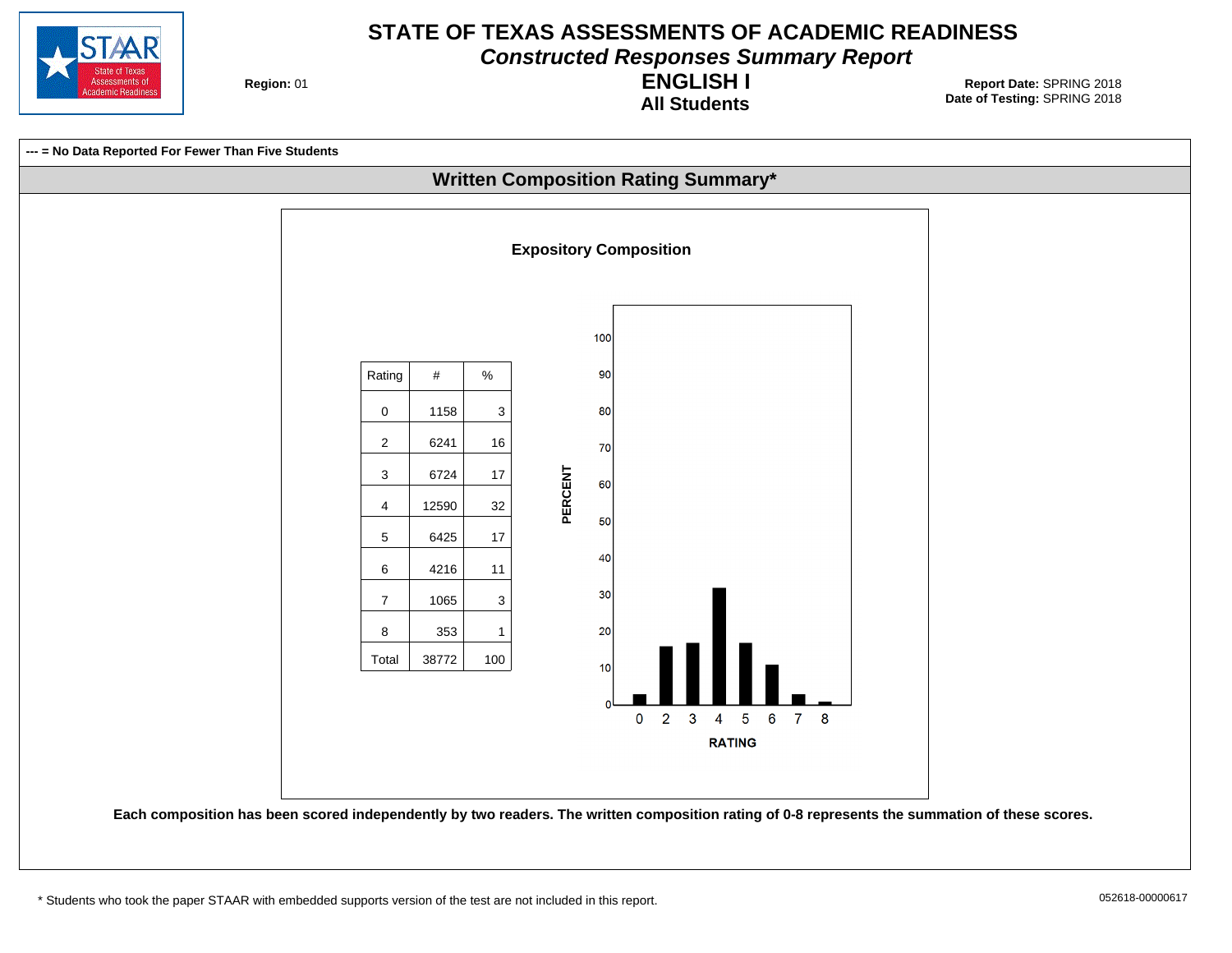# STATE OF TEXAS ASSESSMENTS OF ACADEMIC READINESS

## *Constructed Responses Summary Report*

## ENGLISH I

### All Students

**Region:** 01

**Report Date:** SPRING 2018
**Date of Testing:** SPRING 2018

**--- = No Data Reported For Fewer Than Five Students**

## Written Composition Rating Summary*

### Expository Composition

| Rating | # | % |
|---|---|---|
| 0 | 1158 | 3 |
| 2 | 6241 | 16 |
| 3 | 6724 | 17 |
| 4 | 12590 | 32 |
| 5 | 6425 | 17 |
| 6 | 4216 | 11 |
| 7 | 1065 | 3 |
| 8 | 353 | 1 |
| Total | 38772 | 100 |

**Each composition has been scored independently by two readers. The written composition rating of 0-8 represents the summation of these scores.**

* Students who took the paper STAAR with embedded supports version of the test are not included in this report.

052618-00000617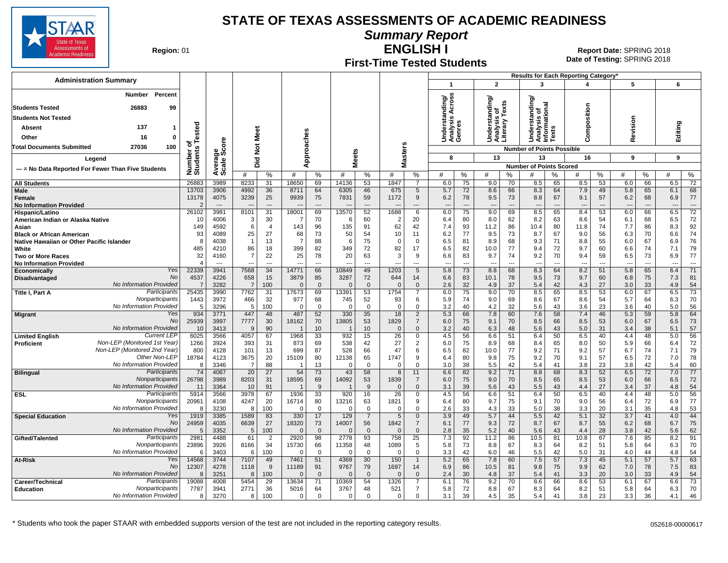# STATE OF TEXAS ASSESSMENTS OF ACADEMIC READINESS

## Summary Report

## ENGLISH I

### First-Time Tested Students

Region: 01

Report Date: SPRING 2018
Date of Testing: SPRING 2018

**Administration Summary**

| | Number | Percent |
|---|---|---|
| Students Tested | 26883 | 99 |
| Students Not Tested | | |
| Absent | 137 | 1 |
| Other | 16 | 0 |
| Total Documents Submitted | 27036 | 100 |

Legend: --- = No Data Reported For Fewer Than Five Students

Results for Each Reporting Category*: 1 = Understanding/Analysis Across Genres (8 points possible); 2 = Understanding/Analysis of Literary Texts (13); 3 = Understanding/Analysis of Informational Texts (13); 4 = Composition (16); 5 = Revision (9); 6 = Editing (9). Values are Number of Points Scored.

| Group | | Number of Students Tested | Average Scale Score | Did Not Meet # | Did Not Meet % | Approaches # | Approaches % | Meets # | Meets % | Masters # | Masters % | 1 # | 1 % | 2 # | 2 % | 3 # | 3 % | 4 # | 4 % | 5 # | 5 % | 6 # | 6 % |
|---|---|---|---|---|---|---|---|---|---|---|---|---|---|---|---|---|---|---|---|---|---|---|---|
| All Students | | 26883 | 3989 | 8233 | 31 | 18650 | 69 | 14136 | 53 | 1847 | 7 | 6.0 | 75 | 9.0 | 70 | 8.5 | 65 | 8.5 | 53 | 6.0 | 66 | 6.5 | 72 |
| Male | | 13703 | 3906 | 4992 | 36 | 8711 | 64 | 6305 | 46 | 675 | 5 | 5.7 | 72 | 8.6 | 66 | 8.3 | 64 | 7.9 | 49 | 5.8 | 65 | 6.1 | 68 |
| Female | | 13178 | 4075 | 3239 | 25 | 9939 | 75 | 7831 | 59 | 1172 | 9 | 6.2 | 78 | 9.5 | 73 | 8.8 | 67 | 9.1 | 57 | 6.2 | 68 | 6.9 | 77 |
| No Information Provided | | 2 | --- | --- | --- | --- | --- | --- | --- | --- | --- | --- | --- | --- | --- | --- | --- | --- | --- | --- | --- | --- | --- |
| Hispanic/Latino | | 26102 | 3981 | 8101 | 31 | 18001 | 69 | 13570 | 52 | 1688 | 6 | 6.0 | 75 | 9.0 | 69 | 8.5 | 65 | 8.4 | 53 | 6.0 | 66 | 6.5 | 72 |
| American Indian or Alaska Native | | 10 | 4006 | 3 | 30 | 7 | 70 | 6 | 60 | 2 | 20 | 6.4 | 80 | 8.0 | 62 | 8.2 | 63 | 8.6 | 54 | 6.1 | 68 | 6.5 | 72 |
| Asian | | 149 | 4592 | 6 | 4 | 143 | 96 | 135 | 91 | 62 | 42 | 7.4 | 93 | 11.2 | 86 | 10.4 | 80 | 11.8 | 74 | 7.7 | 86 | 8.3 | 92 |
| Black or African American | | 93 | 4089 | 25 | 27 | 68 | 73 | 50 | 54 | 10 | 11 | 6.2 | 77 | 9.5 | 73 | 8.7 | 67 | 9.0 | 56 | 6.3 | 70 | 6.6 | 74 |
| Native Hawaiian or Other Pacific Islander | | 8 | 4038 | 1 | 13 | 7 | 88 | 6 | 75 | 0 | 0 | 6.5 | 81 | 8.9 | 68 | 9.3 | 71 | 8.8 | 55 | 6.0 | 67 | 6.9 | 76 |
| White | | 485 | 4210 | 86 | 18 | 399 | 82 | 349 | 72 | 82 | 17 | 6.5 | 82 | 10.0 | 77 | 9.4 | 72 | 9.7 | 60 | 6.6 | 74 | 7.1 | 79 |
| Two or More Races | | 32 | 4160 | 7 | 22 | 25 | 78 | 20 | 63 | 3 | 9 | 6.6 | 83 | 9.7 | 74 | 9.2 | 70 | 9.4 | 59 | 6.5 | 73 | 6.9 | 77 |
| No Information Provided | | 4 | --- | --- | --- | --- | --- | --- | --- | --- | --- | --- | --- | --- | --- | --- | --- | --- | --- | --- | --- | --- | --- |
| Economically Disadvantaged | Yes | 22339 | 3941 | 7568 | 34 | 14771 | 66 | 10849 | 49 | 1203 | 5 | 5.8 | 73 | 8.8 | 68 | 8.3 | 64 | 8.2 | 51 | 5.8 | 65 | 6.4 | 71 |
| | No | 4537 | 4226 | 658 | 15 | 3879 | 85 | 3287 | 72 | 644 | 14 | 6.6 | 83 | 10.1 | 78 | 9.5 | 73 | 9.7 | 60 | 6.8 | 75 | 7.3 | 81 |
| | No Information Provided | 7 | 3282 | 7 | 100 | 0 | 0 | 0 | 0 | 0 | 0 | 2.6 | 32 | 4.9 | 37 | 5.4 | 42 | 4.3 | 27 | 3.0 | 33 | 4.9 | 54 |
| Title I, Part A | Participants | 25435 | 3990 | 7762 | 31 | 17673 | 69 | 13391 | 53 | 1754 | 7 | 6.0 | 75 | 9.0 | 70 | 8.5 | 65 | 8.5 | 53 | 6.0 | 67 | 6.5 | 73 |
| | Nonparticipants | 1443 | 3972 | 466 | 32 | 977 | 68 | 745 | 52 | 93 | 6 | 5.9 | 74 | 9.0 | 69 | 8.6 | 67 | 8.6 | 54 | 5.7 | 64 | 6.3 | 70 |
| | No Information Provided | 5 | 3296 | 5 | 100 | 0 | 0 | 0 | 0 | 0 | 0 | 3.2 | 40 | 4.2 | 32 | 5.6 | 43 | 3.6 | 23 | 3.6 | 40 | 5.0 | 56 |
| Migrant | Yes | 934 | 3771 | 447 | 48 | 487 | 52 | 330 | 35 | 18 | 2 | 5.3 | 66 | 7.8 | 60 | 7.6 | 58 | 7.4 | 46 | 5.3 | 59 | 5.8 | 64 |
| | No | 25939 | 3997 | 7777 | 30 | 18162 | 70 | 13805 | 53 | 1829 | 7 | 6.0 | 75 | 9.1 | 70 | 8.5 | 66 | 8.5 | 53 | 6.0 | 67 | 6.5 | 73 |
| | No Information Provided | 10 | 3413 | 9 | 90 | 1 | 10 | 1 | 10 | 0 | 0 | 3.2 | 40 | 6.3 | 48 | 5.6 | 43 | 5.0 | 31 | 3.4 | 38 | 5.1 | 57 |
| Limited English Proficient | Current LEP | 6025 | 3566 | 4057 | 67 | 1968 | 33 | 932 | 15 | 26 | 0 | 4.5 | 56 | 6.6 | 51 | 6.4 | 50 | 6.5 | 40 | 4.4 | 48 | 5.0 | 56 |
| | Non-LEP (Monitored 1st Year) | 1266 | 3924 | 393 | 31 | 873 | 69 | 538 | 42 | 27 | 2 | 6.0 | 75 | 8.9 | 68 | 8.4 | 65 | 8.0 | 50 | 5.9 | 66 | 6.4 | 72 |
| | Non-LEP (Monitored 2nd Year) | 800 | 4128 | 101 | 13 | 699 | 87 | 528 | 66 | 47 | 6 | 6.5 | 82 | 10.0 | 77 | 9.2 | 71 | 9.2 | 57 | 6.7 | 74 | 7.1 | 79 |
| | Other Non-LEP | 18784 | 4123 | 3675 | 20 | 15109 | 80 | 12138 | 65 | 1747 | 9 | 6.4 | 80 | 9.8 | 75 | 9.2 | 70 | 9.1 | 57 | 6.5 | 72 | 7.0 | 78 |
| | No Information Provided | 8 | 3346 | 7 | 88 | 1 | 13 | 0 | 0 | 0 | 0 | 3.0 | 38 | 5.5 | 42 | 5.4 | 41 | 3.8 | 23 | 3.8 | 42 | 5.4 | 60 |
| Bilingual | Participants | 74 | 4067 | 20 | 27 | 54 | 73 | 43 | 58 | 8 | 11 | 6.6 | 82 | 9.2 | 71 | 8.8 | 68 | 8.3 | 52 | 6.5 | 72 | 7.0 | 77 |
| | Nonparticipants | 26798 | 3989 | 8203 | 31 | 18595 | 69 | 14092 | 53 | 1839 | 7 | 6.0 | 75 | 9.0 | 70 | 8.5 | 65 | 8.5 | 53 | 6.0 | 66 | 6.5 | 72 |
| | No Information Provided | 11 | 3364 | 10 | 91 | 1 | 9 | 1 | 9 | 0 | 0 | 3.1 | 39 | 5.6 | 43 | 5.5 | 43 | 4.4 | 27 | 3.4 | 37 | 4.8 | 54 |
| ESL | Participants | 5914 | 3566 | 3978 | 67 | 1936 | 33 | 920 | 16 | 26 | 0 | 4.5 | 56 | 6.6 | 51 | 6.4 | 50 | 6.5 | 40 | 4.4 | 48 | 5.0 | 56 |
| | Nonparticipants | 20961 | 4108 | 4247 | 20 | 16714 | 80 | 13216 | 63 | 1821 | 9 | 6.4 | 80 | 9.7 | 75 | 9.1 | 70 | 9.0 | 56 | 6.4 | 72 | 6.9 | 77 |
| | No Information Provided | 8 | 3230 | 8 | 100 | 0 | 0 | 0 | 0 | 0 | 0 | 2.6 | 33 | 4.3 | 33 | 5.0 | 38 | 3.3 | 20 | 3.1 | 35 | 4.8 | 53 |
| Special Education | Yes | 1919 | 3385 | 1589 | 83 | 330 | 17 | 129 | 7 | 5 | 0 | 3.9 | 49 | 5.7 | 44 | 5.5 | 42 | 5.1 | 32 | 3.7 | 41 | 4.0 | 44 |
| | No | 24959 | 4035 | 6639 | 27 | 18320 | 73 | 14007 | 56 | 1842 | 7 | 6.1 | 77 | 9.3 | 72 | 8.7 | 67 | 8.7 | 55 | 6.2 | 68 | 6.7 | 75 |
| | No Information Provided | 5 | 3352 | 5 | 100 | 0 | 0 | 0 | 0 | 0 | 0 | 2.8 | 35 | 5.2 | 40 | 5.6 | 43 | 4.4 | 28 | 3.8 | 42 | 5.6 | 62 |
| Gifted/Talented | Participants | 2981 | 4488 | 61 | 2 | 2920 | 98 | 2778 | 93 | 758 | 25 | 7.3 | 92 | 11.2 | 86 | 10.5 | 81 | 10.8 | 67 | 7.6 | 85 | 8.2 | 91 |
| | Nonparticipants | 23896 | 3926 | 8166 | 34 | 15730 | 66 | 11358 | 48 | 1089 | 5 | 5.8 | 73 | 8.8 | 67 | 8.3 | 64 | 8.2 | 51 | 5.8 | 64 | 6.3 | 70 |
| | No Information Provided | 6 | 3403 | 6 | 100 | 0 | 0 | 0 | 0 | 0 | 0 | 3.3 | 42 | 6.0 | 46 | 5.5 | 42 | 5.0 | 31 | 4.0 | 44 | 4.8 | 54 |
| At-Risk | Yes | 14568 | 3744 | 7107 | 49 | 7461 | 51 | 4369 | 30 | 150 | 1 | 5.2 | 65 | 7.8 | 60 | 7.5 | 57 | 7.3 | 45 | 5.1 | 57 | 5.7 | 63 |
| | No | 12307 | 4278 | 1118 | 9 | 11189 | 91 | 9767 | 79 | 1697 | 14 | 6.9 | 86 | 10.5 | 81 | 9.8 | 75 | 9.9 | 62 | 7.0 | 78 | 7.5 | 83 |
| | No Information Provided | 8 | 3251 | 8 | 100 | 0 | 0 | 0 | 0 | 0 | 0 | 2.4 | 30 | 4.8 | 37 | 5.4 | 41 | 3.3 | 20 | 3.0 | 33 | 4.9 | 54 |
| Career/Technical Education | Participants | 19088 | 4008 | 5454 | 29 | 13634 | 71 | 10369 | 54 | 1326 | 7 | 6.1 | 76 | 9.2 | 70 | 8.6 | 66 | 8.6 | 53 | 6.1 | 67 | 6.6 | 73 |
| | Nonparticipants | 7787 | 3941 | 2771 | 36 | 5016 | 64 | 3767 | 48 | 521 | 7 | 5.8 | 72 | 8.8 | 67 | 8.3 | 64 | 8.2 | 51 | 5.8 | 64 | 6.3 | 70 |
| | No Information Provided | 8 | 3270 | 8 | 100 | 0 | 0 | 0 | 0 | 0 | 0 | 3.1 | 39 | 4.5 | 35 | 5.4 | 41 | 3.8 | 23 | 3.3 | 36 | 4.1 | 46 |

\* Students who took the paper STAAR with embedded supports version of the test are not included in the reporting category results.

052618-00000617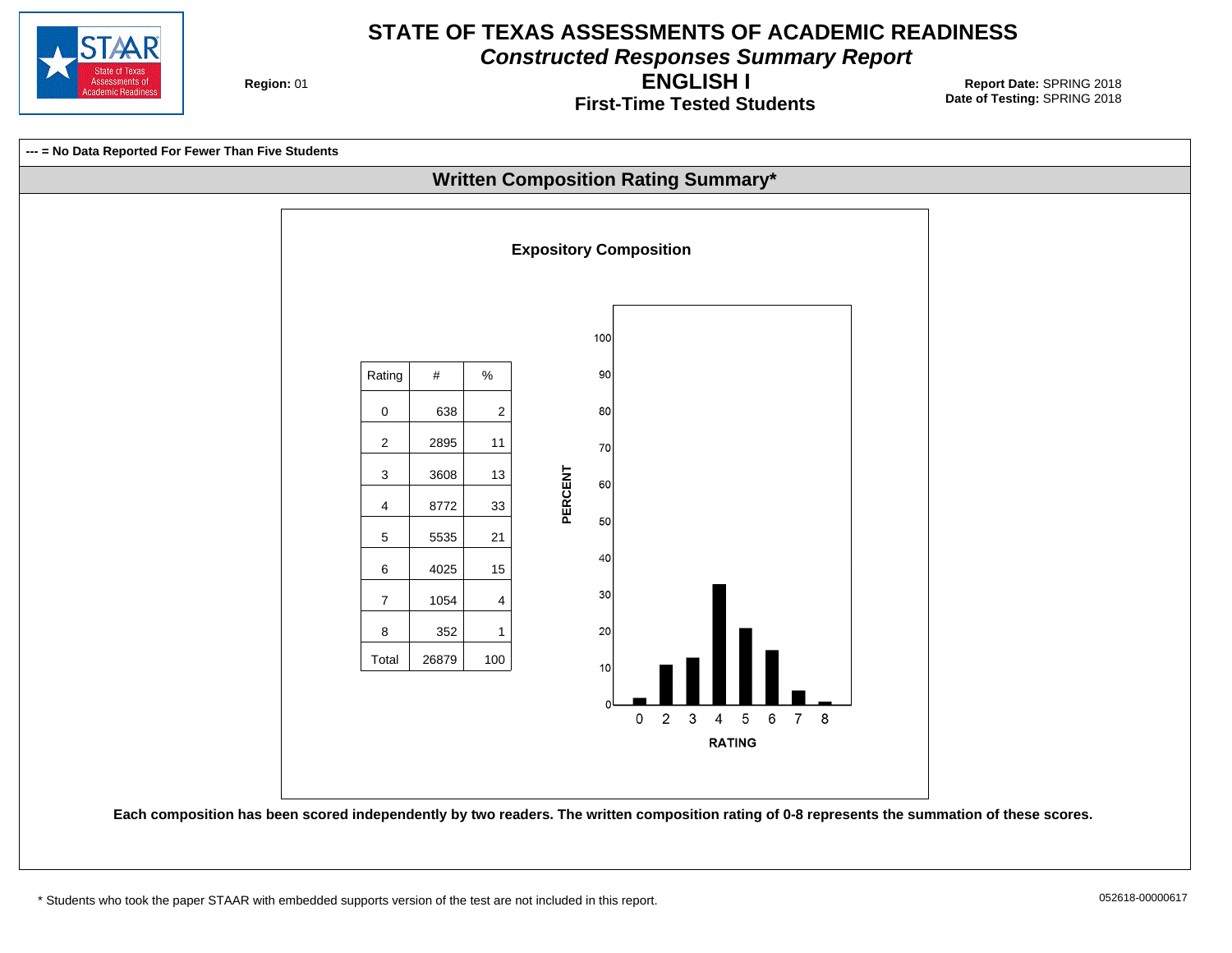# STATE OF TEXAS ASSESSMENTS OF ACADEMIC READINESS

## *Constructed Responses Summary Report*

## ENGLISH I

### First-Time Tested Students

**Region:** 01

**Report Date:** SPRING 2018
**Date of Testing:** SPRING 2018

**--- = No Data Reported For Fewer Than Five Students**

## Written Composition Rating Summary*

### Expository Composition

| Rating | # | % |
|---|---|---|
| 0 | 638 | 2 |
| 2 | 2895 | 11 |
| 3 | 3608 | 13 |
| 4 | 8772 | 33 |
| 5 | 5535 | 21 |
| 6 | 4025 | 15 |
| 7 | 1054 | 4 |
| 8 | 352 | 1 |
| Total | 26879 | 100 |

**Each composition has been scored independently by two readers. The written composition rating of 0-8 represents the summation of these scores.**

* Students who took the paper STAAR with embedded supports version of the test are not included in this report.

052618-00000617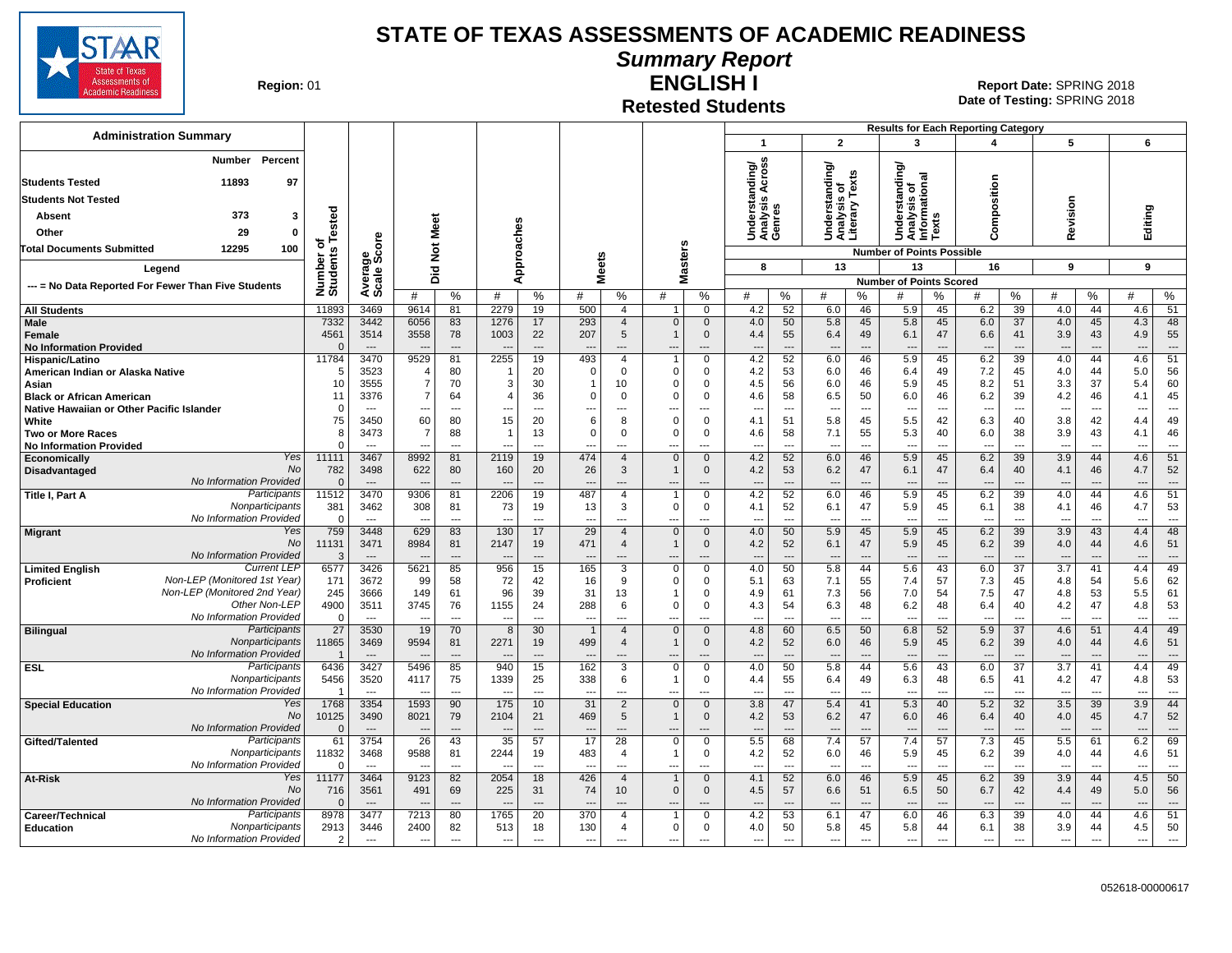# STATE OF TEXAS ASSESSMENTS OF ACADEMIC READINESS

## Summary Report

## ENGLISH I

## Retested Students

**Region:** 01

**Report Date:** SPRING 2018
**Date of Testing:** SPRING 2018

### Administration Summary

| | Number | Percent |
|---|---|---|
| Students Tested | 11893 | 97 |
| Students Not Tested | | |
| Absent | 373 | 3 |
| Other | 29 | 0 |
| Total Documents Submitted | 12295 | 100 |

Legend: --- = No Data Reported For Fewer Than Five Students

Results for Each Reporting Category: 1 = Understanding/Analysis Across Genres (8 points possible); 2 = Understanding/Analysis of Literary Texts (13 points possible); 3 = Understanding/Analysis of Informational Texts (13 points possible); 4 = Composition (16 points possible); 5 = Revision (9 points possible); 6 = Editing (9 points possible). Values are Number of Points Scored.

| Group | | Number of Students Tested | Average Scale Score | Did Not Meet # | Did Not Meet % | Approaches # | Approaches % | Meets # | Meets % | Masters # | Masters % | 1 # | 1 % | 2 # | 2 % | 3 # | 3 % | 4 # | 4 % | 5 # | 5 % | 6 # | 6 % |
|---|---|---|---|---|---|---|---|---|---|---|---|---|---|---|---|---|---|---|---|---|---|---|---|
| All Students | | 11893 | 3469 | 9614 | 81 | 2279 | 19 | 500 | 4 | 1 | 0 | 4.2 | 52 | 6.0 | 46 | 5.9 | 45 | 6.2 | 39 | 4.0 | 44 | 4.6 | 51 |
| Male | | 7332 | 3442 | 6056 | 83 | 1276 | 17 | 293 | 4 | 0 | 0 | 4.0 | 50 | 5.8 | 45 | 5.8 | 45 | 6.0 | 37 | 4.0 | 45 | 4.3 | 48 |
| Female | | 4561 | 3514 | 3558 | 78 | 1003 | 22 | 207 | 5 | 1 | 0 | 4.4 | 55 | 6.4 | 49 | 6.1 | 47 | 6.6 | 41 | 3.9 | 43 | 4.9 | 55 |
| No Information Provided | | 0 | --- | --- | --- | --- | --- | --- | --- | --- | --- | --- | --- | --- | --- | --- | --- | --- | --- | --- | --- | --- | --- |
| Hispanic/Latino | | 11784 | 3470 | 9529 | 81 | 2255 | 19 | 493 | 4 | 1 | 0 | 4.2 | 52 | 6.0 | 46 | 5.9 | 45 | 6.2 | 39 | 4.0 | 44 | 4.6 | 51 |
| American Indian or Alaska Native | | 5 | 3523 | 4 | 80 | 1 | 20 | 0 | 0 | 0 | 0 | 4.2 | 53 | 6.0 | 46 | 6.4 | 49 | 7.2 | 45 | 4.0 | 44 | 5.0 | 56 |
| Asian | | 10 | 3555 | 7 | 70 | 3 | 30 | 1 | 10 | 0 | 0 | 4.5 | 56 | 6.0 | 46 | 5.9 | 45 | 8.2 | 51 | 3.3 | 37 | 5.4 | 60 |
| Black or African American | | 11 | 3376 | 7 | 64 | 4 | 36 | 0 | 0 | 0 | 0 | 4.6 | 58 | 6.5 | 50 | 6.0 | 46 | 6.2 | 39 | 4.2 | 46 | 4.1 | 45 |
| Native Hawaiian or Other Pacific Islander | | 0 | --- | --- | --- | --- | --- | --- | --- | --- | --- | --- | --- | --- | --- | --- | --- | --- | --- | --- | --- | --- | --- |
| White | | 75 | 3450 | 60 | 80 | 15 | 20 | 6 | 8 | 0 | 0 | 4.1 | 51 | 5.8 | 45 | 5.5 | 42 | 6.3 | 40 | 3.8 | 42 | 4.4 | 49 |
| Two or More Races | | 8 | 3473 | 7 | 88 | 1 | 13 | 0 | 0 | 0 | 0 | 4.6 | 58 | 7.1 | 55 | 5.3 | 40 | 6.0 | 38 | 3.9 | 43 | 4.1 | 46 |
| No Information Provided | | 0 | --- | --- | --- | --- | --- | --- | --- | --- | --- | --- | --- | --- | --- | --- | --- | --- | --- | --- | --- | --- | --- |
| Economically Disadvantaged | Yes | 11111 | 3467 | 8992 | 81 | 2119 | 19 | 474 | 4 | 0 | 0 | 4.2 | 52 | 6.0 | 46 | 5.9 | 45 | 6.2 | 39 | 3.9 | 44 | 4.6 | 51 |
| | No | 782 | 3498 | 622 | 80 | 160 | 20 | 26 | 3 | 1 | 0 | 4.2 | 53 | 6.2 | 47 | 6.1 | 47 | 6.4 | 40 | 4.1 | 46 | 4.7 | 52 |
| | No Information Provided | 0 | --- | --- | --- | --- | --- | --- | --- | --- | --- | --- | --- | --- | --- | --- | --- | --- | --- | --- | --- | --- | --- |
| Title I, Part A | Participants | 11512 | 3470 | 9306 | 81 | 2206 | 19 | 487 | 4 | 1 | 0 | 4.2 | 52 | 6.0 | 46 | 5.9 | 45 | 6.2 | 39 | 4.0 | 44 | 4.6 | 51 |
| | Nonparticipants | 381 | 3462 | 308 | 81 | 73 | 19 | 13 | 3 | 0 | 0 | 4.1 | 52 | 6.1 | 47 | 5.9 | 45 | 6.1 | 38 | 4.1 | 46 | 4.7 | 53 |
| | No Information Provided | 0 | --- | --- | --- | --- | --- | --- | --- | --- | --- | --- | --- | --- | --- | --- | --- | --- | --- | --- | --- | --- | --- |
| Migrant | Yes | 759 | 3448 | 629 | 83 | 130 | 17 | 29 | 4 | 0 | 0 | 4.0 | 50 | 5.9 | 45 | 5.9 | 45 | 6.2 | 39 | 3.9 | 43 | 4.4 | 48 |
| | No | 11131 | 3471 | 8984 | 81 | 2147 | 19 | 471 | 4 | 1 | 0 | 4.2 | 52 | 6.1 | 47 | 5.9 | 45 | 6.2 | 39 | 4.0 | 44 | 4.6 | 51 |
| | No Information Provided | 3 | --- | --- | --- | --- | --- | --- | --- | --- | --- | --- | --- | --- | --- | --- | --- | --- | --- | --- | --- | --- | --- |
| Limited English Proficient | Current LEP | 6577 | 3426 | 5621 | 85 | 956 | 15 | 165 | 3 | 0 | 0 | 4.0 | 50 | 5.8 | 44 | 5.6 | 43 | 6.0 | 37 | 3.7 | 41 | 4.4 | 49 |
| | Non-LEP (Monitored 1st Year) | 171 | 3672 | 99 | 58 | 72 | 42 | 16 | 9 | 0 | 0 | 5.1 | 63 | 7.1 | 55 | 7.4 | 57 | 7.3 | 45 | 4.8 | 54 | 5.6 | 62 |
| | Non-LEP (Monitored 2nd Year) | 245 | 3666 | 149 | 61 | 96 | 39 | 31 | 13 | 1 | 0 | 4.9 | 61 | 7.3 | 56 | 7.0 | 54 | 7.5 | 47 | 4.8 | 53 | 5.5 | 61 |
| | Other Non-LEP | 4900 | 3511 | 3745 | 76 | 1155 | 24 | 288 | 6 | 0 | 0 | 4.3 | 54 | 6.3 | 48 | 6.2 | 48 | 6.4 | 40 | 4.2 | 47 | 4.8 | 53 |
| | No Information Provided | 0 | --- | --- | --- | --- | --- | --- | --- | --- | --- | --- | --- | --- | --- | --- | --- | --- | --- | --- | --- | --- | --- |
| Bilingual | Participants | 27 | 3530 | 19 | 70 | 8 | 30 | 1 | 4 | 0 | 0 | 4.8 | 60 | 6.5 | 50 | 6.8 | 52 | 5.9 | 37 | 4.6 | 51 | 4.4 | 49 |
| | Nonparticipants | 11865 | 3469 | 9594 | 81 | 2271 | 19 | 499 | 4 | 1 | 0 | 4.2 | 52 | 6.0 | 46 | 5.9 | 45 | 6.2 | 39 | 4.0 | 44 | 4.6 | 51 |
| | No Information Provided | 1 | --- | --- | --- | --- | --- | --- | --- | --- | --- | --- | --- | --- | --- | --- | --- | --- | --- | --- | --- | --- | --- |
| ESL | Participants | 6436 | 3427 | 5496 | 85 | 940 | 15 | 162 | 3 | 0 | 0 | 4.0 | 50 | 5.8 | 44 | 5.6 | 43 | 6.0 | 37 | 3.7 | 41 | 4.4 | 49 |
| | Nonparticipants | 5456 | 3520 | 4117 | 75 | 1339 | 25 | 338 | 6 | 1 | 0 | 4.4 | 55 | 6.4 | 49 | 6.3 | 48 | 6.5 | 41 | 4.2 | 47 | 4.8 | 53 |
| | No Information Provided | 1 | --- | --- | --- | --- | --- | --- | --- | --- | --- | --- | --- | --- | --- | --- | --- | --- | --- | --- | --- | --- | --- |
| Special Education | Yes | 1768 | 3354 | 1593 | 90 | 175 | 10 | 31 | 2 | 0 | 0 | 3.8 | 47 | 5.4 | 41 | 5.3 | 40 | 5.2 | 32 | 3.5 | 39 | 3.9 | 44 |
| | No | 10125 | 3490 | 8021 | 79 | 2104 | 21 | 469 | 5 | 1 | 0 | 4.2 | 53 | 6.2 | 47 | 6.0 | 46 | 6.4 | 40 | 4.0 | 45 | 4.7 | 52 |
| | No Information Provided | 0 | --- | --- | --- | --- | --- | --- | --- | --- | --- | --- | --- | --- | --- | --- | --- | --- | --- | --- | --- | --- | --- |
| Gifted/Talented | Participants | 61 | 3754 | 26 | 43 | 35 | 57 | 17 | 28 | 0 | 0 | 5.5 | 68 | 7.4 | 57 | 7.4 | 57 | 7.3 | 45 | 5.5 | 61 | 6.2 | 69 |
| | Nonparticipants | 11832 | 3468 | 9588 | 81 | 2244 | 19 | 483 | 4 | 1 | 0 | 4.2 | 52 | 6.0 | 46 | 5.9 | 45 | 6.2 | 39 | 4.0 | 44 | 4.6 | 51 |
| | No Information Provided | 0 | --- | --- | --- | --- | --- | --- | --- | --- | --- | --- | --- | --- | --- | --- | --- | --- | --- | --- | --- | --- | --- |
| At-Risk | Yes | 11177 | 3464 | 9123 | 82 | 2054 | 18 | 426 | 4 | 1 | 0 | 4.1 | 52 | 6.0 | 46 | 5.9 | 45 | 6.2 | 39 | 3.9 | 44 | 4.5 | 50 |
| | No | 716 | 3561 | 491 | 69 | 225 | 31 | 74 | 10 | 0 | 0 | 4.5 | 57 | 6.6 | 51 | 6.5 | 50 | 6.7 | 42 | 4.4 | 49 | 5.0 | 56 |
| | No Information Provided | 0 | --- | --- | --- | --- | --- | --- | --- | --- | --- | --- | --- | --- | --- | --- | --- | --- | --- | --- | --- | --- | --- |
| Career/Technical Education | Participants | 8978 | 3477 | 7213 | 80 | 1765 | 20 | 370 | 4 | 1 | 0 | 4.2 | 53 | 6.1 | 47 | 6.0 | 46 | 6.3 | 39 | 4.0 | 44 | 4.6 | 51 |
| | Nonparticipants | 2913 | 3446 | 2400 | 82 | 513 | 18 | 130 | 4 | 0 | 0 | 4.0 | 50 | 5.8 | 45 | 5.8 | 44 | 6.1 | 38 | 3.9 | 44 | 4.5 | 50 |
| | No Information Provided | 2 | --- | --- | --- | --- | --- | --- | --- | --- | --- | --- | --- | --- | --- | --- | --- | --- | --- | --- | --- | --- | --- |

052618-00000617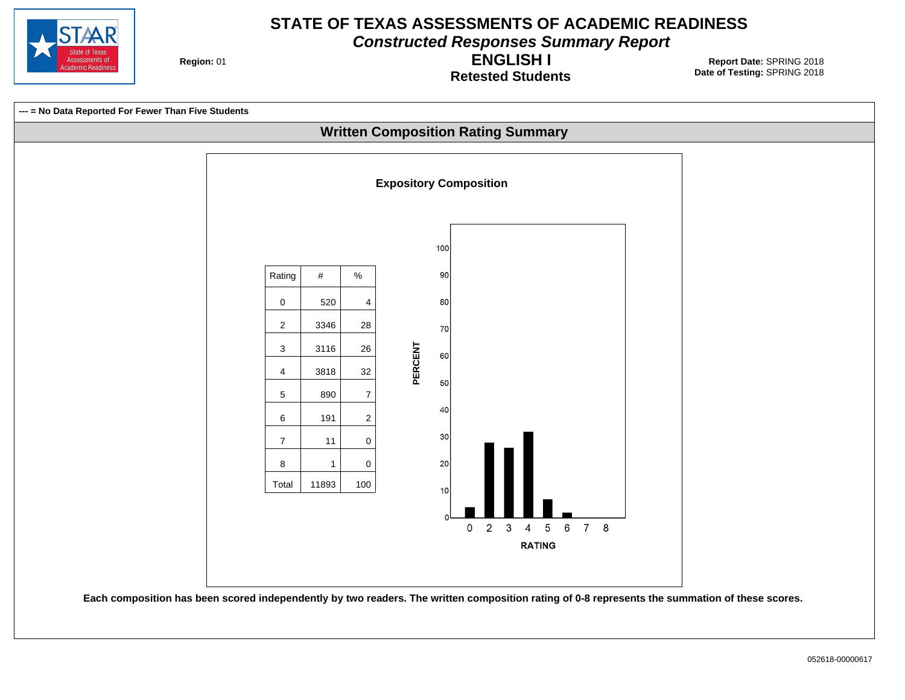# STATE OF TEXAS ASSESSMENTS OF ACADEMIC READINESS

## *Constructed Responses Summary Report*

## ENGLISH I

### Retested Students

**Region:** 01

**Report Date:** SPRING 2018
**Date of Testing:** SPRING 2018

**--- = No Data Reported For Fewer Than Five Students**

## Written Composition Rating Summary

### Expository Composition

| Rating | # | % |
|---|---|---|
| 0 | 520 | 4 |
| 2 | 3346 | 28 |
| 3 | 3116 | 26 |
| 4 | 3818 | 32 |
| 5 | 890 | 7 |
| 6 | 191 | 2 |
| 7 | 11 | 0 |
| 8 | 1 | 0 |
| Total | 11893 | 100 |

**Each composition has been scored independently by two readers. The written composition rating of 0-8 represents the summation of these scores.**

052618-00000617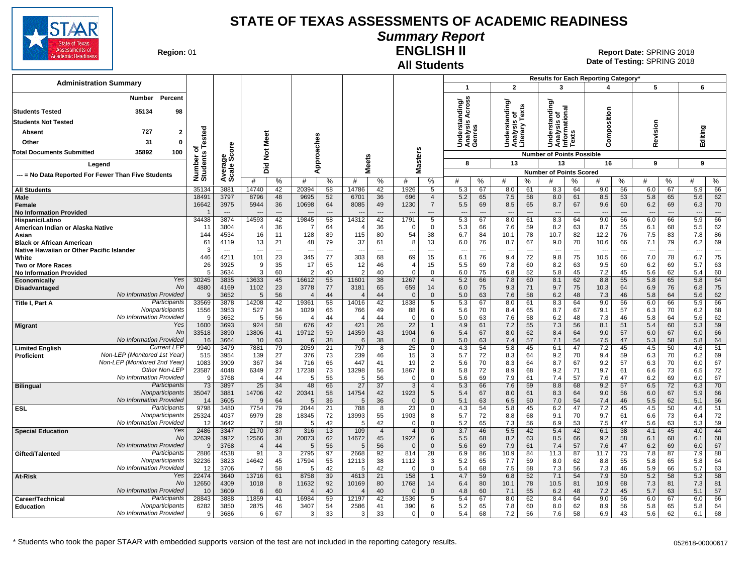# STATE OF TEXAS ASSESSMENTS OF ACADEMIC READINESS

## Summary Report

## ENGLISH II

## All Students

**Region:** 01

**Report Date:** SPRING 2018
**Date of Testing:** SPRING 2018

### Administration Summary

| | Number | Percent |
|---|---|---|
| Students Tested | 35134 | 98 |
| Students Not Tested | | |
| Absent | 727 | 2 |
| Other | 31 | 0 |
| Total Documents Submitted | 35892 | 100 |

Legend: --- = No Data Reported For Fewer Than Five Students

Results for Each Reporting Category*: 1 = Understanding/Analysis Across Genres (8 points possible); 2 = Understanding/Analysis of Literary Texts (13); 3 = Understanding/Analysis of Informational Texts (13); 4 = Composition (16); 5 = Revision (9); 6 = Editing (9). Values are Number of Points Scored.

| Group | | Number of Students Tested | Average Scale Score | Did Not Meet # | Did Not Meet % | Approaches # | Approaches % | Meets # | Meets % | Masters # | Masters % | Cat 1 # | Cat 1 % | Cat 2 # | Cat 2 % | Cat 3 # | Cat 3 % | Cat 4 # | Cat 4 % | Cat 5 # | Cat 5 % | Cat 6 # | Cat 6 % |
|---|---|---|---|---|---|---|---|---|---|---|---|---|---|---|---|---|---|---|---|---|---|---|---|
| All Students | | 35134 | 3881 | 14740 | 42 | 20394 | 58 | 14786 | 42 | 1926 | 5 | 5.3 | 67 | 8.0 | 61 | 8.3 | 64 | 9.0 | 56 | 6.0 | 67 | 5.9 | 66 |
| Male | | 18491 | 3797 | 8796 | 48 | 9695 | 52 | 6701 | 36 | 696 | 4 | 5.2 | 65 | 7.5 | 58 | 8.0 | 61 | 8.5 | 53 | 5.8 | 65 | 5.6 | 62 |
| Female | | 16642 | 3975 | 5944 | 36 | 10698 | 64 | 8085 | 49 | 1230 | 7 | 5.5 | 69 | 8.5 | 65 | 8.7 | 67 | 9.6 | 60 | 6.2 | 69 | 6.3 | 70 |
| No Information Provided | | 1 | --- | --- | --- | --- | --- | --- | --- | --- | --- | --- | --- | --- | --- | --- | --- | --- | --- | --- | --- | --- | --- |
| Hispanic/Latino | | 34438 | 3874 | 14593 | 42 | 19845 | 58 | 14312 | 42 | 1791 | 5 | 5.3 | 67 | 8.0 | 61 | 8.3 | 64 | 9.0 | 56 | 6.0 | 66 | 5.9 | 66 |
| American Indian or Alaska Native | | 11 | 3804 | 4 | 36 | 7 | 64 | 4 | 36 | 0 | 0 | 5.3 | 66 | 7.6 | 59 | 8.2 | 63 | 8.7 | 55 | 6.1 | 68 | 5.5 | 62 |
| Asian | | 144 | 4534 | 16 | 11 | 128 | 89 | 115 | 80 | 54 | 38 | 6.7 | 84 | 10.1 | 78 | 10.7 | 82 | 12.2 | 76 | 7.5 | 83 | 7.8 | 86 |
| Black or African American | | 61 | 4119 | 13 | 21 | 48 | 79 | 37 | 61 | 8 | 13 | 6.0 | 76 | 8.7 | 67 | 9.0 | 70 | 10.6 | 66 | 7.1 | 79 | 6.2 | 69 |
| Native Hawaiian or Other Pacific Islander | | 3 | --- | --- | --- | --- | --- | --- | --- | --- | --- | --- | --- | --- | --- | --- | --- | --- | --- | --- | --- | --- | --- |
| White | | 446 | 4211 | 101 | 23 | 345 | 77 | 303 | 68 | 69 | 15 | 6.1 | 76 | 9.4 | 72 | 9.8 | 75 | 10.5 | 66 | 7.0 | 78 | 6.7 | 75 |
| Two or More Races | | 26 | 3925 | 9 | 35 | 17 | 65 | 12 | 46 | 4 | 15 | 5.5 | 69 | 7.8 | 60 | 8.2 | 63 | 9.5 | 60 | 6.2 | 69 | 5.7 | 63 |
| No Information Provided | | 5 | 3634 | 3 | 60 | 2 | 40 | 2 | 40 | 0 | 0 | 6.0 | 75 | 6.8 | 52 | 5.8 | 45 | 7.2 | 45 | 5.6 | 62 | 5.4 | 60 |
| Economically Disadvantaged | Yes | 30245 | 3835 | 13633 | 45 | 16612 | 55 | 11601 | 38 | 1267 | 4 | 5.2 | 66 | 7.8 | 60 | 8.1 | 62 | 8.8 | 55 | 5.8 | 65 | 5.8 | 64 |
| | No | 4880 | 4169 | 1102 | 23 | 3778 | 77 | 3181 | 65 | 659 | 14 | 6.0 | 75 | 9.3 | 71 | 9.7 | 75 | 10.3 | 64 | 6.9 | 76 | 6.8 | 75 |
| | No Information Provided | 9 | 3652 | 5 | 56 | 4 | 44 | 4 | 44 | 0 | 0 | 5.0 | 63 | 7.6 | 58 | 6.2 | 48 | 7.3 | 46 | 5.8 | 64 | 5.6 | 62 |
| Title I, Part A | Participants | 33569 | 3878 | 14208 | 42 | 19361 | 58 | 14016 | 42 | 1838 | 5 | 5.3 | 67 | 8.0 | 61 | 8.3 | 64 | 9.0 | 56 | 6.0 | 66 | 5.9 | 66 |
| | Nonparticipants | 1556 | 3953 | 527 | 34 | 1029 | 66 | 766 | 49 | 88 | 6 | 5.6 | 70 | 8.4 | 65 | 8.7 | 67 | 9.1 | 57 | 6.3 | 70 | 6.2 | 68 |
| | No Information Provided | 9 | 3652 | 5 | 56 | 4 | 44 | 4 | 44 | 0 | 0 | 5.0 | 63 | 7.6 | 58 | 6.2 | 48 | 7.3 | 46 | 5.8 | 64 | 5.6 | 62 |
| Migrant | Yes | 1600 | 3693 | 924 | 58 | 676 | 42 | 421 | 26 | 22 | 1 | 4.9 | 61 | 7.2 | 55 | 7.3 | 56 | 8.1 | 51 | 5.4 | 60 | 5.3 | 59 |
| | No | 33518 | 3890 | 13806 | 41 | 19712 | 59 | 14359 | 43 | 1904 | 6 | 5.4 | 67 | 8.0 | 62 | 8.4 | 64 | 9.0 | 57 | 6.0 | 67 | 6.0 | 66 |
| | No Information Provided | 16 | 3664 | 10 | 63 | 6 | 38 | 6 | 38 | 0 | 0 | 5.0 | 63 | 7.4 | 57 | 7.1 | 54 | 7.5 | 47 | 5.3 | 58 | 5.8 | 64 |
| Limited English Proficient | Current LEP | 9940 | 3479 | 7881 | 79 | 2059 | 21 | 797 | 8 | 25 | 0 | 4.3 | 54 | 5.8 | 45 | 6.1 | 47 | 7.2 | 45 | 4.5 | 50 | 4.6 | 51 |
| | Non-LEP (Monitored 1st Year) | 515 | 3954 | 139 | 27 | 376 | 73 | 239 | 46 | 15 | 3 | 5.7 | 72 | 8.3 | 64 | 9.2 | 70 | 9.4 | 59 | 6.3 | 70 | 6.2 | 69 |
| | Non-LEP (Monitored 2nd Year) | 1083 | 3909 | 367 | 34 | 716 | 66 | 447 | 41 | 19 | 2 | 5.6 | 70 | 8.3 | 64 | 8.7 | 67 | 9.2 | 57 | 6.3 | 70 | 6.0 | 67 |
| | Other Non-LEP | 23587 | 4048 | 6349 | 27 | 17238 | 73 | 13298 | 56 | 1867 | 8 | 5.8 | 72 | 8.9 | 68 | 9.2 | 71 | 9.7 | 61 | 6.6 | 73 | 6.5 | 72 |
| | No Information Provided | 9 | 3768 | 4 | 44 | 5 | 56 | 5 | 56 | 0 | 0 | 5.6 | 69 | 7.9 | 61 | 7.4 | 57 | 7.6 | 47 | 6.2 | 69 | 6.0 | 67 |
| Bilingual | Participants | 73 | 3897 | 25 | 34 | 48 | 66 | 27 | 37 | 3 | 4 | 5.3 | 66 | 7.6 | 59 | 8.8 | 68 | 9.2 | 57 | 6.5 | 72 | 6.3 | 70 |
| | Nonparticipants | 35047 | 3881 | 14706 | 42 | 20341 | 58 | 14754 | 42 | 1923 | 5 | 5.4 | 67 | 8.0 | 61 | 8.3 | 64 | 9.0 | 56 | 6.0 | 67 | 5.9 | 66 |
| | No Information Provided | 14 | 3605 | 9 | 64 | 5 | 36 | 5 | 36 | 0 | 0 | 5.1 | 63 | 6.5 | 50 | 7.0 | 54 | 7.4 | 46 | 5.5 | 62 | 5.1 | 56 |
| ESL | Participants | 9798 | 3480 | 7754 | 79 | 2044 | 21 | 788 | 8 | 23 | 0 | 4.3 | 54 | 5.8 | 45 | 6.2 | 47 | 7.2 | 45 | 4.5 | 50 | 4.6 | 51 |
| | Nonparticipants | 25324 | 4037 | 6979 | 28 | 18345 | 72 | 13993 | 55 | 1903 | 8 | 5.7 | 72 | 8.8 | 68 | 9.1 | 70 | 9.7 | 61 | 6.6 | 73 | 6.4 | 72 |
| | No Information Provided | 12 | 3642 | 7 | 58 | 5 | 42 | 5 | 42 | 0 | 0 | 5.2 | 65 | 7.3 | 56 | 6.9 | 53 | 7.5 | 47 | 5.6 | 63 | 5.3 | 59 |
| Special Education | Yes | 2486 | 3347 | 2170 | 87 | 316 | 13 | 109 | 4 | 4 | 0 | 3.7 | 46 | 5.5 | 42 | 5.4 | 42 | 6.1 | 38 | 4.1 | 45 | 4.0 | 44 |
| | No | 32639 | 3922 | 12566 | 38 | 20073 | 62 | 14672 | 45 | 1922 | 6 | 5.5 | 68 | 8.2 | 63 | 8.5 | 66 | 9.2 | 58 | 6.1 | 68 | 6.1 | 68 |
| | No Information Provided | 9 | 3768 | 4 | 44 | 5 | 56 | 5 | 56 | 0 | 0 | 5.6 | 69 | 7.9 | 61 | 7.4 | 57 | 7.6 | 47 | 6.2 | 69 | 6.0 | 67 |
| Gifted/Talented | Participants | 2886 | 4538 | 91 | 3 | 2795 | 97 | 2668 | 92 | 814 | 28 | 6.9 | 86 | 10.9 | 84 | 11.3 | 87 | 11.7 | 73 | 7.8 | 87 | 7.9 | 88 |
| | Nonparticipants | 32236 | 3823 | 14642 | 45 | 17594 | 55 | 12113 | 38 | 1112 | 3 | 5.2 | 65 | 7.7 | 59 | 8.0 | 62 | 8.8 | 55 | 5.8 | 65 | 5.8 | 64 |
| | No Information Provided | 12 | 3706 | 7 | 58 | 5 | 42 | 5 | 42 | 0 | 0 | 5.4 | 68 | 7.5 | 58 | 7.3 | 56 | 7.3 | 46 | 5.9 | 66 | 5.7 | 63 |
| At-Risk | Yes | 22474 | 3640 | 13716 | 61 | 8758 | 39 | 4613 | 21 | 158 | 1 | 4.7 | 59 | 6.8 | 52 | 7.1 | 54 | 7.9 | 50 | 5.2 | 58 | 5.2 | 58 |
| | No | 12650 | 4309 | 1018 | 8 | 11632 | 92 | 10169 | 80 | 1768 | 14 | 6.4 | 80 | 10.1 | 78 | 10.5 | 81 | 10.9 | 68 | 7.3 | 81 | 7.3 | 81 |
| | No Information Provided | 10 | 3609 | 6 | 60 | 4 | 40 | 4 | 40 | 0 | 0 | 4.8 | 60 | 7.1 | 55 | 6.2 | 48 | 7.2 | 45 | 5.7 | 63 | 5.1 | 57 |
| Career/Technical Education | Participants | 28843 | 3888 | 11859 | 41 | 16984 | 59 | 12197 | 42 | 1536 | 5 | 5.4 | 67 | 8.0 | 62 | 8.4 | 64 | 9.0 | 56 | 6.0 | 67 | 6.0 | 66 |
| | Nonparticipants | 6282 | 3850 | 2875 | 46 | 3407 | 54 | 2586 | 41 | 390 | 6 | 5.2 | 65 | 7.8 | 60 | 8.0 | 62 | 8.9 | 56 | 5.8 | 65 | 5.8 | 64 |
| | No Information Provided | 9 | 3686 | 6 | 67 | 3 | 33 | 3 | 33 | 0 | 0 | 5.4 | 68 | 7.2 | 56 | 7.6 | 58 | 6.9 | 43 | 5.6 | 62 | 6.1 | 68 |

\* Students who took the paper STAAR with embedded supports version of the test are not included in the reporting category results.

052618-00000617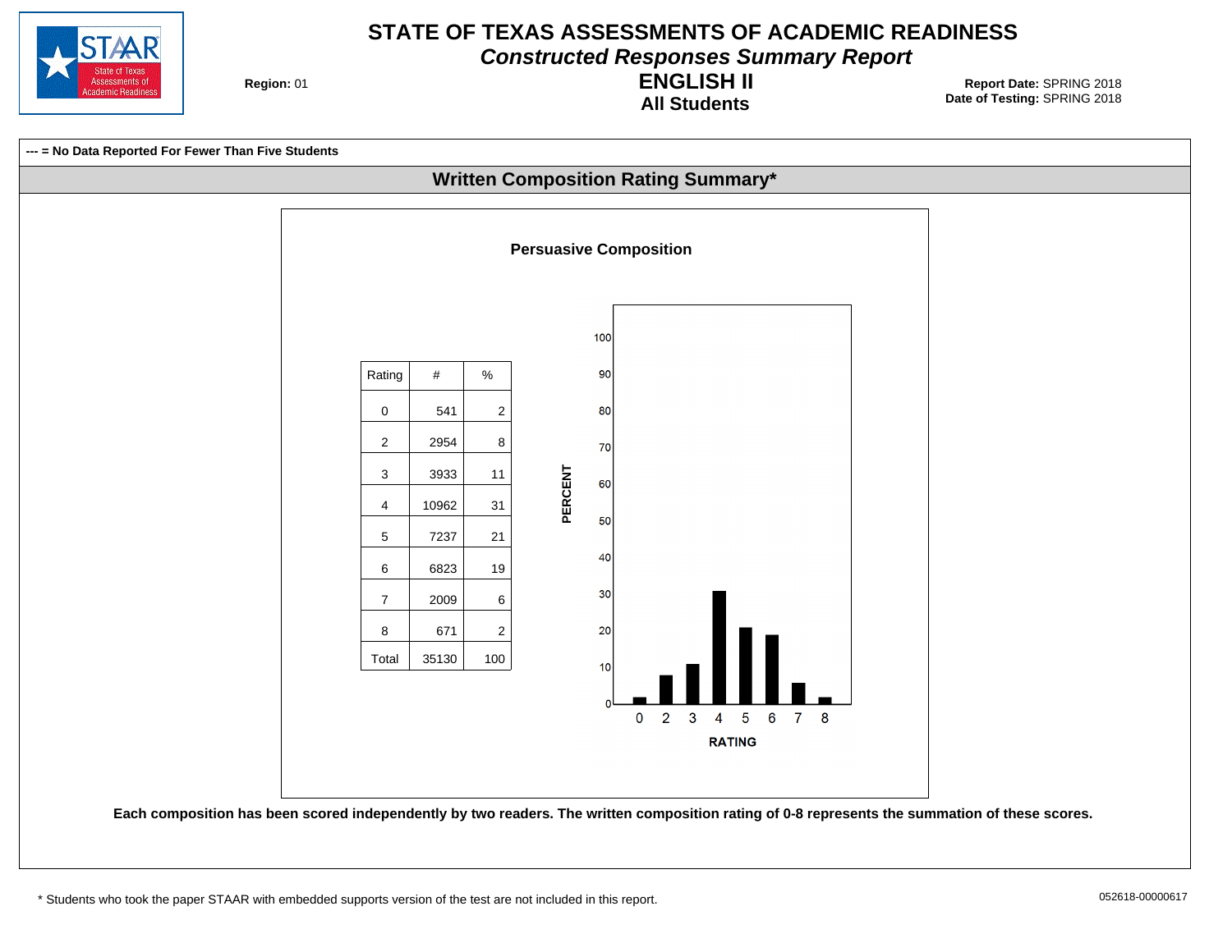# STATE OF TEXAS ASSESSMENTS OF ACADEMIC READINESS

## *Constructed Responses Summary Report*

## ENGLISH II

### All Students

**Region:** 01

**Report Date:** SPRING 2018
**Date of Testing:** SPRING 2018

**--- = No Data Reported For Fewer Than Five Students**

## Written Composition Rating Summary*

### Persuasive Composition

| Rating | # | % |
|---|---|---|
| 0 | 541 | 2 |
| 2 | 2954 | 8 |
| 3 | 3933 | 11 |
| 4 | 10962 | 31 |
| 5 | 7237 | 21 |
| 6 | 6823 | 19 |
| 7 | 2009 | 6 |
| 8 | 671 | 2 |
| Total | 35130 | 100 |

**Each composition has been scored independently by two readers. The written composition rating of 0-8 represents the summation of these scores.**

\* Students who took the paper STAAR with embedded supports version of the test are not included in this report.

052618-00000617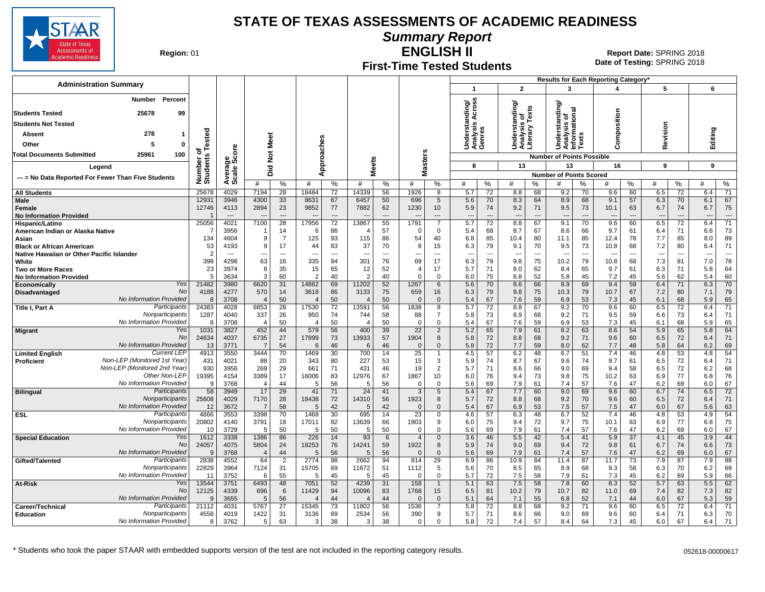# STATE OF TEXAS ASSESSMENTS OF ACADEMIC READINESS

## Summary Report

## ENGLISH II

## First-Time Tested Students

**Region:** 01

**Report Date:** SPRING 2018
**Date of Testing:** SPRING 2018

### Administration Summary

| | Number | Percent |
|---|---|---|
| Students Tested | 25678 | 99 |
| Students Not Tested | | |
| Absent | 278 | 1 |
| Other | 5 | 0 |
| Total Documents Submitted | 25961 | 100 |

Legend: --- = No Data Reported For Fewer Than Five Students

Results for Each Reporting Category*: 1 = Understanding/Analysis Across Genres (8 points possible); 2 = Understanding/Analysis of Literary Texts (13); 3 = Understanding/Analysis of Informational Texts (13); 4 = Composition (16); 5 = Revision (9); 6 = Editing (9). Values are Number of Points Scored.

| Group | | Number of Students Tested | Average Scale Score | Did Not Meet # | Did Not Meet % | Approaches # | Approaches % | Meets # | Meets % | Masters # | Masters % | 1 # | 1 % | 2 # | 2 % | 3 # | 3 % | 4 # | 4 % | 5 # | 5 % | 6 # | 6 % |
|---|---|---|---|---|---|---|---|---|---|---|---|---|---|---|---|---|---|---|---|---|---|---|---|
| All Students | | 25678 | 4029 | 7194 | 28 | 18484 | 72 | 14339 | 56 | 1926 | 8 | 5.7 | 72 | 8.8 | 68 | 9.2 | 70 | 9.6 | 60 | 6.5 | 72 | 6.4 | 71 |
| Male | | 12931 | 3946 | 4300 | 33 | 8631 | 67 | 6457 | 50 | 696 | 5 | 5.6 | 70 | 8.3 | 64 | 8.9 | 68 | 9.1 | 57 | 6.3 | 70 | 6.1 | 67 |
| Female | | 12746 | 4113 | 2894 | 23 | 9852 | 77 | 7882 | 62 | 1230 | 10 | 5.9 | 74 | 9.2 | 71 | 9.5 | 73 | 10.1 | 63 | 6.7 | 74 | 6.7 | 75 |
| No Information Provided | | 1 | --- | --- | --- | --- | --- | --- | --- | --- | --- | --- | --- | --- | --- | --- | --- | --- | --- | --- | --- | --- | --- |
| Hispanic/Latino | | 25056 | 4021 | 7100 | 28 | 17956 | 72 | 13867 | 55 | 1791 | 7 | 5.7 | 72 | 8.8 | 67 | 9.1 | 70 | 9.6 | 60 | 6.5 | 72 | 6.4 | 71 |
| American Indian or Alaska Native | | 7 | 3956 | 1 | 14 | 6 | 86 | 4 | 57 | 0 | 0 | 5.4 | 68 | 8.7 | 67 | 8.6 | 66 | 9.7 | 61 | 6.4 | 71 | 6.6 | 73 |
| Asian | | 134 | 4604 | 9 | 7 | 125 | 93 | 115 | 86 | 54 | 40 | 6.8 | 85 | 10.4 | 80 | 11.1 | 85 | 12.4 | 78 | 7.7 | 85 | 8.0 | 89 |
| Black or African American | | 53 | 4193 | 9 | 17 | 44 | 83 | 37 | 70 | 8 | 15 | 6.3 | 79 | 9.1 | 70 | 9.5 | 73 | 10.8 | 68 | 7.2 | 80 | 6.4 | 71 |
| Native Hawaiian or Other Pacific Islander | | 2 | --- | --- | --- | --- | --- | --- | --- | --- | --- | --- | --- | --- | --- | --- | --- | --- | --- | --- | --- | --- | --- |
| White | | 398 | 4298 | 63 | 16 | 335 | 84 | 301 | 76 | 69 | 17 | 6.3 | 79 | 9.8 | 75 | 10.2 | 79 | 10.8 | 68 | 7.3 | 81 | 7.0 | 78 |
| Two or More Races | | 23 | 3974 | 8 | 35 | 15 | 65 | 12 | 52 | 4 | 17 | 5.7 | 71 | 8.0 | 62 | 8.4 | 65 | 9.7 | 61 | 6.3 | 71 | 5.8 | 64 |
| No Information Provided | | 5 | 3634 | 3 | 60 | 2 | 40 | 2 | 40 | 0 | 0 | 6.0 | 75 | 6.8 | 52 | 5.8 | 45 | 7.2 | 45 | 5.6 | 62 | 5.4 | 60 |
| Economically Disadvantaged | Yes | 21482 | 3980 | 6620 | 31 | 14862 | 69 | 11202 | 52 | 1267 | 6 | 5.6 | 70 | 8.6 | 66 | 8.9 | 69 | 9.4 | 59 | 6.4 | 71 | 6.3 | 70 |
| | No | 4188 | 4277 | 570 | 14 | 3618 | 86 | 3133 | 75 | 659 | 16 | 6.3 | 79 | 9.8 | 75 | 10.3 | 79 | 10.7 | 67 | 7.2 | 80 | 7.1 | 79 |
| | No Information Provided | 8 | 3708 | 4 | 50 | 4 | 50 | 4 | 50 | 0 | 0 | 5.4 | 67 | 7.6 | 59 | 6.9 | 53 | 7.3 | 45 | 6.1 | 68 | 5.9 | 65 |
| Title I, Part A | Participants | 24383 | 4028 | 6853 | 28 | 17530 | 72 | 13591 | 56 | 1838 | 8 | 5.7 | 72 | 8.8 | 67 | 9.2 | 70 | 9.6 | 60 | 6.5 | 72 | 6.4 | 71 |
| | Nonparticipants | 1287 | 4040 | 337 | 26 | 950 | 74 | 744 | 58 | 88 | 7 | 5.8 | 73 | 8.9 | 68 | 9.2 | 71 | 9.5 | 59 | 6.6 | 73 | 6.4 | 71 |
| | No Information Provided | 8 | 3708 | 4 | 50 | 4 | 50 | 4 | 50 | 0 | 0 | 5.4 | 67 | 7.6 | 59 | 6.9 | 53 | 7.3 | 45 | 6.1 | 68 | 5.9 | 65 |
| Migrant | Yes | 1031 | 3827 | 452 | 44 | 579 | 56 | 400 | 39 | 22 | 2 | 5.2 | 65 | 7.9 | 61 | 8.2 | 63 | 8.6 | 54 | 5.9 | 65 | 5.8 | 64 |
| | No | 24634 | 4037 | 6735 | 27 | 17899 | 73 | 13933 | 57 | 1904 | 8 | 5.8 | 72 | 8.8 | 68 | 9.2 | 71 | 9.6 | 60 | 6.5 | 72 | 6.4 | 71 |
| | No Information Provided | 13 | 3771 | 7 | 54 | 6 | 46 | 6 | 46 | 0 | 0 | 5.8 | 72 | 7.7 | 59 | 8.0 | 62 | 7.7 | 48 | 5.8 | 64 | 6.2 | 69 |
| Limited English Proficient | Current LEP | 4913 | 3550 | 3444 | 70 | 1469 | 30 | 700 | 14 | 25 | 1 | 4.5 | 57 | 6.2 | 48 | 6.7 | 51 | 7.4 | 46 | 4.8 | 53 | 4.8 | 54 |
| | Non-LEP (Monitored 1st Year) | 431 | 4021 | 88 | 20 | 343 | 80 | 227 | 53 | 15 | 3 | 5.9 | 74 | 8.7 | 67 | 9.6 | 74 | 9.7 | 61 | 6.5 | 72 | 6.4 | 71 |
| | Non-LEP (Monitored 2nd Year) | 930 | 3956 | 269 | 29 | 661 | 71 | 431 | 46 | 19 | 2 | 5.7 | 71 | 8.6 | 66 | 9.0 | 69 | 9.4 | 58 | 6.5 | 72 | 6.2 | 68 |
| | Other Non-LEP | 19395 | 4154 | 3389 | 17 | 16006 | 83 | 12976 | 67 | 1867 | 10 | 6.0 | 76 | 9.4 | 73 | 9.8 | 75 | 10.2 | 63 | 6.9 | 77 | 6.8 | 76 |
| | No Information Provided | 9 | 3768 | 4 | 44 | 5 | 56 | 5 | 56 | 0 | 0 | 5.6 | 69 | 7.9 | 61 | 7.4 | 57 | 7.6 | 47 | 6.2 | 69 | 6.0 | 67 |
| Bilingual | Participants | 58 | 3949 | 17 | 29 | 41 | 71 | 24 | 41 | 3 | 5 | 5.4 | 67 | 7.7 | 60 | 9.0 | 69 | 9.6 | 60 | 6.7 | 74 | 6.5 | 72 |
| | Nonparticipants | 25608 | 4029 | 7170 | 28 | 18438 | 72 | 14310 | 56 | 1923 | 8 | 5.7 | 72 | 8.8 | 68 | 9.2 | 70 | 9.6 | 60 | 6.5 | 72 | 6.4 | 71 |
| | No Information Provided | 12 | 3672 | 7 | 58 | 5 | 42 | 5 | 42 | 0 | 0 | 5.4 | 67 | 6.9 | 53 | 7.5 | 57 | 7.5 | 47 | 6.0 | 67 | 5.6 | 63 |
| ESL | Participants | 4866 | 3553 | 3398 | 70 | 1468 | 30 | 695 | 14 | 23 | 0 | 4.6 | 57 | 6.3 | 48 | 6.7 | 52 | 7.4 | 46 | 4.8 | 53 | 4.9 | 54 |
| | Nonparticipants | 20802 | 4140 | 3791 | 18 | 17011 | 82 | 13639 | 66 | 1903 | 9 | 6.0 | 75 | 9.4 | 72 | 9.7 | 75 | 10.1 | 63 | 6.9 | 77 | 6.8 | 75 |
| | No Information Provided | 10 | 3729 | 5 | 50 | 5 | 50 | 5 | 50 | 0 | 0 | 5.6 | 69 | 7.9 | 61 | 7.4 | 57 | 7.6 | 47 | 6.2 | 69 | 6.0 | 67 |
| Special Education | Yes | 1612 | 3338 | 1386 | 86 | 226 | 14 | 93 | 6 | 4 | 0 | 3.6 | 46 | 5.5 | 42 | 5.4 | 41 | 5.9 | 37 | 4.1 | 45 | 3.9 | 44 |
| | No | 24057 | 4075 | 5804 | 24 | 18253 | 76 | 14241 | 59 | 1922 | 8 | 5.9 | 74 | 9.0 | 69 | 9.4 | 72 | 9.8 | 61 | 6.7 | 74 | 6.6 | 73 |
| | No Information Provided | 9 | 3768 | 4 | 44 | 5 | 56 | 5 | 56 | 0 | 0 | 5.6 | 69 | 7.9 | 61 | 7.4 | 57 | 7.6 | 47 | 6.2 | 69 | 6.0 | 67 |
| Gifted/Talented | Participants | 2838 | 4552 | 64 | 2 | 2774 | 98 | 2662 | 94 | 814 | 29 | 6.9 | 86 | 10.9 | 84 | 11.4 | 87 | 11.7 | 73 | 7.9 | 87 | 7.9 | 88 |
| | Nonparticipants | 22829 | 3964 | 7124 | 31 | 15705 | 69 | 11672 | 51 | 1112 | 5 | 5.6 | 70 | 8.5 | 65 | 8.9 | 68 | 9.3 | 58 | 6.3 | 70 | 6.2 | 69 |
| | No Information Provided | 11 | 3752 | 6 | 55 | 5 | 45 | 5 | 45 | 0 | 0 | 5.7 | 72 | 7.5 | 58 | 7.9 | 61 | 7.3 | 45 | 6.2 | 69 | 5.9 | 66 |
| At-Risk | Yes | 13544 | 3751 | 6493 | 48 | 7051 | 52 | 4239 | 31 | 158 | 1 | 5.1 | 63 | 7.5 | 58 | 7.8 | 60 | 8.3 | 52 | 5.7 | 63 | 5.5 | 62 |
| | No | 12125 | 4339 | 696 | 6 | 11429 | 94 | 10096 | 83 | 1768 | 15 | 6.5 | 81 | 10.2 | 79 | 10.7 | 82 | 11.0 | 69 | 7.4 | 82 | 7.3 | 82 |
| | No Information Provided | 9 | 3655 | 5 | 56 | 4 | 44 | 4 | 44 | 0 | 0 | 5.1 | 64 | 7.1 | 55 | 6.8 | 52 | 7.1 | 44 | 6.0 | 67 | 5.3 | 59 |
| Career/Technical Education | Participants | 21112 | 4031 | 5767 | 27 | 15345 | 73 | 11802 | 56 | 1536 | 7 | 5.8 | 72 | 8.8 | 68 | 9.2 | 71 | 9.6 | 60 | 6.5 | 72 | 6.4 | 71 |
| | Nonparticipants | 4558 | 4019 | 1422 | 31 | 3136 | 69 | 2534 | 56 | 390 | 9 | 5.7 | 71 | 8.6 | 66 | 9.0 | 69 | 9.6 | 60 | 6.4 | 71 | 6.3 | 70 |
| | No Information Provided | 8 | 3762 | 5 | 63 | 3 | 38 | 3 | 38 | 0 | 0 | 5.8 | 72 | 7.4 | 57 | 8.4 | 64 | 7.3 | 45 | 6.0 | 67 | 6.4 | 71 |

\* Students who took the paper STAAR with embedded supports version of the test are not included in the reporting category results.

052618-00000617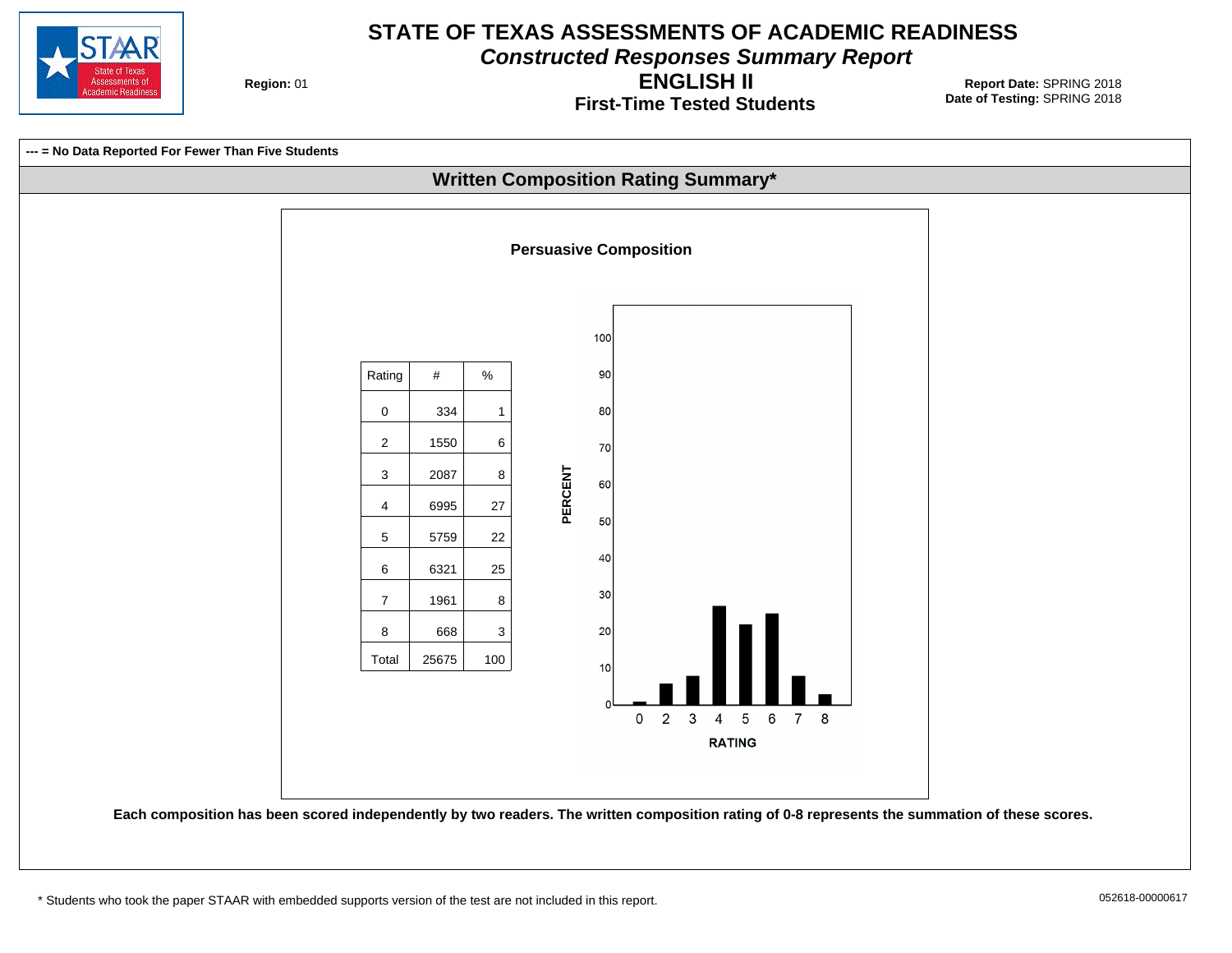# STATE OF TEXAS ASSESSMENTS OF ACADEMIC READINESS

***Constructed Responses Summary Report***

## ENGLISH II

### First-Time Tested Students

**Region:** 01

**Report Date:** SPRING 2018
**Date of Testing:** SPRING 2018

**--- = No Data Reported For Fewer Than Five Students**

## Written Composition Rating Summary*

### Persuasive Composition

| Rating | # | % |
|---|---|---|
| 0 | 334 | 1 |
| 2 | 1550 | 6 |
| 3 | 2087 | 8 |
| 4 | 6995 | 27 |
| 5 | 5759 | 22 |
| 6 | 6321 | 25 |
| 7 | 1961 | 8 |
| 8 | 668 | 3 |
| Total | 25675 | 100 |

**Each composition has been scored independently by two readers. The written composition rating of 0-8 represents the summation of these scores.**

* Students who took the paper STAAR with embedded supports version of the test are not included in this report.

052618-00000617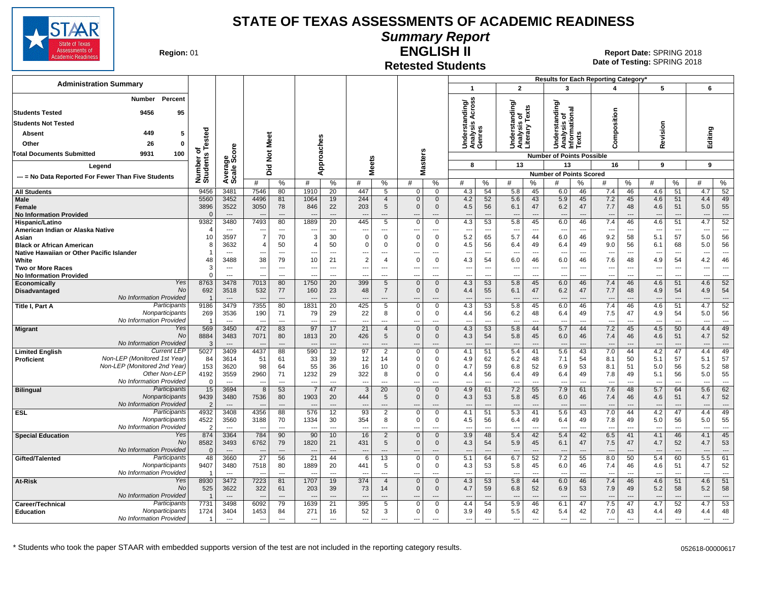# STATE OF TEXAS ASSESSMENTS OF ACADEMIC READINESS

## Summary Report

## ENGLISH II

## Retested Students

**Region:** 01

**Report Date:** SPRING 2018
**Date of Testing:** SPRING 2018

### Administration Summary

| | Number | Percent |
|---|---|---|
| Students Tested | 9456 | 95 |
| Students Not Tested | | |
| Absent | 449 | 5 |
| Other | 26 | 0 |
| Total Documents Submitted | 9931 | 100 |

Legend: --- = No Data Reported For Fewer Than Five Students

Results for Each Reporting Category*: 1 = Understanding/Analysis Across Genres (8 points possible); 2 = Understanding/Analysis of Literary Texts (13 points possible); 3 = Understanding/Analysis of Informational Texts (13 points possible); 4 = Composition (16 points possible); 5 = Revision (9 points possible); 6 = Editing (9 points possible). Values under each category are Number of Points Scored (#) and %.

| Group | | Number of Students Tested | Average Scale Score | Did Not Meet # | Did Not Meet % | Approaches # | Approaches % | Meets # | Meets % | Masters # | Masters % | 1 # | 1 % | 2 # | 2 % | 3 # | 3 % | 4 # | 4 % | 5 # | 5 % | 6 # | 6 % |
|---|---|---|---|---|---|---|---|---|---|---|---|---|---|---|---|---|---|---|---|---|---|---|---|
| All Students | | 9456 | 3481 | 7546 | 80 | 1910 | 20 | 447 | 5 | 0 | 0 | 4.3 | 54 | 5.8 | 45 | 6.0 | 46 | 7.4 | 46 | 4.6 | 51 | 4.7 | 52 |
| Male | | 5560 | 3452 | 4496 | 81 | 1064 | 19 | 244 | 4 | 0 | 0 | 4.2 | 52 | 5.6 | 43 | 5.9 | 45 | 7.2 | 45 | 4.6 | 51 | 4.4 | 49 |
| Female | | 3896 | 3522 | 3050 | 78 | 846 | 22 | 203 | 5 | 0 | 0 | 4.5 | 56 | 6.1 | 47 | 6.2 | 47 | 7.7 | 48 | 4.6 | 51 | 5.0 | 55 |
| No Information Provided | | 0 | --- | --- | --- | --- | --- | --- | --- | --- | --- | --- | --- | --- | --- | --- | --- | --- | --- | --- | --- | --- | --- |
| Hispanic/Latino | | 9382 | 3480 | 7493 | 80 | 1889 | 20 | 445 | 5 | 0 | 0 | 4.3 | 53 | 5.8 | 45 | 6.0 | 46 | 7.4 | 46 | 4.6 | 51 | 4.7 | 52 |
| American Indian or Alaska Native | | 4 | --- | --- | --- | --- | --- | --- | --- | --- | --- | --- | --- | --- | --- | --- | --- | --- | --- | --- | --- | --- | --- |
| Asian | | 10 | 3597 | 7 | 70 | 3 | 30 | 0 | 0 | 0 | 0 | 5.2 | 65 | 5.7 | 44 | 6.0 | 46 | 9.2 | 58 | 5.1 | 57 | 5.0 | 56 |
| Black or African American | | 8 | 3632 | 4 | 50 | 4 | 50 | 0 | 0 | 0 | 0 | 4.5 | 56 | 6.4 | 49 | 6.4 | 49 | 9.0 | 56 | 6.1 | 68 | 5.0 | 56 |
| Native Hawaiian or Other Pacific Islander | | 1 | --- | --- | --- | --- | --- | --- | --- | --- | --- | --- | --- | --- | --- | --- | --- | --- | --- | --- | --- | --- | --- |
| White | | 48 | 3488 | 38 | 79 | 10 | 21 | 2 | 4 | 0 | 0 | 4.3 | 54 | 6.0 | 46 | 6.0 | 46 | 7.6 | 48 | 4.9 | 54 | 4.2 | 46 |
| Two or More Races | | 3 | --- | --- | --- | --- | --- | --- | --- | --- | --- | --- | --- | --- | --- | --- | --- | --- | --- | --- | --- | --- | --- |
| No Information Provided | | 0 | --- | --- | --- | --- | --- | --- | --- | --- | --- | --- | --- | --- | --- | --- | --- | --- | --- | --- | --- | --- | --- |
| Economically Disadvantaged | Yes | 8763 | 3478 | 7013 | 80 | 1750 | 20 | 399 | 5 | 0 | 0 | 4.3 | 53 | 5.8 | 45 | 6.0 | 46 | 7.4 | 46 | 4.6 | 51 | 4.6 | 52 |
| | No | 692 | 3518 | 532 | 77 | 160 | 23 | 48 | 7 | 0 | 0 | 4.4 | 55 | 6.1 | 47 | 6.2 | 47 | 7.7 | 48 | 4.9 | 54 | 4.9 | 54 |
| | No Information Provided | 1 | --- | --- | --- | --- | --- | --- | --- | --- | --- | --- | --- | --- | --- | --- | --- | --- | --- | --- | --- | --- | --- |
| Title I, Part A | Participants | 9186 | 3479 | 7355 | 80 | 1831 | 20 | 425 | 5 | 0 | 0 | 4.3 | 53 | 5.8 | 45 | 6.0 | 46 | 7.4 | 46 | 4.6 | 51 | 4.7 | 52 |
| | Nonparticipants | 269 | 3536 | 190 | 71 | 79 | 29 | 22 | 8 | 0 | 0 | 4.4 | 56 | 6.2 | 48 | 6.4 | 49 | 7.5 | 47 | 4.9 | 54 | 5.0 | 56 |
| | No Information Provided | 1 | --- | --- | --- | --- | --- | --- | --- | --- | --- | --- | --- | --- | --- | --- | --- | --- | --- | --- | --- | --- | --- |
| Migrant | Yes | 569 | 3450 | 472 | 83 | 97 | 17 | 21 | 4 | 0 | 0 | 4.3 | 53 | 5.8 | 44 | 5.7 | 44 | 7.2 | 45 | 4.5 | 50 | 4.4 | 49 |
| | No | 8884 | 3483 | 7071 | 80 | 1813 | 20 | 426 | 5 | 0 | 0 | 4.3 | 54 | 5.8 | 45 | 6.0 | 46 | 7.4 | 46 | 4.6 | 51 | 4.7 | 52 |
| | No Information Provided | 3 | --- | --- | --- | --- | --- | --- | --- | --- | --- | --- | --- | --- | --- | --- | --- | --- | --- | --- | --- | --- | --- |
| Limited English Proficient | Current LEP | 5027 | 3409 | 4437 | 88 | 590 | 12 | 97 | 2 | 0 | 0 | 4.1 | 51 | 5.4 | 41 | 5.6 | 43 | 7.0 | 44 | 4.2 | 47 | 4.4 | 49 |
| | Non-LEP (Monitored 1st Year) | 84 | 3614 | 51 | 61 | 33 | 39 | 12 | 14 | 0 | 0 | 4.9 | 62 | 6.2 | 48 | 7.1 | 54 | 8.1 | 50 | 5.1 | 57 | 5.1 | 57 |
| | Non-LEP (Monitored 2nd Year) | 153 | 3620 | 98 | 64 | 55 | 36 | 16 | 10 | 0 | 0 | 4.7 | 59 | 6.8 | 52 | 6.9 | 53 | 8.1 | 51 | 5.0 | 56 | 5.2 | 58 |
| | Other Non-LEP | 4192 | 3559 | 2960 | 71 | 1232 | 29 | 322 | 8 | 0 | 0 | 4.4 | 56 | 6.4 | 49 | 6.4 | 49 | 7.8 | 49 | 5.1 | 56 | 5.0 | 55 |
| | No Information Provided | 0 | --- | --- | --- | --- | --- | --- | --- | --- | --- | --- | --- | --- | --- | --- | --- | --- | --- | --- | --- | --- | --- |
| Bilingual | Participants | 15 | 3694 | 8 | 53 | 7 | 47 | 3 | 20 | 0 | 0 | 4.9 | 61 | 7.2 | 55 | 7.9 | 61 | 7.6 | 48 | 5.7 | 64 | 5.6 | 62 |
| | Nonparticipants | 9439 | 3480 | 7536 | 80 | 1903 | 20 | 444 | 5 | 0 | 0 | 4.3 | 53 | 5.8 | 45 | 6.0 | 46 | 7.4 | 46 | 4.6 | 51 | 4.7 | 52 |
| | No Information Provided | 2 | --- | --- | --- | --- | --- | --- | --- | --- | --- | --- | --- | --- | --- | --- | --- | --- | --- | --- | --- | --- | --- |
| ESL | Participants | 4932 | 3408 | 4356 | 88 | 576 | 12 | 93 | 2 | 0 | 0 | 4.1 | 51 | 5.3 | 41 | 5.6 | 43 | 7.0 | 44 | 4.2 | 47 | 4.4 | 49 |
| | Nonparticipants | 4522 | 3560 | 3188 | 70 | 1334 | 30 | 354 | 8 | 0 | 0 | 4.5 | 56 | 6.4 | 49 | 6.4 | 49 | 7.8 | 49 | 5.0 | 56 | 5.0 | 55 |
| | No Information Provided | 2 | --- | --- | --- | --- | --- | --- | --- | --- | --- | --- | --- | --- | --- | --- | --- | --- | --- | --- | --- | --- | --- |
| Special Education | Yes | 874 | 3364 | 784 | 90 | 90 | 10 | 16 | 2 | 0 | 0 | 3.9 | 48 | 5.4 | 42 | 5.4 | 42 | 6.5 | 41 | 4.1 | 46 | 4.1 | 45 |
| | No | 8582 | 3493 | 6762 | 79 | 1820 | 21 | 431 | 5 | 0 | 0 | 4.3 | 54 | 5.9 | 45 | 6.1 | 47 | 7.5 | 47 | 4.7 | 52 | 4.7 | 53 |
| | No Information Provided | 0 | --- | --- | --- | --- | --- | --- | --- | --- | --- | --- | --- | --- | --- | --- | --- | --- | --- | --- | --- | --- | --- |
| Gifted/Talented | Participants | 48 | 3660 | 27 | 56 | 21 | 44 | 6 | 13 | 0 | 0 | 5.1 | 64 | 6.7 | 52 | 7.2 | 55 | 8.0 | 50 | 5.4 | 60 | 5.5 | 61 |
| | Nonparticipants | 9407 | 3480 | 7518 | 80 | 1889 | 20 | 441 | 5 | 0 | 0 | 4.3 | 53 | 5.8 | 45 | 6.0 | 46 | 7.4 | 46 | 4.6 | 51 | 4.7 | 52 |
| | No Information Provided | 1 | --- | --- | --- | --- | --- | --- | --- | --- | --- | --- | --- | --- | --- | --- | --- | --- | --- | --- | --- | --- | --- |
| At-Risk | Yes | 8930 | 3472 | 7223 | 81 | 1707 | 19 | 374 | 4 | 0 | 0 | 4.3 | 53 | 5.8 | 44 | 6.0 | 46 | 7.4 | 46 | 4.6 | 51 | 4.6 | 51 |
| | No | 525 | 3622 | 322 | 61 | 203 | 39 | 73 | 14 | 0 | 0 | 4.7 | 59 | 6.8 | 52 | 6.9 | 53 | 7.9 | 49 | 5.2 | 58 | 5.2 | 58 |
| | No Information Provided | 1 | --- | --- | --- | --- | --- | --- | --- | --- | --- | --- | --- | --- | --- | --- | --- | --- | --- | --- | --- | --- | --- |
| Career/Technical Education | Participants | 7731 | 3498 | 6092 | 79 | 1639 | 21 | 395 | 5 | 0 | 0 | 4.4 | 54 | 5.9 | 46 | 6.1 | 47 | 7.5 | 47 | 4.7 | 52 | 4.7 | 53 |
| | Nonparticipants | 1724 | 3404 | 1453 | 84 | 271 | 16 | 52 | 3 | 0 | 0 | 3.9 | 49 | 5.5 | 42 | 5.4 | 42 | 7.0 | 43 | 4.4 | 49 | 4.4 | 48 |
| | No Information Provided | 1 | --- | --- | --- | --- | --- | --- | --- | --- | --- | --- | --- | --- | --- | --- | --- | --- | --- | --- | --- | --- | --- |

\* Students who took the paper STAAR with embedded supports version of the test are not included in the reporting category results.

052618-00000617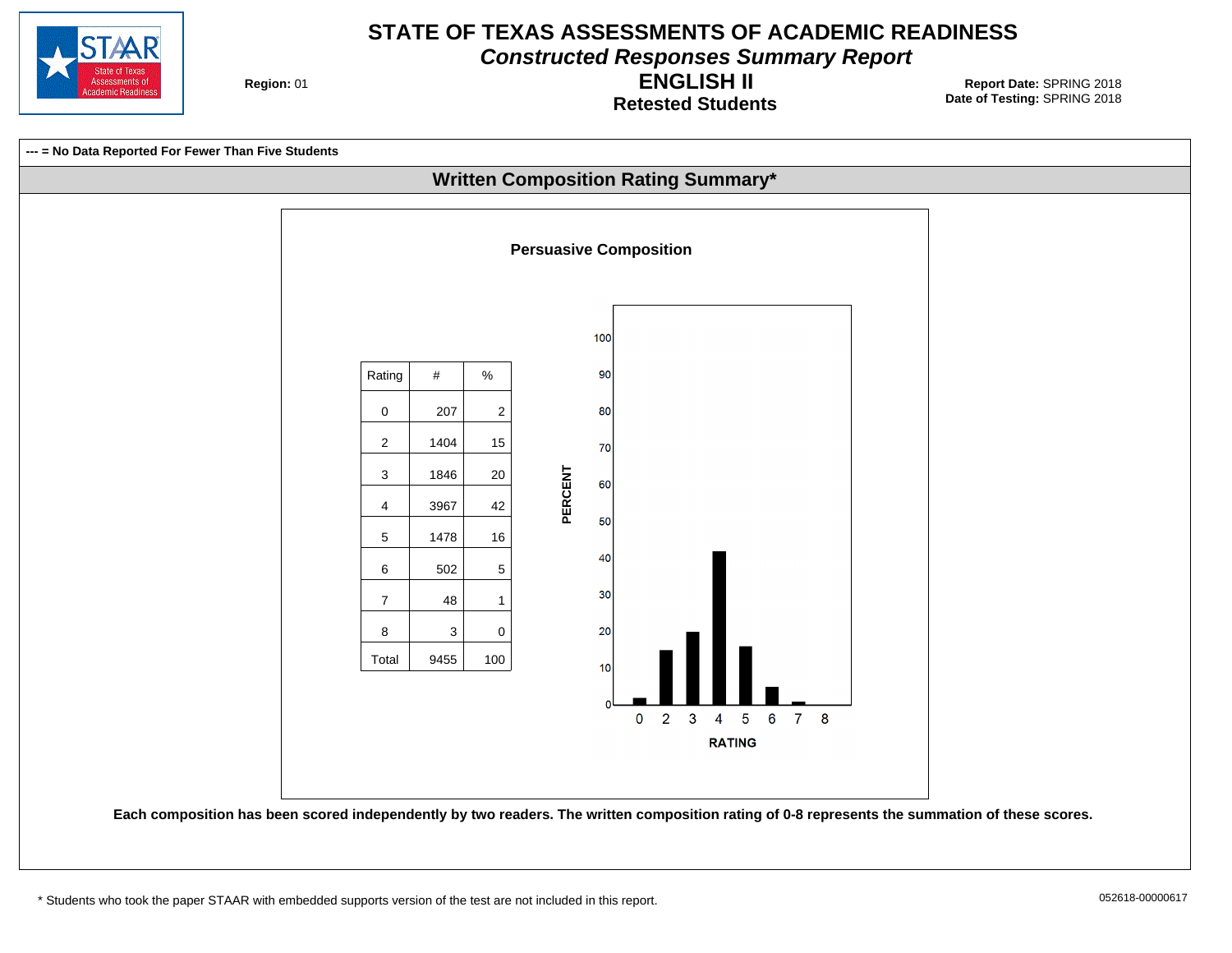# STATE OF TEXAS ASSESSMENTS OF ACADEMIC READINESS

## *Constructed Responses Summary Report*

## ENGLISH II

### Retested Students

**Region:** 01

**Report Date:** SPRING 2018
**Date of Testing:** SPRING 2018

**--- = No Data Reported For Fewer Than Five Students**

## Written Composition Rating Summary*

### Persuasive Composition

| Rating | # | % |
|---|---|---|
| 0 | 207 | 2 |
| 2 | 1404 | 15 |
| 3 | 1846 | 20 |
| 4 | 3967 | 42 |
| 5 | 1478 | 16 |
| 6 | 502 | 5 |
| 7 | 48 | 1 |
| 8 | 3 | 0 |
| Total | 9455 | 100 |

**Each composition has been scored independently by two readers. The written composition rating of 0-8 represents the summation of these scores.**

* Students who took the paper STAAR with embedded supports version of the test are not included in this report.

052618-00000617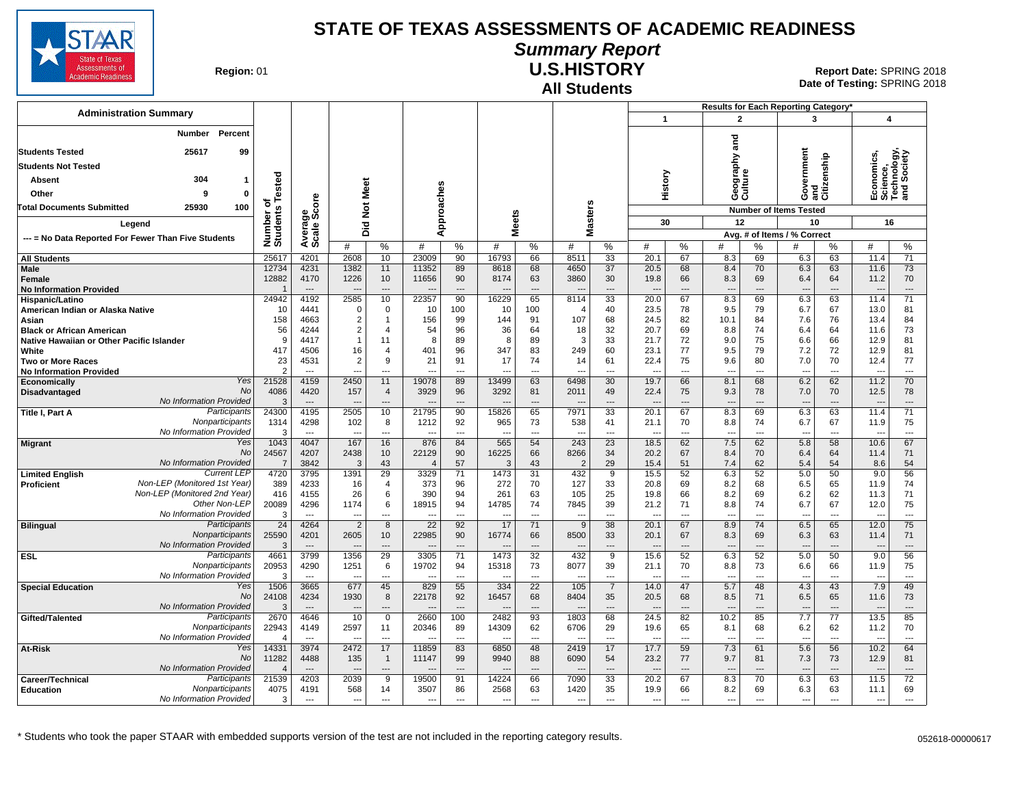# STATE OF TEXAS ASSESSMENTS OF ACADEMIC READINESS

## Summary Report

## U.S.HISTORY

## All Students

**Region:** 01

**Report Date:** SPRING 2018
**Date of Testing:** SPRING 2018

### Administration Summary

| | Number | Percent |
|---|---|---|
| Students Tested | 25617 | 99 |
| Students Not Tested | | |
| Absent | 304 | 1 |
| Other | 9 | 0 |
| Total Documents Submitted | 25930 | 100 |

Legend

--- = No Data Reported For Fewer Than Five Students

Results for Each Reporting Category*: 1 = History (30 items tested); 2 = Geography and Culture (12 items tested); 3 = Government and Citizenship (10 items tested); 4 = Economics, Science, Technology, and Society (16 items tested). Reporting category columns show Avg. # of Items / % Correct.

| Group | | Number of Students Tested | Average Scale Score | Did Not Meet # | Did Not Meet % | Approaches # | Approaches % | Meets # | Meets % | Masters # | Masters % | 1 History # | 1 History % | 2 Geography and Culture # | 2 Geography and Culture % | 3 Government and Citizenship # | 3 Government and Citizenship % | 4 Economics, Science, Technology, and Society # | 4 Economics, Science, Technology, and Society % |
|---|---|---|---|---|---|---|---|---|---|---|---|---|---|---|---|---|---|---|---|
| All Students | | 25617 | 4201 | 2608 | 10 | 23009 | 90 | 16793 | 66 | 8511 | 33 | 20.1 | 67 | 8.3 | 69 | 6.3 | 63 | 11.4 | 71 |
| Male | | 12734 | 4231 | 1382 | 11 | 11352 | 89 | 8618 | 68 | 4650 | 37 | 20.5 | 68 | 8.4 | 70 | 6.3 | 63 | 11.6 | 73 |
| Female | | 12882 | 4170 | 1226 | 10 | 11656 | 90 | 8174 | 63 | 3860 | 30 | 19.8 | 66 | 8.3 | 69 | 6.4 | 64 | 11.2 | 70 |
| No Information Provided | | 1 | --- | --- | --- | --- | --- | --- | --- | --- | --- | --- | --- | --- | --- | --- | --- | --- | --- |
| Hispanic/Latino | | 24942 | 4192 | 2585 | 10 | 22357 | 90 | 16229 | 65 | 8114 | 33 | 20.0 | 67 | 8.3 | 69 | 6.3 | 63 | 11.4 | 71 |
| American Indian or Alaska Native | | 10 | 4441 | 0 | 0 | 10 | 100 | 10 | 100 | 4 | 40 | 23.5 | 78 | 9.5 | 79 | 6.7 | 67 | 13.0 | 81 |
| Asian | | 158 | 4663 | 2 | 1 | 156 | 99 | 144 | 91 | 107 | 68 | 24.5 | 82 | 10.1 | 84 | 7.6 | 76 | 13.4 | 84 |
| Black or African American | | 56 | 4244 | 2 | 4 | 54 | 96 | 36 | 64 | 18 | 32 | 20.7 | 69 | 8.8 | 74 | 6.4 | 64 | 11.6 | 73 |
| Native Hawaiian or Other Pacific Islander | | 9 | 4417 | 1 | 11 | 8 | 89 | 8 | 89 | 3 | 33 | 21.7 | 72 | 9.0 | 75 | 6.6 | 66 | 12.9 | 81 |
| White | | 417 | 4506 | 16 | 4 | 401 | 96 | 347 | 83 | 249 | 60 | 23.1 | 77 | 9.5 | 79 | 7.2 | 72 | 12.9 | 81 |
| Two or More Races | | 23 | 4531 | 2 | 9 | 21 | 91 | 17 | 74 | 14 | 61 | 22.4 | 75 | 9.6 | 80 | 7.0 | 70 | 12.4 | 77 |
| No Information Provided | | 2 | --- | --- | --- | --- | --- | --- | --- | --- | --- | --- | --- | --- | --- | --- | --- | --- | --- |
| Economically Disadvantaged | Yes | 21528 | 4159 | 2450 | 11 | 19078 | 89 | 13499 | 63 | 6498 | 30 | 19.7 | 66 | 8.1 | 68 | 6.2 | 62 | 11.2 | 70 |
| | No | 4086 | 4420 | 157 | 4 | 3929 | 96 | 3292 | 81 | 2011 | 49 | 22.4 | 75 | 9.3 | 78 | 7.0 | 70 | 12.5 | 78 |
| | No Information Provided | 3 | --- | --- | --- | --- | --- | --- | --- | --- | --- | --- | --- | --- | --- | --- | --- | --- | --- |
| Title I, Part A | Participants | 24300 | 4195 | 2505 | 10 | 21795 | 90 | 15826 | 65 | 7971 | 33 | 20.1 | 67 | 8.3 | 69 | 6.3 | 63 | 11.4 | 71 |
| | Nonparticipants | 1314 | 4298 | 102 | 8 | 1212 | 92 | 965 | 73 | 538 | 41 | 21.1 | 70 | 8.8 | 74 | 6.7 | 67 | 11.9 | 75 |
| | No Information Provided | 3 | --- | --- | --- | --- | --- | --- | --- | --- | --- | --- | --- | --- | --- | --- | --- | --- | --- |
| Migrant | Yes | 1043 | 4047 | 167 | 16 | 876 | 84 | 565 | 54 | 243 | 23 | 18.5 | 62 | 7.5 | 62 | 5.8 | 58 | 10.6 | 67 |
| | No | 24567 | 4207 | 2438 | 10 | 22129 | 90 | 16225 | 66 | 8266 | 34 | 20.2 | 67 | 8.4 | 70 | 6.4 | 64 | 11.4 | 71 |
| | No Information Provided | 7 | 3842 | 3 | 43 | 4 | 57 | 3 | 43 | 2 | 29 | 15.4 | 51 | 7.4 | 62 | 5.4 | 54 | 8.6 | 54 |
| Limited English Proficient | Current LEP | 4720 | 3795 | 1391 | 29 | 3329 | 71 | 1473 | 31 | 432 | 9 | 15.5 | 52 | 6.3 | 52 | 5.0 | 50 | 9.0 | 56 |
| | Non-LEP (Monitored 1st Year) | 389 | 4233 | 16 | 4 | 373 | 96 | 272 | 70 | 127 | 33 | 20.8 | 69 | 8.2 | 68 | 6.5 | 65 | 11.9 | 74 |
| | Non-LEP (Monitored 2nd Year) | 416 | 4155 | 26 | 6 | 390 | 94 | 261 | 63 | 105 | 25 | 19.8 | 66 | 8.2 | 69 | 6.2 | 62 | 11.3 | 71 |
| | Other Non-LEP | 20089 | 4296 | 1174 | 6 | 18915 | 94 | 14785 | 74 | 7845 | 39 | 21.2 | 71 | 8.8 | 74 | 6.7 | 67 | 12.0 | 75 |
| | No Information Provided | 3 | --- | --- | --- | --- | --- | --- | --- | --- | --- | --- | --- | --- | --- | --- | --- | --- | --- |
| Bilingual | Participants | 24 | 4264 | 2 | 8 | 22 | 92 | 17 | 71 | 9 | 38 | 20.1 | 67 | 8.9 | 74 | 6.5 | 65 | 12.0 | 75 |
| | Nonparticipants | 25590 | 4201 | 2605 | 10 | 22985 | 90 | 16774 | 66 | 8500 | 33 | 20.1 | 67 | 8.3 | 69 | 6.3 | 63 | 11.4 | 71 |
| | No Information Provided | 3 | --- | --- | --- | --- | --- | --- | --- | --- | --- | --- | --- | --- | --- | --- | --- | --- | --- |
| ESL | Participants | 4661 | 3799 | 1356 | 29 | 3305 | 71 | 1473 | 32 | 432 | 9 | 15.6 | 52 | 6.3 | 52 | 5.0 | 50 | 9.0 | 56 |
| | Nonparticipants | 20953 | 4290 | 1251 | 6 | 19702 | 94 | 15318 | 73 | 8077 | 39 | 21.1 | 70 | 8.8 | 73 | 6.6 | 66 | 11.9 | 75 |
| | No Information Provided | 3 | --- | --- | --- | --- | --- | --- | --- | --- | --- | --- | --- | --- | --- | --- | --- | --- | --- |
| Special Education | Yes | 1506 | 3665 | 677 | 45 | 829 | 55 | 334 | 22 | 105 | 7 | 14.0 | 47 | 5.7 | 48 | 4.3 | 43 | 7.9 | 49 |
| | No | 24108 | 4234 | 1930 | 8 | 22178 | 92 | 16457 | 68 | 8404 | 35 | 20.5 | 68 | 8.5 | 71 | 6.5 | 65 | 11.6 | 73 |
| | No Information Provided | 3 | --- | --- | --- | --- | --- | --- | --- | --- | --- | --- | --- | --- | --- | --- | --- | --- | --- |
| Gifted/Talented | Participants | 2670 | 4646 | 10 | 0 | 2660 | 100 | 2482 | 93 | 1803 | 68 | 24.5 | 82 | 10.2 | 85 | 7.7 | 77 | 13.5 | 85 |
| | Nonparticipants | 22943 | 4149 | 2597 | 11 | 20346 | 89 | 14309 | 62 | 6706 | 29 | 19.6 | 65 | 8.1 | 68 | 6.2 | 62 | 11.2 | 70 |
| | No Information Provided | 4 | --- | --- | --- | --- | --- | --- | --- | --- | --- | --- | --- | --- | --- | --- | --- | --- | --- |
| At-Risk | Yes | 14331 | 3974 | 2472 | 17 | 11859 | 83 | 6850 | 48 | 2419 | 17 | 17.7 | 59 | 7.3 | 61 | 5.6 | 56 | 10.2 | 64 |
| | No | 11282 | 4488 | 135 | 1 | 11147 | 99 | 9940 | 88 | 6090 | 54 | 23.2 | 77 | 9.7 | 81 | 7.3 | 73 | 12.9 | 81 |
| | No Information Provided | 4 | --- | --- | --- | --- | --- | --- | --- | --- | --- | --- | --- | --- | --- | --- | --- | --- | --- |
| Career/Technical Education | Participants | 21539 | 4203 | 2039 | 9 | 19500 | 91 | 14224 | 66 | 7090 | 33 | 20.2 | 67 | 8.3 | 70 | 6.3 | 63 | 11.5 | 72 |
| | Nonparticipants | 4075 | 4191 | 568 | 14 | 3507 | 86 | 2568 | 63 | 1420 | 35 | 19.9 | 66 | 8.2 | 69 | 6.3 | 63 | 11.1 | 69 |
| | No Information Provided | 3 | --- | --- | --- | --- | --- | --- | --- | --- | --- | --- | --- | --- | --- | --- | --- | --- | --- |

* Students who took the paper STAAR with embedded supports version of the test are not included in the reporting category results.

052618-00000617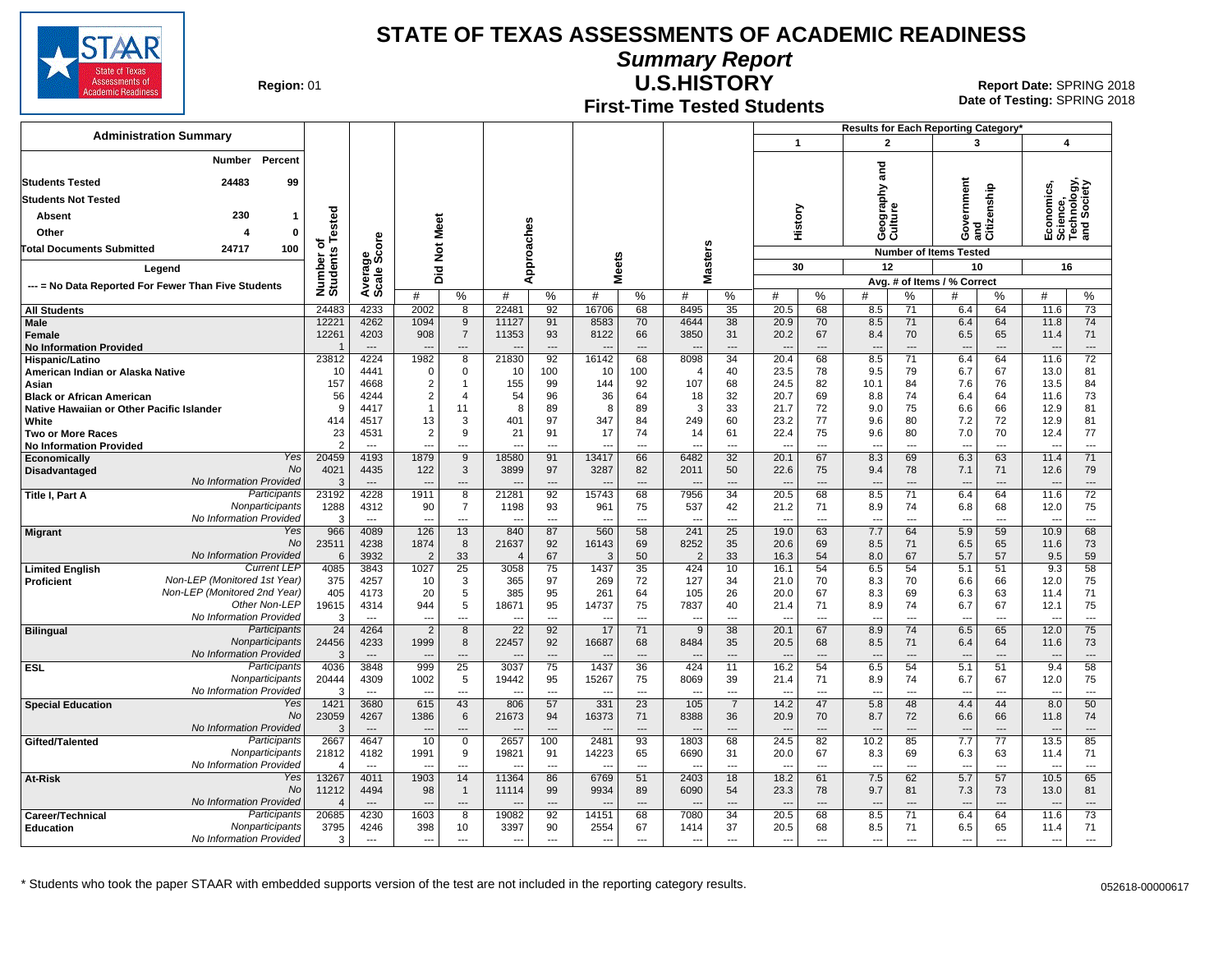# STATE OF TEXAS ASSESSMENTS OF ACADEMIC READINESS

## Summary Report

## U.S.HISTORY

## First-Time Tested Students

**Region:** 01

**Report Date:** SPRING 2018
**Date of Testing:** SPRING 2018

### Administration Summary

| | Number | Percent |
|---|---|---|
| **Students Tested** | 24483 | 99 |
| **Students Not Tested** | | |
| **Absent** | 230 | 1 |
| **Other** | 4 | 0 |
| **Total Documents Submitted** | 24717 | 100 |

**Legend**

--- = No Data Reported For Fewer Than Five Students

Results for Each Reporting Category*: 1 = History (30 items), 2 = Geography and Culture (12 items), 3 = Government and Citizenship (10 items), 4 = Economics, Science, Technology, and Society (16 items). Values are Avg. # of Items / % Correct.

| Group | | Number of Students Tested | Average Scale Score | Did Not Meet # | Did Not Meet % | Approaches # | Approaches % | Meets # | Meets % | Masters # | Masters % | 1 History # | 1 History % | 2 Geography and Culture # | 2 % | 3 Government and Citizenship # | 3 % | 4 Economics, Science, Technology, and Society # | 4 % |
|---|---|---|---|---|---|---|---|---|---|---|---|---|---|---|---|---|---|---|---|
| **All Students** | | 24483 | 4233 | 2002 | 8 | 22481 | 92 | 16706 | 68 | 8495 | 35 | 20.5 | 68 | 8.5 | 71 | 6.4 | 64 | 11.6 | 73 |
| **Male** | | 12221 | 4262 | 1094 | 9 | 11127 | 91 | 8583 | 70 | 4644 | 38 | 20.9 | 70 | 8.5 | 71 | 6.4 | 64 | 11.8 | 74 |
| **Female** | | 12261 | 4203 | 908 | 7 | 11353 | 93 | 8122 | 66 | 3850 | 31 | 20.2 | 67 | 8.4 | 70 | 6.5 | 65 | 11.4 | 71 |
| **No Information Provided** | | 1 | --- | --- | --- | --- | --- | --- | --- | --- | --- | --- | --- | --- | --- | --- | --- | --- | --- |
| **Hispanic/Latino** | | 23812 | 4224 | 1982 | 8 | 21830 | 92 | 16142 | 68 | 8098 | 34 | 20.4 | 68 | 8.5 | 71 | 6.4 | 64 | 11.6 | 72 |
| **American Indian or Alaska Native** | | 10 | 4441 | 0 | 0 | 10 | 100 | 10 | 100 | 4 | 40 | 23.5 | 78 | 9.5 | 79 | 6.7 | 67 | 13.0 | 81 |
| **Asian** | | 157 | 4668 | 2 | 1 | 155 | 99 | 144 | 92 | 107 | 68 | 24.5 | 82 | 10.1 | 84 | 7.6 | 76 | 13.5 | 84 |
| **Black or African American** | | 56 | 4244 | 2 | 4 | 54 | 96 | 36 | 64 | 18 | 32 | 20.7 | 69 | 8.8 | 74 | 6.4 | 64 | 11.6 | 73 |
| **Native Hawaiian or Other Pacific Islander** | | 9 | 4417 | 1 | 11 | 8 | 89 | 8 | 89 | 3 | 33 | 21.7 | 72 | 9.0 | 75 | 6.6 | 66 | 12.9 | 81 |
| **White** | | 414 | 4517 | 13 | 3 | 401 | 97 | 347 | 84 | 249 | 60 | 23.2 | 77 | 9.6 | 80 | 7.2 | 72 | 12.9 | 81 |
| **Two or More Races** | | 23 | 4531 | 2 | 9 | 21 | 91 | 17 | 74 | 14 | 61 | 22.4 | 75 | 9.6 | 80 | 7.0 | 70 | 12.4 | 77 |
| **No Information Provided** | | 2 | --- | --- | --- | --- | --- | --- | --- | --- | --- | --- | --- | --- | --- | --- | --- | --- | --- |
| **Economically Disadvantaged** | *Yes* | 20459 | 4193 | 1879 | 9 | 18580 | 91 | 13417 | 66 | 6482 | 32 | 20.1 | 67 | 8.3 | 69 | 6.3 | 63 | 11.4 | 71 |
| | *No* | 4021 | 4435 | 122 | 3 | 3899 | 97 | 3287 | 82 | 2011 | 50 | 22.6 | 75 | 9.4 | 78 | 7.1 | 71 | 12.6 | 79 |
| | *No Information Provided* | 3 | --- | --- | --- | --- | --- | --- | --- | --- | --- | --- | --- | --- | --- | --- | --- | --- | --- |
| **Title I, Part A** | *Participants* | 23192 | 4228 | 1911 | 8 | 21281 | 92 | 15743 | 68 | 7956 | 34 | 20.5 | 68 | 8.5 | 71 | 6.4 | 64 | 11.6 | 72 |
| | *Nonparticipants* | 1288 | 4312 | 90 | 7 | 1198 | 93 | 961 | 75 | 537 | 42 | 21.2 | 71 | 8.9 | 74 | 6.8 | 68 | 12.0 | 75 |
| | *No Information Provided* | 3 | --- | --- | --- | --- | --- | --- | --- | --- | --- | --- | --- | --- | --- | --- | --- | --- | --- |
| **Migrant** | *Yes* | 966 | 4089 | 126 | 13 | 840 | 87 | 560 | 58 | 241 | 25 | 19.0 | 63 | 7.7 | 64 | 5.9 | 59 | 10.9 | 68 |
| | *No* | 23511 | 4238 | 1874 | 8 | 21637 | 92 | 16143 | 69 | 8252 | 35 | 20.6 | 69 | 8.5 | 71 | 6.5 | 65 | 11.6 | 73 |
| | *No Information Provided* | 6 | 3932 | 2 | 33 | 4 | 67 | 3 | 50 | 2 | 33 | 16.3 | 54 | 8.0 | 67 | 5.7 | 57 | 9.5 | 59 |
| **Limited English Proficient** | *Current LEP* | 4085 | 3843 | 1027 | 25 | 3058 | 75 | 1437 | 35 | 424 | 10 | 16.1 | 54 | 6.5 | 54 | 5.1 | 51 | 9.3 | 58 |
| | *Non-LEP (Monitored 1st Year)* | 375 | 4257 | 10 | 3 | 365 | 97 | 269 | 72 | 127 | 34 | 21.0 | 70 | 8.3 | 70 | 6.6 | 66 | 12.0 | 75 |
| | *Non-LEP (Monitored 2nd Year)* | 405 | 4173 | 20 | 5 | 385 | 95 | 261 | 64 | 105 | 26 | 20.0 | 67 | 8.3 | 69 | 6.3 | 63 | 11.4 | 71 |
| | *Other Non-LEP* | 19615 | 4314 | 944 | 5 | 18671 | 95 | 14737 | 75 | 7837 | 40 | 21.4 | 71 | 8.9 | 74 | 6.7 | 67 | 12.1 | 75 |
| | *No Information Provided* | 3 | --- | --- | --- | --- | --- | --- | --- | --- | --- | --- | --- | --- | --- | --- | --- | --- | --- |
| **Bilingual** | *Participants* | 24 | 4264 | 2 | 8 | 22 | 92 | 17 | 71 | 9 | 38 | 20.1 | 67 | 8.9 | 74 | 6.5 | 65 | 12.0 | 75 |
| | *Nonparticipants* | 24456 | 4233 | 1999 | 8 | 22457 | 92 | 16687 | 68 | 8484 | 35 | 20.5 | 68 | 8.5 | 71 | 6.4 | 64 | 11.6 | 73 |
| | *No Information Provided* | 3 | --- | --- | --- | --- | --- | --- | --- | --- | --- | --- | --- | --- | --- | --- | --- | --- | --- |
| **ESL** | *Participants* | 4036 | 3848 | 999 | 25 | 3037 | 75 | 1437 | 36 | 424 | 11 | 16.2 | 54 | 6.5 | 54 | 5.1 | 51 | 9.4 | 58 |
| | *Nonparticipants* | 20444 | 4309 | 1002 | 5 | 19442 | 95 | 15267 | 75 | 8069 | 39 | 21.4 | 71 | 8.9 | 74 | 6.7 | 67 | 12.0 | 75 |
| | *No Information Provided* | 3 | --- | --- | --- | --- | --- | --- | --- | --- | --- | --- | --- | --- | --- | --- | --- | --- | --- |
| **Special Education** | *Yes* | 1421 | 3680 | 615 | 43 | 806 | 57 | 331 | 23 | 105 | 7 | 14.2 | 47 | 5.8 | 48 | 4.4 | 44 | 8.0 | 50 |
| | *No* | 23059 | 4267 | 1386 | 6 | 21673 | 94 | 16373 | 71 | 8388 | 36 | 20.9 | 70 | 8.7 | 72 | 6.6 | 66 | 11.8 | 74 |
| | *No Information Provided* | 3 | --- | --- | --- | --- | --- | --- | --- | --- | --- | --- | --- | --- | --- | --- | --- | --- | --- |
| **Gifted/Talented** | *Participants* | 2667 | 4647 | 10 | 0 | 2657 | 100 | 2481 | 93 | 1803 | 68 | 24.5 | 82 | 10.2 | 85 | 7.7 | 77 | 13.5 | 85 |
| | *Nonparticipants* | 21812 | 4182 | 1991 | 9 | 19821 | 91 | 14223 | 65 | 6690 | 31 | 20.0 | 67 | 8.3 | 69 | 6.3 | 63 | 11.4 | 71 |
| | *No Information Provided* | 4 | --- | --- | --- | --- | --- | --- | --- | --- | --- | --- | --- | --- | --- | --- | --- | --- | --- |
| **At-Risk** | *Yes* | 13267 | 4011 | 1903 | 14 | 11364 | 86 | 6769 | 51 | 2403 | 18 | 18.2 | 61 | 7.5 | 62 | 5.7 | 57 | 10.5 | 65 |
| | *No* | 11212 | 4494 | 98 | 1 | 11114 | 99 | 9934 | 89 | 6090 | 54 | 23.3 | 78 | 9.7 | 81 | 7.3 | 73 | 13.0 | 81 |
| | *No Information Provided* | 4 | --- | --- | --- | --- | --- | --- | --- | --- | --- | --- | --- | --- | --- | --- | --- | --- | --- |
| **Career/Technical Education** | *Participants* | 20685 | 4230 | 1603 | 8 | 19082 | 92 | 14151 | 68 | 7080 | 34 | 20.5 | 68 | 8.5 | 71 | 6.4 | 64 | 11.6 | 73 |
| | *Nonparticipants* | 3795 | 4246 | 398 | 10 | 3397 | 90 | 2554 | 67 | 1414 | 37 | 20.5 | 68 | 8.5 | 71 | 6.5 | 65 | 11.4 | 71 |
| | *No Information Provided* | 3 | --- | --- | --- | --- | --- | --- | --- | --- | --- | --- | --- | --- | --- | --- | --- | --- | --- |

\* Students who took the paper STAAR with embedded supports version of the test are not included in the reporting category results.

052618-00000617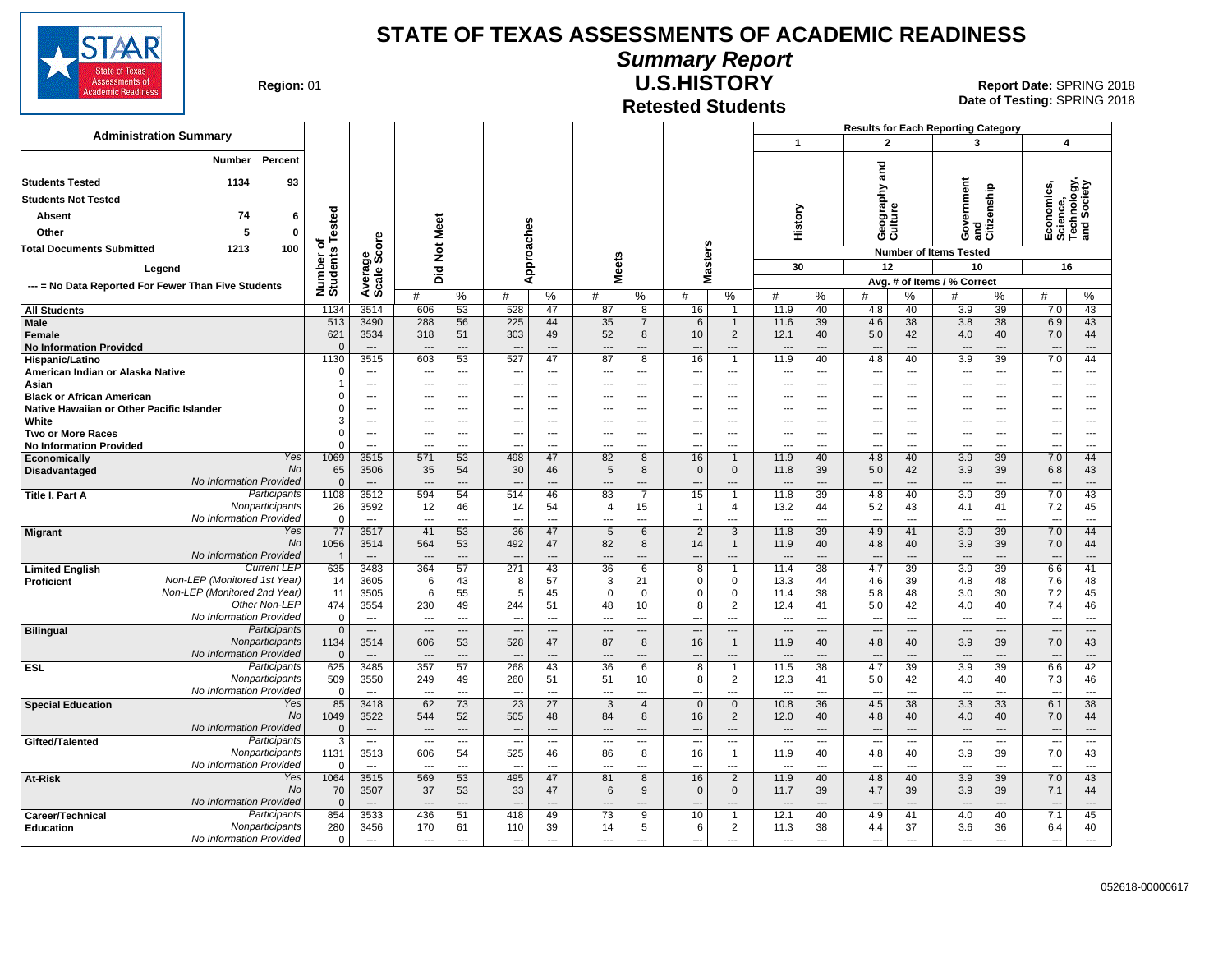# STATE OF TEXAS ASSESSMENTS OF ACADEMIC READINESS

## *Summary Report*

## U.S.HISTORY

### Retested Students

**Region:** 01

**Report Date:** SPRING 2018
**Date of Testing:** SPRING 2018

| Administration Summary | Number | Percent |
|---|---|---|
| **Students Tested** | 1134 | 93 |
| **Students Not Tested** | | |
| Absent | 74 | 6 |
| Other | 5 | 0 |
| **Total Documents Submitted** | 1213 | 100 |

Legend: --- = No Data Reported For Fewer Than Five Students

Results for Each Reporting Category: 1 = History (Number of Items Tested: 30); 2 = Geography and Culture (12); 3 = Government and Citizenship (10); 4 = Economics, Science, Technology, and Society (16). Avg. # of Items / % Correct.

| Group | | Number of Students Tested | Average Scale Score | Did Not Meet # | Did Not Meet % | Approaches # | Approaches % | Meets # | Meets % | Masters # | Masters % | 1 History # | 1 History % | 2 Geography and Culture # | 2 Geography and Culture % | 3 Government and Citizenship # | 3 Government and Citizenship % | 4 Economics, Science, Technology, and Society # | 4 Economics, Science, Technology, and Society % |
|---|---|---|---|---|---|---|---|---|---|---|---|---|---|---|---|---|---|---|---|
| **All Students** | | 1134 | 3514 | 606 | 53 | 528 | 47 | 87 | 8 | 16 | 1 | 11.9 | 40 | 4.8 | 40 | 3.9 | 39 | 7.0 | 43 |
| **Male** | | 513 | 3490 | 288 | 56 | 225 | 44 | 35 | 7 | 6 | 1 | 11.6 | 39 | 4.6 | 38 | 3.8 | 38 | 6.9 | 43 |
| **Female** | | 621 | 3534 | 318 | 51 | 303 | 49 | 52 | 8 | 10 | 2 | 12.1 | 40 | 5.0 | 42 | 4.0 | 40 | 7.0 | 44 |
| **No Information Provided** | | 0 | --- | --- | --- | --- | --- | --- | --- | --- | --- | --- | --- | --- | --- | --- | --- | --- | --- |
| **Hispanic/Latino** | | 1130 | 3515 | 603 | 53 | 527 | 47 | 87 | 8 | 16 | 1 | 11.9 | 40 | 4.8 | 40 | 3.9 | 39 | 7.0 | 44 |
| **American Indian or Alaska Native** | | 0 | --- | --- | --- | --- | --- | --- | --- | --- | --- | --- | --- | --- | --- | --- | --- | --- | --- |
| **Asian** | | 1 | --- | --- | --- | --- | --- | --- | --- | --- | --- | --- | --- | --- | --- | --- | --- | --- | --- |
| **Black or African American** | | 0 | --- | --- | --- | --- | --- | --- | --- | --- | --- | --- | --- | --- | --- | --- | --- | --- | --- |
| **Native Hawaiian or Other Pacific Islander** | | 0 | --- | --- | --- | --- | --- | --- | --- | --- | --- | --- | --- | --- | --- | --- | --- | --- | --- |
| **White** | | 3 | --- | --- | --- | --- | --- | --- | --- | --- | --- | --- | --- | --- | --- | --- | --- | --- | --- |
| **Two or More Races** | | 0 | --- | --- | --- | --- | --- | --- | --- | --- | --- | --- | --- | --- | --- | --- | --- | --- | --- |
| **No Information Provided** | | 0 | --- | --- | --- | --- | --- | --- | --- | --- | --- | --- | --- | --- | --- | --- | --- | --- | --- |
| **Economically Disadvantaged** | *Yes* | 1069 | 3515 | 571 | 53 | 498 | 47 | 82 | 8 | 16 | 1 | 11.9 | 40 | 4.8 | 40 | 3.9 | 39 | 7.0 | 44 |
| | *No* | 65 | 3506 | 35 | 54 | 30 | 46 | 5 | 8 | 0 | 0 | 11.8 | 39 | 5.0 | 42 | 3.9 | 39 | 6.8 | 43 |
| | *No Information Provided* | 0 | --- | --- | --- | --- | --- | --- | --- | --- | --- | --- | --- | --- | --- | --- | --- | --- | --- |
| **Title I, Part A** | *Participants* | 1108 | 3512 | 594 | 54 | 514 | 46 | 83 | 7 | 15 | 1 | 11.8 | 39 | 4.8 | 40 | 3.9 | 39 | 7.0 | 43 |
| | *Nonparticipants* | 26 | 3592 | 12 | 46 | 14 | 54 | 4 | 15 | 1 | 4 | 13.2 | 44 | 5.2 | 43 | 4.1 | 41 | 7.2 | 45 |
| | *No Information Provided* | 0 | --- | --- | --- | --- | --- | --- | --- | --- | --- | --- | --- | --- | --- | --- | --- | --- | --- |
| **Migrant** | *Yes* | 77 | 3517 | 41 | 53 | 36 | 47 | 5 | 6 | 2 | 3 | 11.8 | 39 | 4.9 | 41 | 3.9 | 39 | 7.0 | 44 |
| | *No* | 1056 | 3514 | 564 | 53 | 492 | 47 | 82 | 8 | 14 | 1 | 11.9 | 40 | 4.8 | 40 | 3.9 | 39 | 7.0 | 44 |
| | *No Information Provided* | 1 | --- | --- | --- | --- | --- | --- | --- | --- | --- | --- | --- | --- | --- | --- | --- | --- | --- |
| **Limited English Proficient** | *Current LEP* | 635 | 3483 | 364 | 57 | 271 | 43 | 36 | 6 | 8 | 1 | 11.4 | 38 | 4.7 | 39 | 3.9 | 39 | 6.6 | 41 |
| | *Non-LEP (Monitored 1st Year)* | 14 | 3605 | 6 | 43 | 8 | 57 | 3 | 21 | 0 | 0 | 13.3 | 44 | 4.6 | 39 | 4.8 | 48 | 7.6 | 48 |
| | *Non-LEP (Monitored 2nd Year)* | 11 | 3505 | 6 | 55 | 5 | 45 | 0 | 0 | 0 | 0 | 11.4 | 38 | 5.8 | 48 | 3.0 | 30 | 7.2 | 45 |
| | *Other Non-LEP* | 474 | 3554 | 230 | 49 | 244 | 51 | 48 | 10 | 8 | 2 | 12.4 | 41 | 5.0 | 42 | 4.0 | 40 | 7.4 | 46 |
| | *No Information Provided* | 0 | --- | --- | --- | --- | --- | --- | --- | --- | --- | --- | --- | --- | --- | --- | --- | --- | --- |
| **Bilingual** | *Participants* | 0 | --- | --- | --- | --- | --- | --- | --- | --- | --- | --- | --- | --- | --- | --- | --- | --- | --- |
| | *Nonparticipants* | 1134 | 3514 | 606 | 53 | 528 | 47 | 87 | 8 | 16 | 1 | 11.9 | 40 | 4.8 | 40 | 3.9 | 39 | 7.0 | 43 |
| | *No Information Provided* | 0 | --- | --- | --- | --- | --- | --- | --- | --- | --- | --- | --- | --- | --- | --- | --- | --- | --- |
| **ESL** | *Participants* | 625 | 3485 | 357 | 57 | 268 | 43 | 36 | 6 | 8 | 1 | 11.5 | 38 | 4.7 | 39 | 3.9 | 39 | 6.6 | 42 |
| | *Nonparticipants* | 509 | 3550 | 249 | 49 | 260 | 51 | 51 | 10 | 8 | 2 | 12.3 | 41 | 5.0 | 42 | 4.0 | 40 | 7.3 | 46 |
| | *No Information Provided* | 0 | --- | --- | --- | --- | --- | --- | --- | --- | --- | --- | --- | --- | --- | --- | --- | --- | --- |
| **Special Education** | *Yes* | 85 | 3418 | 62 | 73 | 23 | 27 | 3 | 4 | 0 | 0 | 10.8 | 36 | 4.5 | 38 | 3.3 | 33 | 6.1 | 38 |
| | *No* | 1049 | 3522 | 544 | 52 | 505 | 48 | 84 | 8 | 16 | 2 | 12.0 | 40 | 4.8 | 40 | 4.0 | 40 | 7.0 | 44 |
| | *No Information Provided* | 0 | --- | --- | --- | --- | --- | --- | --- | --- | --- | --- | --- | --- | --- | --- | --- | --- | --- |
| **Gifted/Talented** | *Participants* | 3 | --- | --- | --- | --- | --- | --- | --- | --- | --- | --- | --- | --- | --- | --- | --- | --- | --- |
| | *Nonparticipants* | 1131 | 3513 | 606 | 54 | 525 | 46 | 86 | 8 | 16 | 1 | 11.9 | 40 | 4.8 | 40 | 3.9 | 39 | 7.0 | 43 |
| | *No Information Provided* | 0 | --- | --- | --- | --- | --- | --- | --- | --- | --- | --- | --- | --- | --- | --- | --- | --- | --- |
| **At-Risk** | *Yes* | 1064 | 3515 | 569 | 53 | 495 | 47 | 81 | 8 | 16 | 2 | 11.9 | 40 | 4.8 | 40 | 3.9 | 39 | 7.0 | 43 |
| | *No* | 70 | 3507 | 37 | 53 | 33 | 47 | 6 | 9 | 0 | 0 | 11.7 | 39 | 4.7 | 39 | 3.9 | 39 | 7.1 | 44 |
| | *No Information Provided* | 0 | --- | --- | --- | --- | --- | --- | --- | --- | --- | --- | --- | --- | --- | --- | --- | --- | --- |
| **Career/Technical Education** | *Participants* | 854 | 3533 | 436 | 51 | 418 | 49 | 73 | 9 | 10 | 1 | 12.1 | 40 | 4.9 | 41 | 4.0 | 40 | 7.1 | 45 |
| | *Nonparticipants* | 280 | 3456 | 170 | 61 | 110 | 39 | 14 | 5 | 6 | 2 | 11.3 | 38 | 4.4 | 37 | 3.6 | 36 | 6.4 | 40 |
| | *No Information Provided* | 0 | --- | --- | --- | --- | --- | --- | --- | --- | --- | --- | --- | --- | --- | --- | --- | --- | --- |

052618-00000617